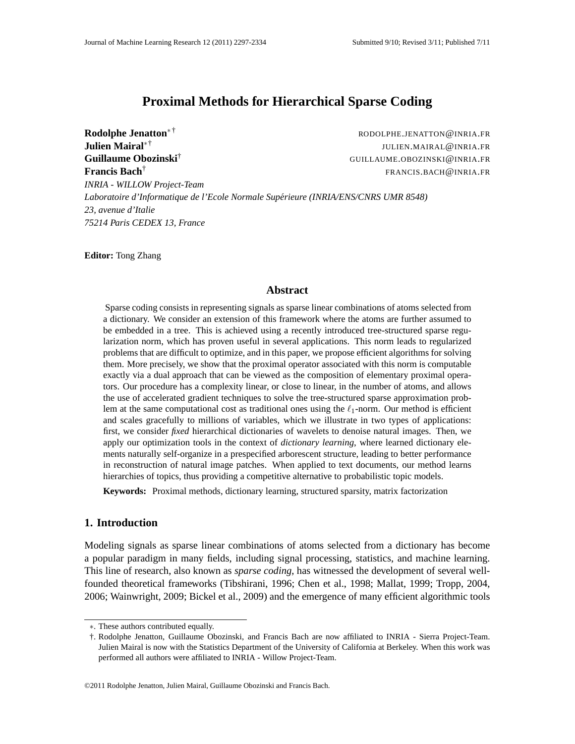# Proximal Methods for Hierarchical Sparse Coding

**Rodolphe Jenatton**[∗ †] RODOLPHE.JENATTON@INRIA.FR
**Julien Mairal**[∗ †] JULIEN.MAIRAL@INRIA.FR
**Guillaume Obozinski**[†] GUILLAUME.OBOZINSKI@INRIA.FR
**Francis Bach**[†] FRANCIS.BACH@INRIA.FR

*INRIA - WILLOW Project-Team*
*Laboratoire d'Informatique de l'Ecole Normale Supérieure (INRIA/ENS/CNRS UMR 8548)*
*23, avenue d'Italie*
*75214 Paris CEDEX 13, France*

**Editor:** Tong Zhang

## Abstract

Sparse coding consists in representing signals as sparse linear combinations of atoms selected from a dictionary. We consider an extension of this framework where the atoms are further assumed to be embedded in a tree. This is achieved using a recently introduced tree-structured sparse regularization norm, which has proven useful in several applications. This norm leads to regularized problems that are difficult to optimize, and in this paper, we propose efficient algorithms for solving them. More precisely, we show that the proximal operator associated with this norm is computable exactly via a dual approach that can be viewed as the composition of elementary proximal operators. Our procedure has a complexity linear, or close to linear, in the number of atoms, and allows the use of accelerated gradient techniques to solve the tree-structured sparse approximation problem at the same computational cost as traditional ones using the $\ell_1$-norm. Our method is efficient and scales gracefully to millions of variables, which we illustrate in two types of applications: first, we consider *fixed* hierarchical dictionaries of wavelets to denoise natural images. Then, we apply our optimization tools in the context of *dictionary learning*, where learned dictionary elements naturally self-organize in a prespecified arborescent structure, leading to better performance in reconstruction of natural image patches. When applied to text documents, our method learns hierarchies of topics, thus providing a competitive alternative to probabilistic topic models.

**Keywords:** Proximal methods, dictionary learning, structured sparsity, matrix factorization

## 1. Introduction

Modeling signals as sparse linear combinations of atoms selected from a dictionary has become a popular paradigm in many fields, including signal processing, statistics, and machine learning. This line of research, also known as *sparse coding*, has witnessed the development of several well-founded theoretical frameworks (Tibshirani, 1996; Chen et al., 1998; Mallat, 1999; Tropp, 2004, 2006; Wainwright, 2009; Bickel et al., 2009) and the emergence of many efficient algorithmic tools

∗. These authors contributed equally.
†. Rodolphe Jenatton, Guillaume Obozinski, and Francis Bach are now affiliated to INRIA - Sierra Project-Team. Julien Mairal is now with the Statistics Department of the University of California at Berkeley. When this work was performed all authors were affiliated to INRIA - Willow Project-Team.

©2011 Rodolphe Jenatton, Julien Mairal, Guillaume Obozinski and Francis Bach.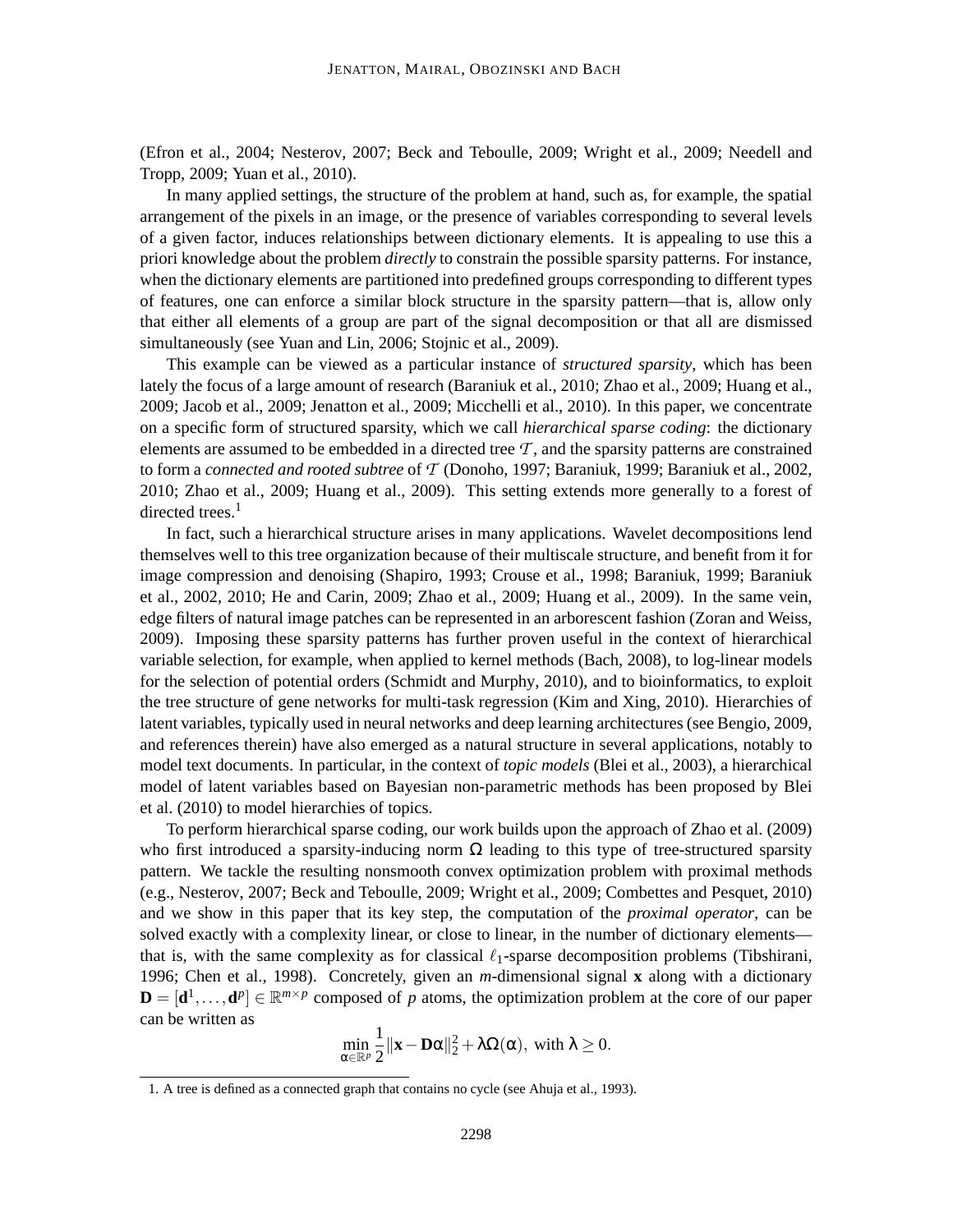(Efron et al., 2004; Nesterov, 2007; Beck and Teboulle, 2009; Wright et al., 2009; Needell and Tropp, 2009; Yuan et al., 2010).

In many applied settings, the structure of the problem at hand, such as, for example, the spatial arrangement of the pixels in an image, or the presence of variables corresponding to several levels of a given factor, induces relationships between dictionary elements. It is appealing to use this a priori knowledge about the problem *directly* to constrain the possible sparsity patterns. For instance, when the dictionary elements are partitioned into predefined groups corresponding to different types of features, one can enforce a similar block structure in the sparsity pattern—that is, allow only that either all elements of a group are part of the signal decomposition or that all are dismissed simultaneously (see Yuan and Lin, 2006; Stojnic et al., 2009).

This example can be viewed as a particular instance of *structured sparsity*, which has been lately the focus of a large amount of research (Baraniuk et al., 2010; Zhao et al., 2009; Huang et al., 2009; Jacob et al., 2009; Jenatton et al., 2009; Micchelli et al., 2010). In this paper, we concentrate on a specific form of structured sparsity, which we call *hierarchical sparse coding*: the dictionary elements are assumed to be embedded in a directed tree $\mathcal{T}$, and the sparsity patterns are constrained to form a *connected and rooted subtree* of $\mathcal{T}$ (Donoho, 1997; Baraniuk, 1999; Baraniuk et al., 2002, 2010; Zhao et al., 2009; Huang et al., 2009). This setting extends more generally to a forest of directed trees.[1]

In fact, such a hierarchical structure arises in many applications. Wavelet decompositions lend themselves well to this tree organization because of their multiscale structure, and benefit from it for image compression and denoising (Shapiro, 1993; Crouse et al., 1998; Baraniuk, 1999; Baraniuk et al., 2002, 2010; He and Carin, 2009; Zhao et al., 2009; Huang et al., 2009). In the same vein, edge filters of natural image patches can be represented in an arborescent fashion (Zoran and Weiss, 2009). Imposing these sparsity patterns has further proven useful in the context of hierarchical variable selection, for example, when applied to kernel methods (Bach, 2008), to log-linear models for the selection of potential orders (Schmidt and Murphy, 2010), and to bioinformatics, to exploit the tree structure of gene networks for multi-task regression (Kim and Xing, 2010). Hierarchies of latent variables, typically used in neural networks and deep learning architectures (see Bengio, 2009, and references therein) have also emerged as a natural structure in several applications, notably to model text documents. In particular, in the context of *topic models* (Blei et al., 2003), a hierarchical model of latent variables based on Bayesian non-parametric methods has been proposed by Blei et al. (2010) to model hierarchies of topics.

To perform hierarchical sparse coding, our work builds upon the approach of Zhao et al. (2009) who first introduced a sparsity-inducing norm $\Omega$ leading to this type of tree-structured sparsity pattern. We tackle the resulting nonsmooth convex optimization problem with proximal methods (e.g., Nesterov, 2007; Beck and Teboulle, 2009; Wright et al., 2009; Combettes and Pesquet, 2010) and we show in this paper that its key step, the computation of the *proximal operator*, can be solved exactly with a complexity linear, or close to linear, in the number of dictionary elements—that is, with the same complexity as for classical $\ell_1$-sparse decomposition problems (Tibshirani, 1996; Chen et al., 1998). Concretely, given an $m$-dimensional signal $\mathbf{x}$ along with a dictionary $\mathbf{D} = [\mathbf{d}^1, \ldots, \mathbf{d}^p] \in \mathbb{R}^{m \times p}$ composed of $p$ atoms, the optimization problem at the core of our paper can be written as

$$\min_{\alpha \in \mathbb{R}^p} \frac{1}{2}\|\mathbf{x} - \mathbf{D}\alpha\|_2^2 + \lambda\Omega(\alpha), \text{ with } \lambda \geq 0.$$

1. A tree is defined as a connected graph that contains no cycle (see Ahuja et al., 1993).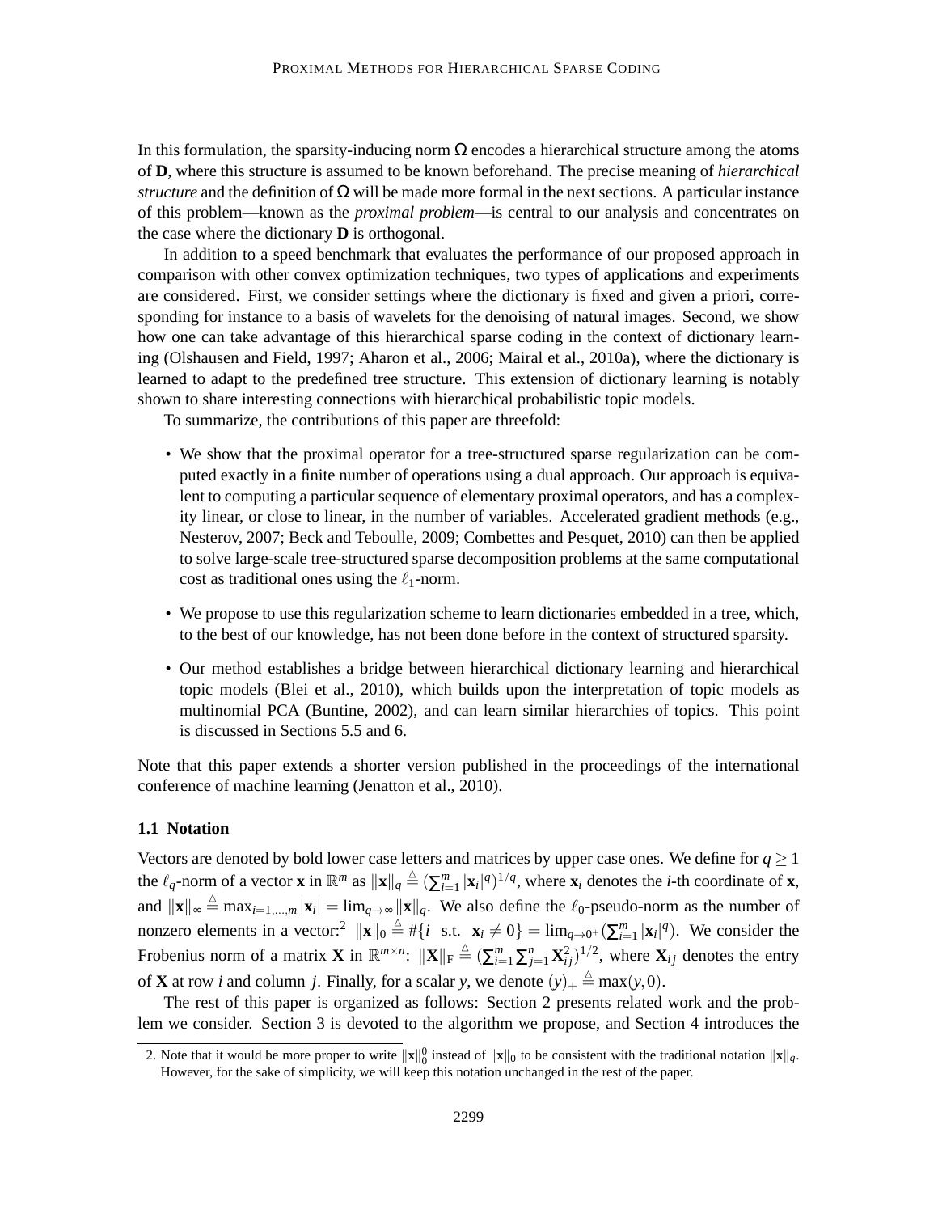In this formulation, the sparsity-inducing norm $\Omega$ encodes a hierarchical structure among the atoms of $\mathbf{D}$, where this structure is assumed to be known beforehand. The precise meaning of *hierarchical structure* and the definition of $\Omega$ will be made more formal in the next sections. A particular instance of this problem—known as the *proximal problem*—is central to our analysis and concentrates on the case where the dictionary $\mathbf{D}$ is orthogonal.

In addition to a speed benchmark that evaluates the performance of our proposed approach in comparison with other convex optimization techniques, two types of applications and experiments are considered. First, we consider settings where the dictionary is fixed and given a priori, corresponding for instance to a basis of wavelets for the denoising of natural images. Second, we show how one can take advantage of this hierarchical sparse coding in the context of dictionary learning (Olshausen and Field, 1997; Aharon et al., 2006; Mairal et al., 2010a), where the dictionary is learned to adapt to the predefined tree structure. This extension of dictionary learning is notably shown to share interesting connections with hierarchical probabilistic topic models.

To summarize, the contributions of this paper are threefold:

- We show that the proximal operator for a tree-structured sparse regularization can be computed exactly in a finite number of operations using a dual approach. Our approach is equivalent to computing a particular sequence of elementary proximal operators, and has a complexity linear, or close to linear, in the number of variables. Accelerated gradient methods (e.g., Nesterov, 2007; Beck and Teboulle, 2009; Combettes and Pesquet, 2010) can then be applied to solve large-scale tree-structured sparse decomposition problems at the same computational cost as traditional ones using the $\ell_1$-norm.
- We propose to use this regularization scheme to learn dictionaries embedded in a tree, which, to the best of our knowledge, has not been done before in the context of structured sparsity.
- Our method establishes a bridge between hierarchical dictionary learning and hierarchical topic models (Blei et al., 2010), which builds upon the interpretation of topic models as multinomial PCA (Buntine, 2002), and can learn similar hierarchies of topics. This point is discussed in Sections 5.5 and 6.

Note that this paper extends a shorter version published in the proceedings of the international conference of machine learning (Jenatton et al., 2010).

### 1.1 Notation

Vectors are denoted by bold lower case letters and matrices by upper case ones. We define for $q \geq 1$ the $\ell_q$-norm of a vector $\mathbf{x}$ in $\mathbb{R}^m$ as $\|\mathbf{x}\|_q \triangleq (\sum_{i=1}^m |\mathbf{x}_i|^q)^{1/q}$, where $\mathbf{x}_i$ denotes the $i$-th coordinate of $\mathbf{x}$, and $\|\mathbf{x}\|_\infty \triangleq \max_{i=1,\dots,m} |\mathbf{x}_i| = \lim_{q\to\infty} \|\mathbf{x}\|_q$. We also define the $\ell_0$-pseudo-norm as the number of nonzero elements in a vector:[2] $\|\mathbf{x}\|_0 \triangleq \#\{i \text{ s.t. } \mathbf{x}_i \neq 0\} = \lim_{q\to 0^+}(\sum_{i=1}^m |\mathbf{x}_i|^q)$. We consider the Frobenius norm of a matrix $\mathbf{X}$ in $\mathbb{R}^{m\times n}$: $\|\mathbf{X}\|_\text{F} \triangleq (\sum_{i=1}^m \sum_{j=1}^n \mathbf{X}_{ij}^2)^{1/2}$, where $\mathbf{X}_{ij}$ denotes the entry of $\mathbf{X}$ at row $i$ and column $j$. Finally, for a scalar $y$, we denote $(y)_+ \triangleq \max(y,0)$.

The rest of this paper is organized as follows: Section 2 presents related work and the problem we consider. Section 3 is devoted to the algorithm we propose, and Section 4 introduces the

2. Note that it would be more proper to write $\|\mathbf{x}\|_0^0$ instead of $\|\mathbf{x}\|_0$ to be consistent with the traditional notation $\|\mathbf{x}\|_q$. However, for the sake of simplicity, we will keep this notation unchanged in the rest of the paper.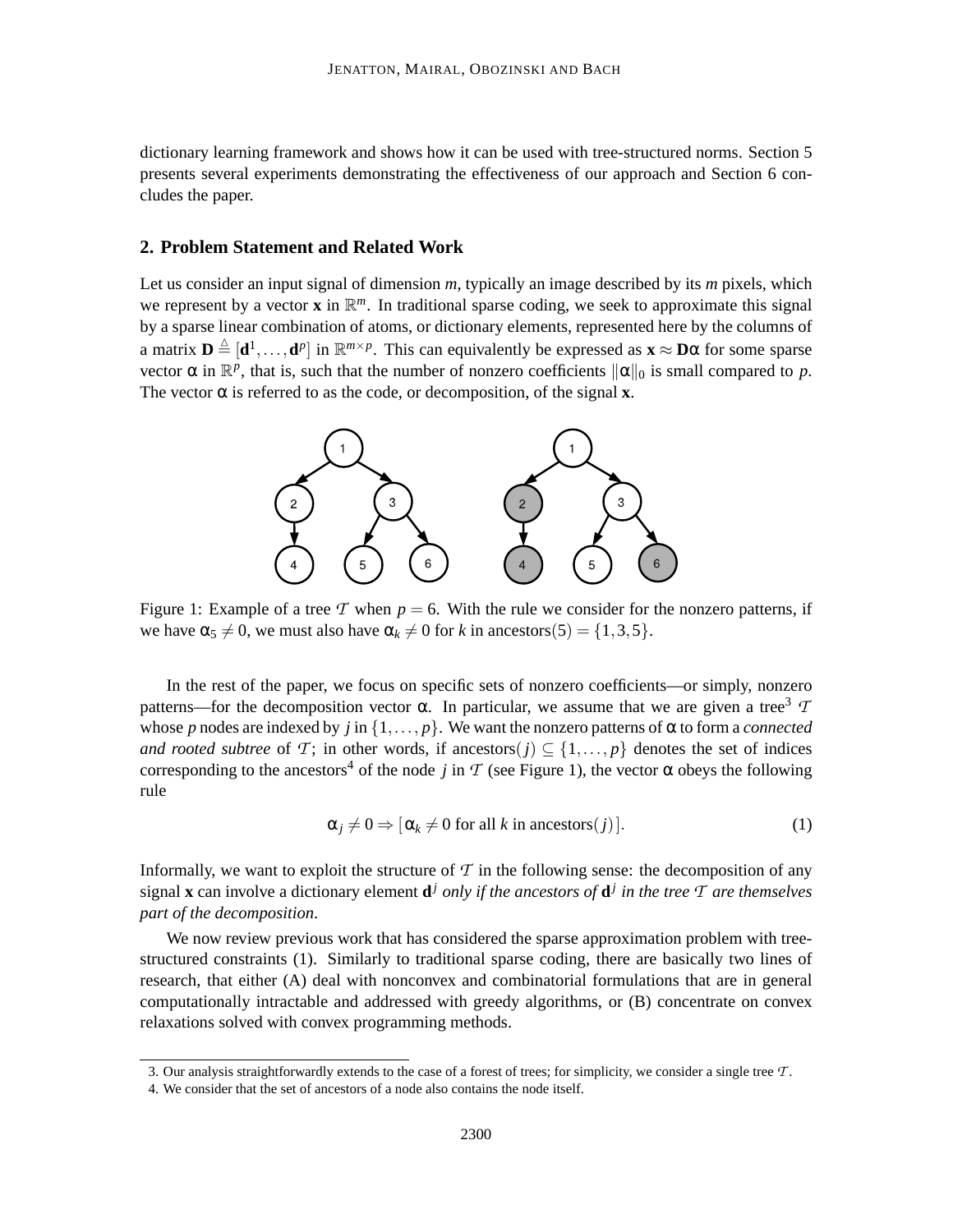dictionary learning framework and shows how it can be used with tree-structured norms. Section 5 presents several experiments demonstrating the effectiveness of our approach and Section 6 concludes the paper.

## 2. Problem Statement and Related Work

Let us consider an input signal of dimension $m$, typically an image described by its $m$ pixels, which we represent by a vector $\mathbf{x}$ in $\mathbb{R}^m$. In traditional sparse coding, we seek to approximate this signal by a sparse linear combination of atoms, or dictionary elements, represented here by the columns of a matrix $\mathbf{D} \triangleq [\mathbf{d}^1, \ldots, \mathbf{d}^p]$ in $\mathbb{R}^{m \times p}$. This can equivalently be expressed as $\mathbf{x} \approx \mathbf{D}\alpha$ for some sparse vector $\alpha$ in $\mathbb{R}^p$, that is, such that the number of nonzero coefficients $\|\alpha\|_0$ is small compared to $p$. The vector $\alpha$ is referred to as the code, or decomposition, of the signal $\mathbf{x}$.

Figure 1: Example of a tree $\mathcal{T}$ when $p = 6$. With the rule we consider for the nonzero patterns, if we have $\alpha_5 \neq 0$, we must also have $\alpha_k \neq 0$ for $k$ in ancestors$(5) = \{1, 3, 5\}$.

In the rest of the paper, we focus on specific sets of nonzero coefficients—or simply, nonzero patterns—for the decomposition vector $\alpha$. In particular, we assume that we are given a tree[3] $\mathcal{T}$ whose $p$ nodes are indexed by $j$ in $\{1, \ldots, p\}$. We want the nonzero patterns of $\alpha$ to form a *connected and rooted subtree* of $\mathcal{T}$; in other words, if ancestors$(j) \subseteq \{1, \ldots, p\}$ denotes the set of indices corresponding to the ancestors[4] of the node $j$ in $\mathcal{T}$ (see Figure 1), the vector $\alpha$ obeys the following rule

$$\alpha_j \neq 0 \Rightarrow [\alpha_k \neq 0 \text{ for all } k \text{ in ancestors}(j)]. \tag{1}$$

Informally, we want to exploit the structure of $\mathcal{T}$ in the following sense: the decomposition of any signal $\mathbf{x}$ can involve a dictionary element $\mathbf{d}^j$ *only if the ancestors of* $\mathbf{d}^j$ *in the tree* $\mathcal{T}$ *are themselves part of the decomposition*.

We now review previous work that has considered the sparse approximation problem with tree-structured constraints (1). Similarly to traditional sparse coding, there are basically two lines of research, that either (A) deal with nonconvex and combinatorial formulations that are in general computationally intractable and addressed with greedy algorithms, or (B) concentrate on convex relaxations solved with convex programming methods.

3. Our analysis straightforwardly extends to the case of a forest of trees; for simplicity, we consider a single tree $\mathcal{T}$.

4. We consider that the set of ancestors of a node also contains the node itself.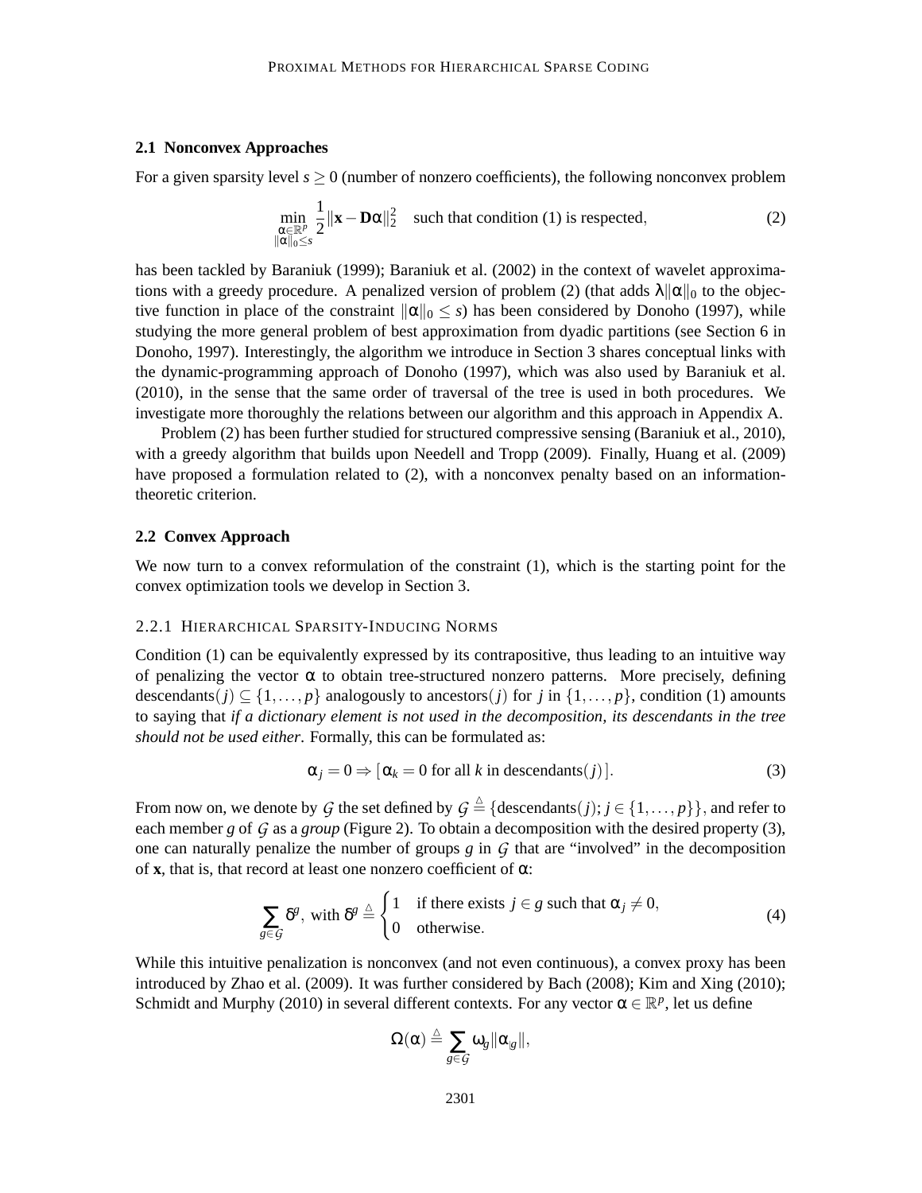### 2.1 Nonconvex Approaches

For a given sparsity level $s \geq 0$ (number of nonzero coefficients), the following nonconvex problem

$$\min_{\substack{\alpha \in \mathbb{R}^p \\ \|\alpha\|_0 \leq s}} \frac{1}{2}\|\mathbf{x} - \mathbf{D}\alpha\|_2^2 \quad \text{such that condition (1) is respected,} \tag{2}$$

has been tackled by Baraniuk (1999); Baraniuk et al. (2002) in the context of wavelet approximations with a greedy procedure. A penalized version of problem (2) (that adds $\lambda\|\alpha\|_0$ to the objective function in place of the constraint $\|\alpha\|_0 \leq s$) has been considered by Donoho (1997), while studying the more general problem of best approximation from dyadic partitions (see Section 6 in Donoho, 1997). Interestingly, the algorithm we introduce in Section 3 shares conceptual links with the dynamic-programming approach of Donoho (1997), which was also used by Baraniuk et al. (2010), in the sense that the same order of traversal of the tree is used in both procedures. We investigate more thoroughly the relations between our algorithm and this approach in Appendix A.

Problem (2) has been further studied for structured compressive sensing (Baraniuk et al., 2010), with a greedy algorithm that builds upon Needell and Tropp (2009). Finally, Huang et al. (2009) have proposed a formulation related to (2), with a nonconvex penalty based on an information-theoretic criterion.

### 2.2 Convex Approach

We now turn to a convex reformulation of the constraint (1), which is the starting point for the convex optimization tools we develop in Section 3.

#### 2.2.1 Hierarchical Sparsity-Inducing Norms

Condition (1) can be equivalently expressed by its contrapositive, thus leading to an intuitive way of penalizing the vector $\alpha$ to obtain tree-structured nonzero patterns. More precisely, defining $\text{descendants}(j) \subseteq \{1,\dots,p\}$ analogously to $\text{ancestors}(j)$ for $j$ in $\{1,\dots,p\}$, condition (1) amounts to saying that *if a dictionary element is not used in the decomposition, its descendants in the tree should not be used either*. Formally, this can be formulated as:

$$\alpha_j = 0 \Rightarrow [\,\alpha_k = 0 \text{ for all } k \text{ in } \text{descendants}(j)\,]. \tag{3}$$

From now on, we denote by $\mathcal{G}$ the set defined by $\mathcal{G} \stackrel{\triangle}{=} \{\text{descendants}(j); j \in \{1,\dots,p\}\}$, and refer to each member $g$ of $\mathcal{G}$ as a *group* (Figure 2). To obtain a decomposition with the desired property (3), one can naturally penalize the number of groups $g$ in $\mathcal{G}$ that are "involved" in the decomposition of $\mathbf{x}$, that is, that record at least one nonzero coefficient of $\alpha$:

$$\sum_{g \in \mathcal{G}} \delta^g, \text{ with } \delta^g \stackrel{\triangle}{=} \begin{cases} 1 & \text{if there exists } j \in g \text{ such that } \alpha_j \neq 0, \\ 0 & \text{otherwise.} \end{cases} \tag{4}$$

While this intuitive penalization is nonconvex (and not even continuous), a convex proxy has been introduced by Zhao et al. (2009). It was further considered by Bach (2008); Kim and Xing (2010); Schmidt and Murphy (2010) in several different contexts. For any vector $\alpha \in \mathbb{R}^p$, let us define

$$\Omega(\alpha) \stackrel{\triangle}{=} \sum_{g \in \mathcal{G}} \omega_g \|\alpha_{|g}\|,$$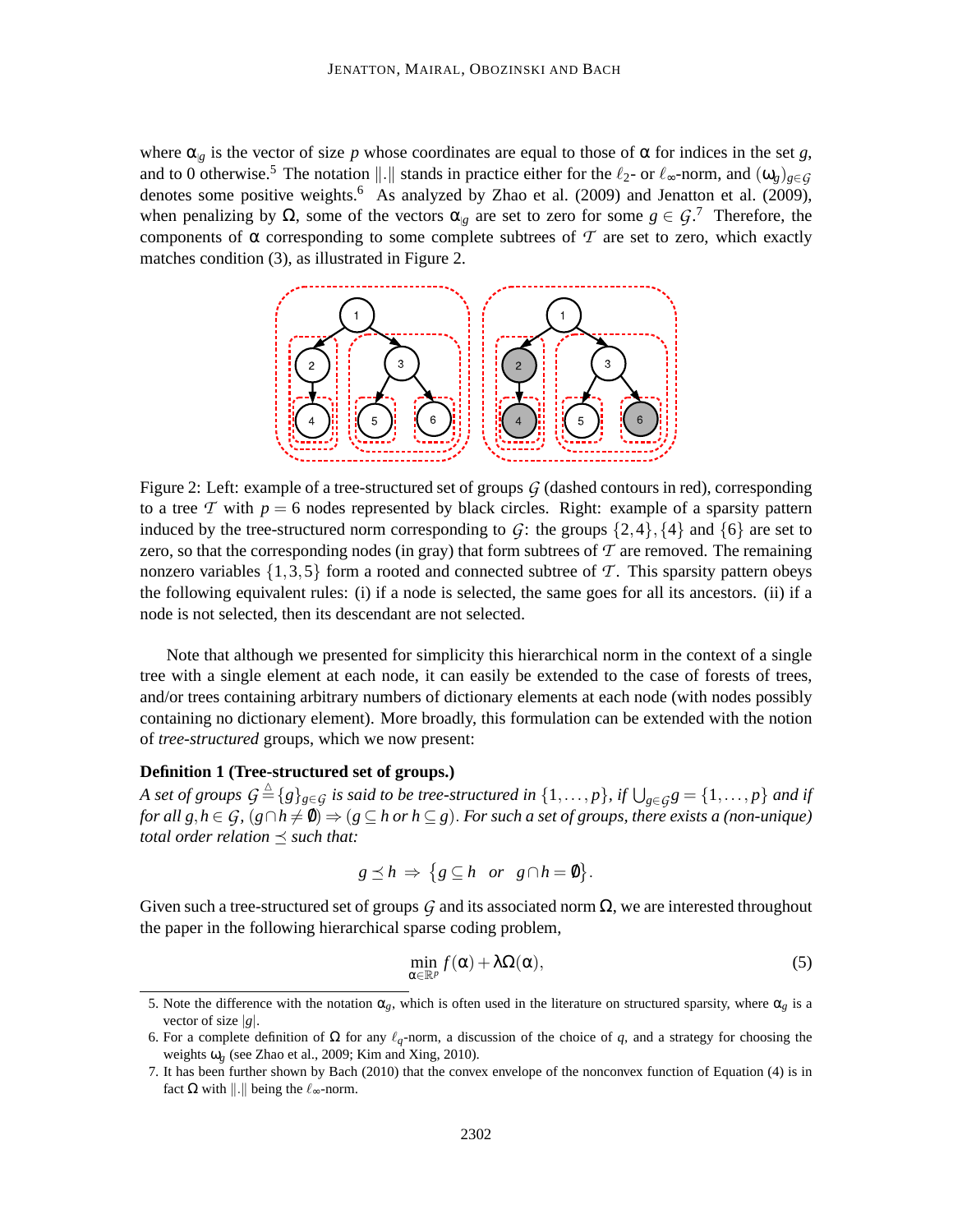where $\alpha_{|g}$ is the vector of size $p$ whose coordinates are equal to those of $\alpha$ for indices in the set $g$, and to 0 otherwise.[5] The notation $\|.\|$ stands in practice either for the $\ell_2$- or $\ell_\infty$-norm, and $(\omega_g)_{g\in\mathcal{G}}$ denotes some positive weights.[6] As analyzed by Zhao et al. (2009) and Jenatton et al. (2009), when penalizing by $\Omega$, some of the vectors $\alpha_{|g}$ are set to zero for some $g \in \mathcal{G}$.[7] Therefore, the components of $\alpha$ corresponding to some complete subtrees of $\mathcal{T}$ are set to zero, which exactly matches condition (3), as illustrated in Figure 2.

Figure 2: Left: example of a tree-structured set of groups $\mathcal{G}$ (dashed contours in red), corresponding to a tree $\mathcal{T}$ with $p = 6$ nodes represented by black circles. Right: example of a sparsity pattern induced by the tree-structured norm corresponding to $\mathcal{G}$: the groups $\{2,4\}$, $\{4\}$ and $\{6\}$ are set to zero, so that the corresponding nodes (in gray) that form subtrees of $\mathcal{T}$ are removed. The remaining nonzero variables $\{1,3,5\}$ form a rooted and connected subtree of $\mathcal{T}$. This sparsity pattern obeys the following equivalent rules: (i) if a node is selected, the same goes for all its ancestors. (ii) if a node is not selected, then its descendant are not selected.

Note that although we presented for simplicity this hierarchical norm in the context of a single tree with a single element at each node, it can easily be extended to the case of forests of trees, and/or trees containing arbitrary numbers of dictionary elements at each node (with nodes possibly containing no dictionary element). More broadly, this formulation can be extended with the notion of *tree-structured* groups, which we now present:

**Definition 1 (Tree-structured set of groups.)**
*A set of groups $\mathcal{G} \triangleq \{g\}_{g\in\mathcal{G}}$ is said to be tree-structured in $\{1,\dots,p\}$, if $\bigcup_{g\in\mathcal{G}} g = \{1,\dots,p\}$ and if for all $g,h \in \mathcal{G}$, $(g\cap h \neq \emptyset) \Rightarrow (g \subseteq h \text{ or } h \subseteq g)$. For such a set of groups, there exists a (non-unique) total order relation $\preceq$ such that:*

$$g \preceq h \;\Rightarrow\; \big\{g \subseteq h \quad or \quad g \cap h = \emptyset\big\}.$$

Given such a tree-structured set of groups $\mathcal{G}$ and its associated norm $\Omega$, we are interested throughout the paper in the following hierarchical sparse coding problem,

$$\min_{\alpha\in\mathbb{R}^p} f(\alpha) + \lambda\Omega(\alpha), \tag{5}$$

5. Note the difference with the notation $\alpha_g$, which is often used in the literature on structured sparsity, where $\alpha_g$ is a vector of size $|g|$.

6. For a complete definition of $\Omega$ for any $\ell_q$-norm, a discussion of the choice of $q$, and a strategy for choosing the weights $\omega_g$ (see Zhao et al., 2009; Kim and Xing, 2010).

7. It has been further shown by Bach (2010) that the convex envelope of the nonconvex function of Equation (4) is in fact $\Omega$ with $\|.\|$ being the $\ell_\infty$-norm.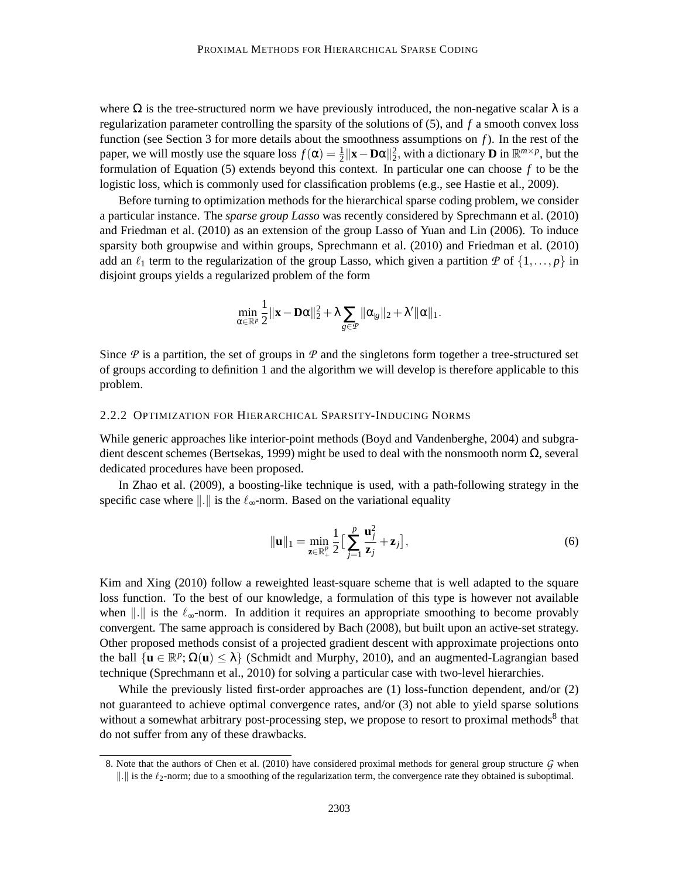where $\Omega$ is the tree-structured norm we have previously introduced, the non-negative scalar $\lambda$ is a regularization parameter controlling the sparsity of the solutions of (5), and $f$ a smooth convex loss function (see Section 3 for more details about the smoothness assumptions on $f$). In the rest of the paper, we will mostly use the square loss $f(\alpha) = \frac{1}{2}\|\mathbf{x} - \mathbf{D}\alpha\|_2^2$, with a dictionary $\mathbf{D}$ in $\mathbb{R}^{m \times p}$, but the formulation of Equation (5) extends beyond this context. In particular one can choose $f$ to be the logistic loss, which is commonly used for classification problems (e.g., see Hastie et al., 2009).

Before turning to optimization methods for the hierarchical sparse coding problem, we consider a particular instance. The *sparse group Lasso* was recently considered by Sprechmann et al. (2010) and Friedman et al. (2010) as an extension of the group Lasso of Yuan and Lin (2006). To induce sparsity both groupwise and within groups, Sprechmann et al. (2010) and Friedman et al. (2010) add an $\ell_1$ term to the regularization of the group Lasso, which given a partition $\mathcal{P}$ of $\{1, \ldots, p\}$ in disjoint groups yields a regularized problem of the form

$$\min_{\alpha \in \mathbb{R}^p} \frac{1}{2}\|\mathbf{x} - \mathbf{D}\alpha\|_2^2 + \lambda \sum_{g \in \mathcal{P}} \|\alpha_{|g}\|_2 + \lambda' \|\alpha\|_1.$$

Since $\mathcal{P}$ is a partition, the set of groups in $\mathcal{P}$ and the singletons form together a tree-structured set of groups according to definition 1 and the algorithm we will develop is therefore applicable to this problem.

#### 2.2.2 Optimization for Hierarchical Sparsity-Inducing Norms

While generic approaches like interior-point methods (Boyd and Vandenberghe, 2004) and subgradient descent schemes (Bertsekas, 1999) might be used to deal with the nonsmooth norm $\Omega$, several dedicated procedures have been proposed.

In Zhao et al. (2009), a boosting-like technique is used, with a path-following strategy in the specific case where $\|.\|$ is the $\ell_\infty$-norm. Based on the variational equality

$$\|\mathbf{u}\|_1 = \min_{\mathbf{z} \in \mathbb{R}_+^p} \frac{1}{2}\Big[\sum_{j=1}^{p} \frac{\mathbf{u}_j^2}{\mathbf{z}_j} + \mathbf{z}_j\Big], \tag{6}$$

Kim and Xing (2010) follow a reweighted least-square scheme that is well adapted to the square loss function. To the best of our knowledge, a formulation of this type is however not available when $\|.\|$ is the $\ell_\infty$-norm. In addition it requires an appropriate smoothing to become provably convergent. The same approach is considered by Bach (2008), but built upon an active-set strategy. Other proposed methods consist of a projected gradient descent with approximate projections onto the ball $\{\mathbf{u} \in \mathbb{R}^p; \Omega(\mathbf{u}) \leq \lambda\}$ (Schmidt and Murphy, 2010), and an augmented-Lagrangian based technique (Sprechmann et al., 2010) for solving a particular case with two-level hierarchies.

While the previously listed first-order approaches are (1) loss-function dependent, and/or (2) not guaranteed to achieve optimal convergence rates, and/or (3) not able to yield sparse solutions without a somewhat arbitrary post-processing step, we propose to resort to proximal methods[8] that do not suffer from any of these drawbacks.

8. Note that the authors of Chen et al. (2010) have considered proximal methods for general group structure $\mathcal{G}$ when $\|.\|$ is the $\ell_2$-norm; due to a smoothing of the regularization term, the convergence rate they obtained is suboptimal.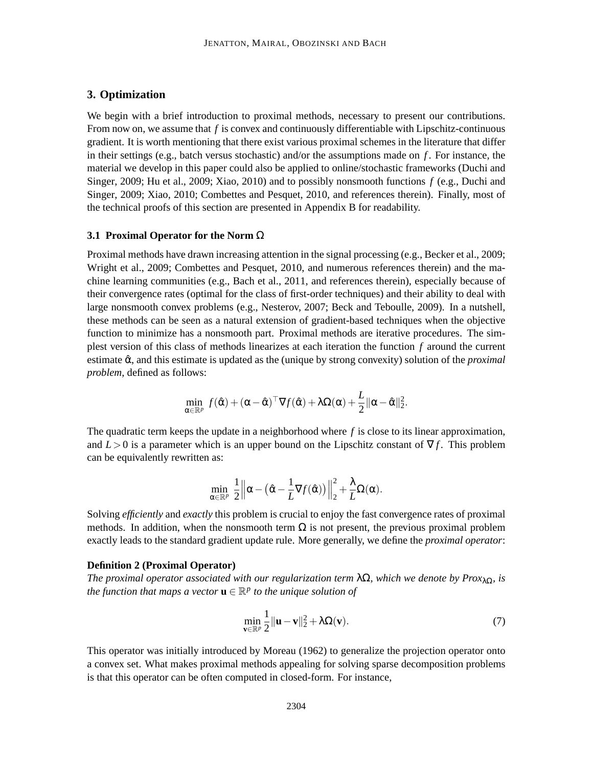## 3. Optimization

We begin with a brief introduction to proximal methods, necessary to present our contributions. From now on, we assume that $f$ is convex and continuously differentiable with Lipschitz-continuous gradient. It is worth mentioning that there exist various proximal schemes in the literature that differ in their settings (e.g., batch versus stochastic) and/or the assumptions made on $f$. For instance, the material we develop in this paper could also be applied to online/stochastic frameworks (Duchi and Singer, 2009; Hu et al., 2009; Xiao, 2010) and to possibly nonsmooth functions $f$ (e.g., Duchi and Singer, 2009; Xiao, 2010; Combettes and Pesquet, 2010, and references therein). Finally, most of the technical proofs of this section are presented in Appendix B for readability.

### 3.1 Proximal Operator for the Norm $\Omega$

Proximal methods have drawn increasing attention in the signal processing (e.g., Becker et al., 2009; Wright et al., 2009; Combettes and Pesquet, 2010, and numerous references therein) and the machine learning communities (e.g., Bach et al., 2011, and references therein), especially because of their convergence rates (optimal for the class of first-order techniques) and their ability to deal with large nonsmooth convex problems (e.g., Nesterov, 2007; Beck and Teboulle, 2009). In a nutshell, these methods can be seen as a natural extension of gradient-based techniques when the objective function to minimize has a nonsmooth part. Proximal methods are iterative procedures. The simplest version of this class of methods linearizes at each iteration the function $f$ around the current estimate $\hat{\alpha}$, and this estimate is updated as the (unique by strong convexity) solution of the *proximal problem*, defined as follows:

$$\min_{\alpha \in \mathbb{R}^p} \; f(\hat{\alpha}) + (\alpha - \hat{\alpha})^\top \nabla f(\hat{\alpha}) + \lambda \Omega(\alpha) + \frac{L}{2}\|\alpha - \hat{\alpha}\|_2^2.$$

The quadratic term keeps the update in a neighborhood where $f$ is close to its linear approximation, and $L > 0$ is a parameter which is an upper bound on the Lipschitz constant of $\nabla f$. This problem can be equivalently rewritten as:

$$\min_{\alpha \in \mathbb{R}^p} \; \frac{1}{2}\Big\|\alpha - \big(\hat{\alpha} - \frac{1}{L}\nabla f(\hat{\alpha})\big)\Big\|_2^2 + \frac{\lambda}{L}\Omega(\alpha).$$

Solving *efficiently* and *exactly* this problem is crucial to enjoy the fast convergence rates of proximal methods. In addition, when the nonsmooth term $\Omega$ is not present, the previous proximal problem exactly leads to the standard gradient update rule. More generally, we define the *proximal operator*:

**Definition 2 (Proximal Operator)**
*The proximal operator associated with our regularization term $\lambda\Omega$, which we denote by $\text{Prox}_{\lambda\Omega}$, is the function that maps a vector $\mathbf{u} \in \mathbb{R}^p$ to the unique solution of*

$$\min_{\mathbf{v} \in \mathbb{R}^p} \frac{1}{2}\|\mathbf{u} - \mathbf{v}\|_2^2 + \lambda\Omega(\mathbf{v}). \tag{7}$$

This operator was initially introduced by Moreau (1962) to generalize the projection operator onto a convex set. What makes proximal methods appealing for solving sparse decomposition problems is that this operator can be often computed in closed-form. For instance,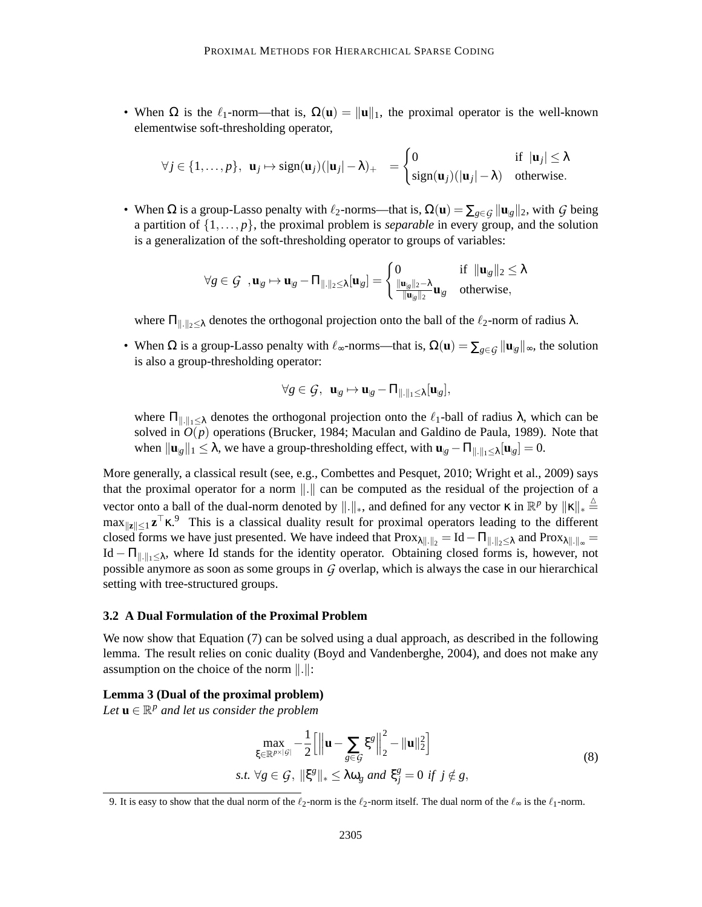- When $\Omega$ is the $\ell_1$-norm—that is, $\Omega(\mathbf{u}) = \|\mathbf{u}\|_1$, the proximal operator is the well-known elementwise soft-thresholding operator,

$$\forall j \in \{1,\dots,p\},\ \ \mathbf{u}_j \mapsto \mathrm{sign}(\mathbf{u}_j)(|\mathbf{u}_j| - \lambda)_+ \ \ = \begin{cases} 0 & \text{if } \ |\mathbf{u}_j| \leq \lambda \\ \mathrm{sign}(\mathbf{u}_j)(|\mathbf{u}_j| - \lambda) & \text{otherwise.} \end{cases}$$

- When $\Omega$ is a group-Lasso penalty with $\ell_2$-norms—that is, $\Omega(\mathbf{u}) = \sum_{g\in\mathcal{G}} \|\mathbf{u}_{|g}\|_2$, with $\mathcal{G}$ being a partition of $\{1,\dots,p\}$, the proximal problem is *separable* in every group, and the solution is a generalization of the soft-thresholding operator to groups of variables:

$$\forall g \in \mathcal{G}\ \ , \mathbf{u}_{|g} \mapsto \mathbf{u}_{|g} - \Pi_{\|.\|_2 \leq \lambda}[\mathbf{u}_{|g}] = \begin{cases} 0 & \text{if } \ \|\mathbf{u}_{|g}\|_2 \leq \lambda \\ \frac{\|\mathbf{u}_{|g}\|_2 - \lambda}{\|\mathbf{u}_{|g}\|_2}\mathbf{u}_{|g} & \text{otherwise,} \end{cases}$$

where $\Pi_{\|.\|_2 \leq \lambda}$ denotes the orthogonal projection onto the ball of the $\ell_2$-norm of radius $\lambda$.

- When $\Omega$ is a group-Lasso penalty with $\ell_\infty$-norms—that is, $\Omega(\mathbf{u}) = \sum_{g\in\mathcal{G}} \|\mathbf{u}_{|g}\|_\infty$, the solution is also a group-thresholding operator:

$$\forall g \in \mathcal{G},\ \ \mathbf{u}_{|g} \mapsto \mathbf{u}_{|g} - \Pi_{\|.\|_1 \leq \lambda}[\mathbf{u}_{|g}],$$

where $\Pi_{\|.\|_1 \leq \lambda}$ denotes the orthogonal projection onto the $\ell_1$-ball of radius $\lambda$, which can be solved in $O(p)$ operations (Brucker, 1984; Maculan and Galdino de Paula, 1989). Note that when $\|\mathbf{u}_{|g}\|_1 \leq \lambda$, we have a group-thresholding effect, with $\mathbf{u}_{|g} - \Pi_{\|.\|_1 \leq \lambda}[\mathbf{u}_{|g}] = 0$.

More generally, a classical result (see, e.g., Combettes and Pesquet, 2010; Wright et al., 2009) says that the proximal operator for a norm $\|.\|$ can be computed as the residual of the projection of a vector onto a ball of the dual-norm denoted by $\|.\|_*$, and defined for any vector $\kappa$ in $\mathbb{R}^p$ by $\|\kappa\|_* \triangleq \max_{\|\mathbf{z}\|\leq 1} \mathbf{z}^\top \kappa$.[9] This is a classical duality result for proximal operators leading to the different closed forms we have just presented. We have indeed that $\mathrm{Prox}_{\lambda\|.\|_2} = \mathrm{Id} - \Pi_{\|.\|_2\leq\lambda}$ and $\mathrm{Prox}_{\lambda\|.\|_\infty} = \mathrm{Id} - \Pi_{\|.\|_1\leq\lambda}$, where Id stands for the identity operator. Obtaining closed forms is, however, not possible anymore as soon as some groups in $\mathcal{G}$ overlap, which is always the case in our hierarchical setting with tree-structured groups.

### 3.2 A Dual Formulation of the Proximal Problem

We now show that Equation (7) can be solved using a dual approach, as described in the following lemma. The result relies on conic duality (Boyd and Vandenberghe, 2004), and does not make any assumption on the choice of the norm $\|.\|$:

**Lemma 3 (Dual of the proximal problem)**
*Let $\mathbf{u} \in \mathbb{R}^p$ and let us consider the problem*

$$\max_{\xi\in\mathbb{R}^{p\times|\mathcal{G}|}} -\frac{1}{2}\Big[\Big\|\mathbf{u} - \sum_{g\in\mathcal{G}} \xi^g\Big\|_2^2 - \|\mathbf{u}\|_2^2\Big] \\ \text{s.t. } \forall g \in \mathcal{G},\ \|\xi^g\|_* \leq \lambda\omega_g \text{ and } \xi^g_j = 0 \text{ if } j \notin g, \tag{8}$$

9. It is easy to show that the dual norm of the $\ell_2$-norm is the $\ell_2$-norm itself. The dual norm of the $\ell_\infty$ is the $\ell_1$-norm.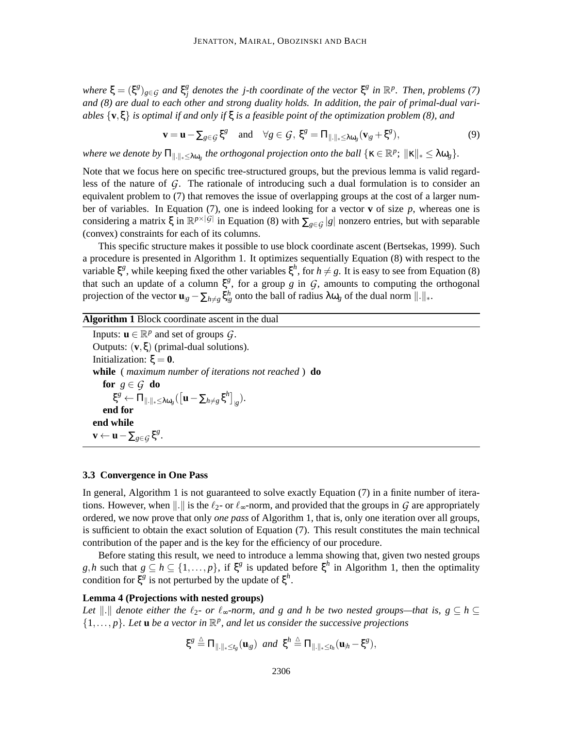*where $\xi = (\xi^g)_{g \in \mathcal{G}}$ and $\xi^g_j$ denotes the j-th coordinate of the vector $\xi^g$ in $\mathbb{R}^p$. Then, problems (7) and (8) are dual to each other and strong duality holds. In addition, the pair of primal-dual variables $\{\mathbf{v}, \xi\}$ is optimal if and only if $\xi$ is a feasible point of the optimization problem (8), and*

$$\mathbf{v} = \mathbf{u} - \textstyle\sum_{g \in \mathcal{G}} \xi^g \quad \text{and} \quad \forall g \in \mathcal{G},\ \xi^g = \Pi_{\|.\|_* \le \lambda\omega_g}(\mathbf{v}_{|g} + \xi^g), \tag{9}$$

*where we denote by $\Pi_{\|.\|_* \le \lambda\omega_g}$ the orthogonal projection onto the ball $\{\kappa \in \mathbb{R}^p;\ \|\kappa\|_* \le \lambda\omega_g\}$.*

Note that we focus here on specific tree-structured groups, but the previous lemma is valid regardless of the nature of $\mathcal{G}$. The rationale of introducing such a dual formulation is to consider an equivalent problem to (7) that removes the issue of overlapping groups at the cost of a larger number of variables. In Equation (7), one is indeed looking for a vector $\mathbf{v}$ of size $p$, whereas one is considering a matrix $\xi$ in $\mathbb{R}^{p \times |\mathcal{G}|}$ in Equation (8) with $\sum_{g \in \mathcal{G}} |g|$ nonzero entries, but with separable (convex) constraints for each of its columns.

This specific structure makes it possible to use block coordinate ascent (Bertsekas, 1999). Such a procedure is presented in Algorithm 1. It optimizes sequentially Equation (8) with respect to the variable $\xi^g$, while keeping fixed the other variables $\xi^h$, for $h \neq g$. It is easy to see from Equation (8) that such an update of a column $\xi^g$, for a group $g$ in $\mathcal{G}$, amounts to computing the orthogonal projection of the vector $\mathbf{u}_{|g} - \sum_{h \neq g} \xi^h_{|g}$ onto the ball of radius $\lambda\omega_g$ of the dual norm $\|.\|_*$.

**Algorithm 1** Block coordinate ascent in the dual

Inputs: $\mathbf{u} \in \mathbb{R}^p$ and set of groups $\mathcal{G}$.
Outputs: $(\mathbf{v}, \xi)$ (primal-dual solutions).
Initialization: $\xi = \mathbf{0}$.
**while** ( *maximum number of iterations not reached* ) **do**
  **for** $g \in \mathcal{G}$ **do**
    $\xi^g \leftarrow \Pi_{\|.\|_* \le \lambda\omega_g}\big([\mathbf{u} - \sum_{h \neq g} \xi^h]_{|g}\big)$.
  **end for**
**end while**
$\mathbf{v} \leftarrow \mathbf{u} - \sum_{g \in \mathcal{G}} \xi^g$.

### 3.3 Convergence in One Pass

In general, Algorithm 1 is not guaranteed to solve exactly Equation (7) in a finite number of iterations. However, when $\|.\|$ is the $\ell_2$- or $\ell_\infty$-norm, and provided that the groups in $\mathcal{G}$ are appropriately ordered, we now prove that only *one pass* of Algorithm 1, that is, only one iteration over all groups, is sufficient to obtain the exact solution of Equation (7). This result constitutes the main technical contribution of the paper and is the key for the efficiency of our procedure.

Before stating this result, we need to introduce a lemma showing that, given two nested groups $g, h$ such that $g \subseteq h \subseteq \{1, \dots, p\}$, if $\xi^g$ is updated before $\xi^h$ in Algorithm 1, then the optimality condition for $\xi^g$ is not perturbed by the update of $\xi^h$.

**Lemma 4 (Projections with nested groups)**
*Let $\|.\|$ denote either the $\ell_2$- or $\ell_\infty$-norm, and $g$ and $h$ be two nested groups—that is, $g \subseteq h \subseteq \{1, \dots, p\}$. Let $\mathbf{u}$ be a vector in $\mathbb{R}^p$, and let us consider the successive projections*

$$\xi^g \triangleq \Pi_{\|.\|_* \le t_g}(\mathbf{u}_{|g}) \ \text{ and } \ \xi^h \triangleq \Pi_{\|.\|_* \le t_h}(\mathbf{u}_{|h} - \xi^g),$$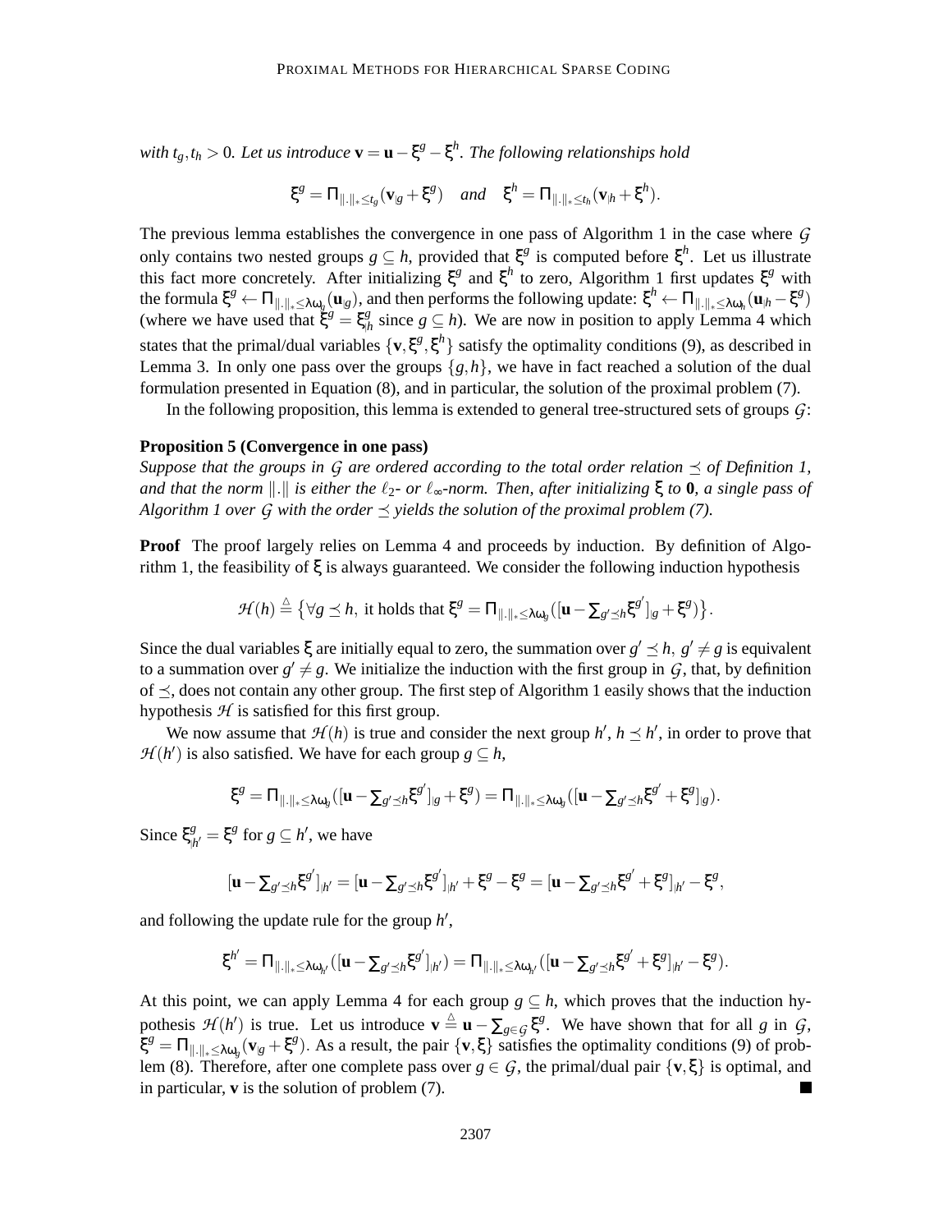*with* $t_g, t_h > 0$*. Let us introduce* $\mathbf{v} = \mathbf{u} - \xi^g - \xi^h$*. The following relationships hold*

$$\xi^g = \Pi_{\|.\|_* \leq t_g}(\mathbf{v}_{|g} + \xi^g) \quad \textit{and} \quad \xi^h = \Pi_{\|.\|_* \leq t_h}(\mathbf{v}_{|h} + \xi^h).$$

The previous lemma establishes the convergence in one pass of Algorithm 1 in the case where $\mathcal{G}$ only contains two nested groups $g \subseteq h$, provided that $\xi^g$ is computed before $\xi^h$. Let us illustrate this fact more concretely. After initializing $\xi^g$ and $\xi^h$ to zero, Algorithm 1 first updates $\xi^g$ with the formula $\xi^g \leftarrow \Pi_{\|.\|_* \leq \lambda\omega_g}(\mathbf{u}_{|g})$, and then performs the following update: $\xi^h \leftarrow \Pi_{\|.\|_* \leq \lambda\omega_h}(\mathbf{u}_{|h} - \xi^g)$ (where we have used that $\xi^g = \xi^g_{|h}$ since $g \subseteq h$). We are now in position to apply Lemma 4 which states that the primal/dual variables $\{\mathbf{v}, \xi^g, \xi^h\}$ satisfy the optimality conditions (9), as described in Lemma 3. In only one pass over the groups $\{g, h\}$, we have in fact reached a solution of the dual formulation presented in Equation (8), and in particular, the solution of the proximal problem (7).

In the following proposition, this lemma is extended to general tree-structured sets of groups $\mathcal{G}$:

**Proposition 5 (Convergence in one pass)**
*Suppose that the groups in* $\mathcal{G}$ *are ordered according to the total order relation* $\preceq$ *of Definition 1, and that the norm* $\|.\|$ *is either the* $\ell_2$*- or* $\ell_\infty$*-norm. Then, after initializing* $\xi$ *to* $\mathbf{0}$*, a single pass of Algorithm 1 over* $\mathcal{G}$ *with the order* $\preceq$ *yields the solution of the proximal problem (7).*

**Proof** The proof largely relies on Lemma 4 and proceeds by induction. By definition of Algorithm 1, the feasibility of $\xi$ is always guaranteed. We consider the following induction hypothesis

$$\mathcal{H}(h) \triangleq \big\{\forall g \preceq h, \text{ it holds that } \xi^g = \Pi_{\|.\|_* \leq \lambda\omega_g}([\mathbf{u} - \textstyle\sum_{g' \preceq h} \xi^{g'}]_{|g} + \xi^g)\big\}.$$

Since the dual variables $\xi$ are initially equal to zero, the summation over $g' \preceq h,\ g' \neq g$ is equivalent to a summation over $g' \neq g$. We initialize the induction with the first group in $\mathcal{G}$, that, by definition of $\preceq$, does not contain any other group. The first step of Algorithm 1 easily shows that the induction hypothesis $\mathcal{H}$ is satisfied for this first group.

We now assume that $\mathcal{H}(h)$ is true and consider the next group $h'$, $h \preceq h'$, in order to prove that $\mathcal{H}(h')$ is also satisfied. We have for each group $g \subseteq h$,

$$\xi^g = \Pi_{\|.\|_* \leq \lambda\omega_g}([\mathbf{u} - \textstyle\sum_{g' \preceq h} \xi^{g'}]_{|g} + \xi^g) = \Pi_{\|.\|_* \leq \lambda\omega_g}([\mathbf{u} - \sum_{g' \preceq h} \xi^{g'} + \xi^g]_{|g}).$$

Since $\xi^g_{|h'} = \xi^g$ for $g \subseteq h'$, we have

$$[\mathbf{u} - \textstyle\sum_{g' \preceq h} \xi^{g'}]_{|h'} = [\mathbf{u} - \sum_{g' \preceq h} \xi^{g'}]_{|h'} + \xi^g - \xi^g = [\mathbf{u} - \sum_{g' \preceq h} \xi^{g'} + \xi^g]_{|h'} - \xi^g,$$

and following the update rule for the group $h'$,

$$\xi^{h'} = \Pi_{\|.\|_* \leq \lambda\omega_{h'}}([\mathbf{u} - \textstyle\sum_{g' \preceq h} \xi^{g'}]_{|h'}) = \Pi_{\|.\|_* \leq \lambda\omega_{h'}}([\mathbf{u} - \sum_{g' \preceq h} \xi^{g'} + \xi^g]_{|h'} - \xi^g).$$

At this point, we can apply Lemma 4 for each group $g \subseteq h$, which proves that the induction hypothesis $\mathcal{H}(h')$ is true. Let us introduce $\mathbf{v} \triangleq \mathbf{u} - \sum_{g \in \mathcal{G}} \xi^g$. We have shown that for all $g$ in $\mathcal{G}$, $\xi^g = \Pi_{\|.\|_* \leq \lambda\omega_g}(\mathbf{v}_{|g} + \xi^g)$. As a result, the pair $\{\mathbf{v}, \xi\}$ satisfies the optimality conditions (9) of problem (8). Therefore, after one complete pass over $g \in \mathcal{G}$, the primal/dual pair $\{\mathbf{v}, \xi\}$ is optimal, and in particular, $\mathbf{v}$ is the solution of problem (7). ∎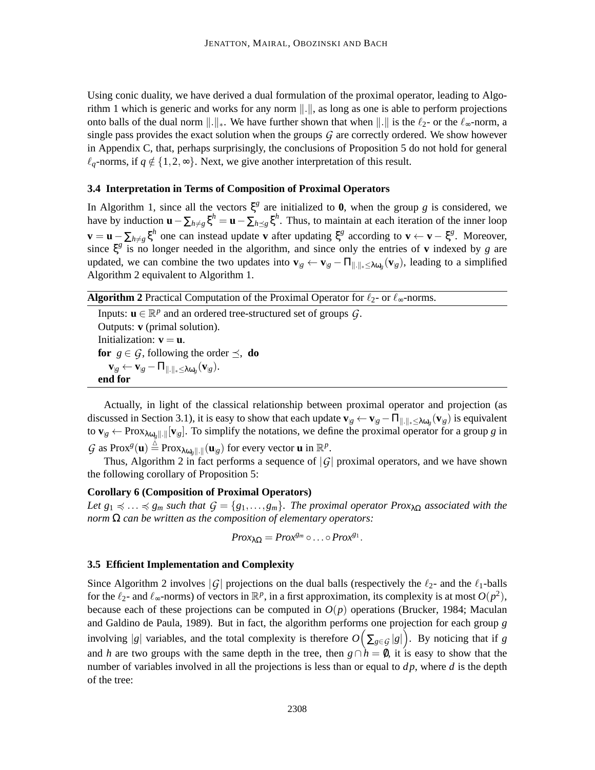Using conic duality, we have derived a dual formulation of the proximal operator, leading to Algorithm 1 which is generic and works for any norm $\|.\|$, as long as one is able to perform projections onto balls of the dual norm $\|.\|_*$. We have further shown that when $\|.\|$ is the $\ell_2$- or the $\ell_\infty$-norm, a single pass provides the exact solution when the groups $\mathcal{G}$ are correctly ordered. We show however in Appendix C, that, perhaps surprisingly, the conclusions of Proposition 5 do not hold for general $\ell_q$-norms, if $q \notin \{1, 2, \infty\}$. Next, we give another interpretation of this result.

### 3.4 Interpretation in Terms of Composition of Proximal Operators

In Algorithm 1, since all the vectors $\xi^g$ are initialized to $\mathbf{0}$, when the group $g$ is considered, we have by induction $\mathbf{u} - \sum_{h \neq g} \xi^h = \mathbf{u} - \sum_{h \preceq g} \xi^h$. Thus, to maintain at each iteration of the inner loop $\mathbf{v} = \mathbf{u} - \sum_{h \neq g} \xi^h$ one can instead update $\mathbf{v}$ after updating $\xi^g$ according to $\mathbf{v} \leftarrow \mathbf{v} - \xi^g$. Moreover, since $\xi^g$ is no longer needed in the algorithm, and since only the entries of $\mathbf{v}$ indexed by $g$ are updated, we can combine the two updates into $\mathbf{v}_{|g} \leftarrow \mathbf{v}_{|g} - \Pi_{\|.\|_* \leq \lambda \omega_g}(\mathbf{v}_{|g})$, leading to a simplified Algorithm 2 equivalent to Algorithm 1.

**Algorithm 2** Practical Computation of the Proximal Operator for $\ell_2$- or $\ell_\infty$-norms.

Inputs: $\mathbf{u} \in \mathbb{R}^p$ and an ordered tree-structured set of groups $\mathcal{G}$.
Outputs: $\mathbf{v}$ (primal solution).
Initialization: $\mathbf{v} = \mathbf{u}$.
**for** $g \in \mathcal{G}$, following the order $\preceq$, **do**
  $\mathbf{v}_{|g} \leftarrow \mathbf{v}_{|g} - \Pi_{\|.\|_* \leq \lambda \omega_g}(\mathbf{v}_{|g})$.
**end for**

Actually, in light of the classical relationship between proximal operator and projection (as discussed in Section 3.1), it is easy to show that each update $\mathbf{v}_{|g} \leftarrow \mathbf{v}_{|g} - \Pi_{\|.\|_* \leq \lambda \omega_g}(\mathbf{v}_{|g})$ is equivalent to $\mathbf{v}_{|g} \leftarrow \text{Prox}_{\lambda \omega_g \|.\|}[\mathbf{v}_{|g}]$. To simplify the notations, we define the proximal operator for a group $g$ in $\mathcal{G}$ as $\text{Prox}^g(\mathbf{u}) \stackrel{\triangle}{=} \text{Prox}_{\lambda \omega_g \|.\|}(\mathbf{u}_{|g})$ for every vector $\mathbf{u}$ in $\mathbb{R}^p$.

Thus, Algorithm 2 in fact performs a sequence of $|\mathcal{G}|$ proximal operators, and we have shown the following corollary of Proposition 5:

**Corollary 6 (Composition of Proximal Operators)**
*Let $g_1 \preccurlyeq \ldots \preccurlyeq g_m$ such that $\mathcal{G} = \{g_1, \ldots, g_m\}$. The proximal operator $\text{Prox}_{\lambda\Omega}$ associated with the norm $\Omega$ can be written as the composition of elementary operators:*

$$\text{Prox}_{\lambda\Omega} = \text{Prox}^{g_m} \circ \ldots \circ \text{Prox}^{g_1}.$$

### 3.5 Efficient Implementation and Complexity

Since Algorithm 2 involves $|\mathcal{G}|$ projections on the dual balls (respectively the $\ell_2$- and the $\ell_1$-balls for the $\ell_2$- and $\ell_\infty$-norms) of vectors in $\mathbb{R}^p$, in a first approximation, its complexity is at most $O(p^2)$, because each of these projections can be computed in $O(p)$ operations (Brucker, 1984; Maculan and Galdino de Paula, 1989). But in fact, the algorithm performs one projection for each group $g$ involving $|g|$ variables, and the total complexity is therefore $O\Big(\sum_{g \in \mathcal{G}} |g|\Big)$. By noticing that if $g$ and $h$ are two groups with the same depth in the tree, then $g \cap h = \emptyset$, it is easy to show that the number of variables involved in all the projections is less than or equal to $dp$, where $d$ is the depth of the tree: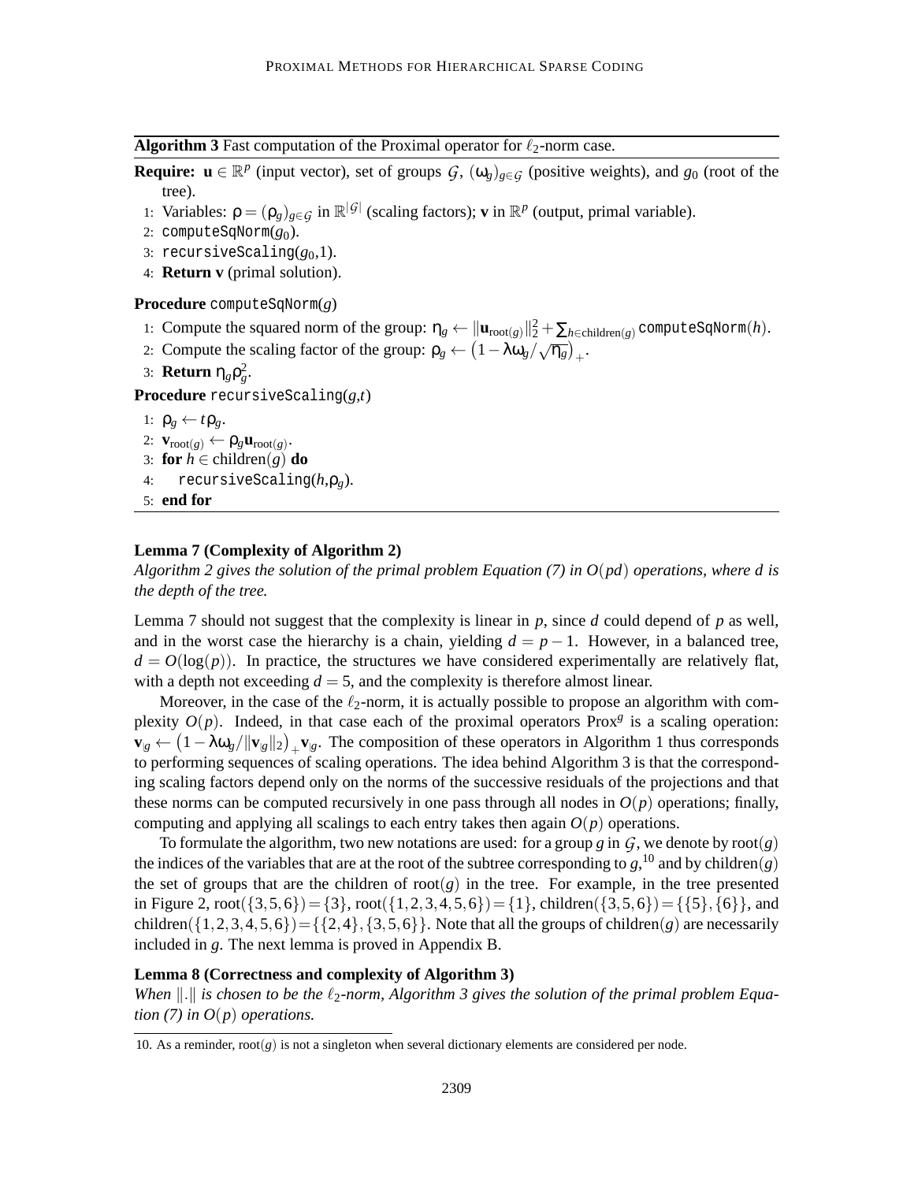**Algorithm 3** Fast computation of the Proximal operator for $\ell_2$-norm case.

**Require:** $\mathbf{u} \in \mathbb{R}^p$ (input vector), set of groups $\mathcal{G}$, $(\omega_g)_{g\in\mathcal{G}}$ (positive weights), and $g_0$ (root of the tree).

1: Variables: $\rho = (\rho_g)_{g\in\mathcal{G}}$ in $\mathbb{R}^{|\mathcal{G}|}$ (scaling factors); $\mathbf{v}$ in $\mathbb{R}^p$ (output, primal variable).
2: `computeSqNorm`($g_0$).
3: `recursiveScaling`($g_0$,1).
4: **Return v** (primal solution).

**Procedure** `computeSqNorm`($g$)

1: Compute the squared norm of the group: $\eta_g \leftarrow \|\mathbf{u}_{\text{root}(g)}\|_2^2 + \sum_{h\in\text{children}(g)}$ `computeSqNorm`($h$).
2: Compute the scaling factor of the group: $\rho_g \leftarrow \left(1 - \lambda\omega_g/\sqrt{\eta_g}\right)_+$.
3: **Return** $\eta_g\rho_g^2$.

**Procedure** `recursiveScaling`($g$,$t$)

1: $\rho_g \leftarrow t\rho_g$.
2: $\mathbf{v}_{\text{root}(g)} \leftarrow \rho_g\mathbf{u}_{\text{root}(g)}$.
3: **for** $h \in \text{children}(g)$ **do**
4: `recursiveScaling`($h$,$\rho_g$).
5: **end for**

**Lemma 7 (Complexity of Algorithm 2)**
*Algorithm 2 gives the solution of the primal problem Equation (7) in $O(pd)$ operations, where $d$ is the depth of the tree.*

Lemma 7 should not suggest that the complexity is linear in $p$, since $d$ could depend of $p$ as well, and in the worst case the hierarchy is a chain, yielding $d = p-1$. However, in a balanced tree, $d = O(\log(p))$. In practice, the structures we have considered experimentally are relatively flat, with a depth not exceeding $d = 5$, and the complexity is therefore almost linear.

Moreover, in the case of the $\ell_2$-norm, it is actually possible to propose an algorithm with complexity $O(p)$. Indeed, in that case each of the proximal operators $\text{Prox}^g$ is a scaling operation: $\mathbf{v}_{|g} \leftarrow \left(1 - \lambda\omega_g/\|\mathbf{v}_{|g}\|_2\right)_+\mathbf{v}_{|g}$. The composition of these operators in Algorithm 1 thus corresponds to performing sequences of scaling operations. The idea behind Algorithm 3 is that the corresponding scaling factors depend only on the norms of the successive residuals of the projections and that these norms can be computed recursively in one pass through all nodes in $O(p)$ operations; finally, computing and applying all scalings to each entry takes then again $O(p)$ operations.

To formulate the algorithm, two new notations are used: for a group $g$ in $\mathcal{G}$, we denote by $\text{root}(g)$ the indices of the variables that are at the root of the subtree corresponding to $g$,[10] and by $\text{children}(g)$ the set of groups that are the children of $\text{root}(g)$ in the tree. For example, in the tree presented in Figure 2, $\text{root}(\{3,5,6\}) = \{3\}$, $\text{root}(\{1,2,3,4,5,6\}) = \{1\}$, $\text{children}(\{3,5,6\}) = \{\{5\},\{6\}\}$, and $\text{children}(\{1,2,3,4,5,6\}) = \{\{2,4\},\{3,5,6\}\}$. Note that all the groups of $\text{children}(g)$ are necessarily included in $g$. The next lemma is proved in Appendix B.

**Lemma 8 (Correctness and complexity of Algorithm 3)**
*When $\|.\|$ is chosen to be the $\ell_2$-norm, Algorithm 3 gives the solution of the primal problem Equation (7) in $O(p)$ operations.*

10. As a reminder, $\text{root}(g)$ is not a singleton when several dictionary elements are considered per node.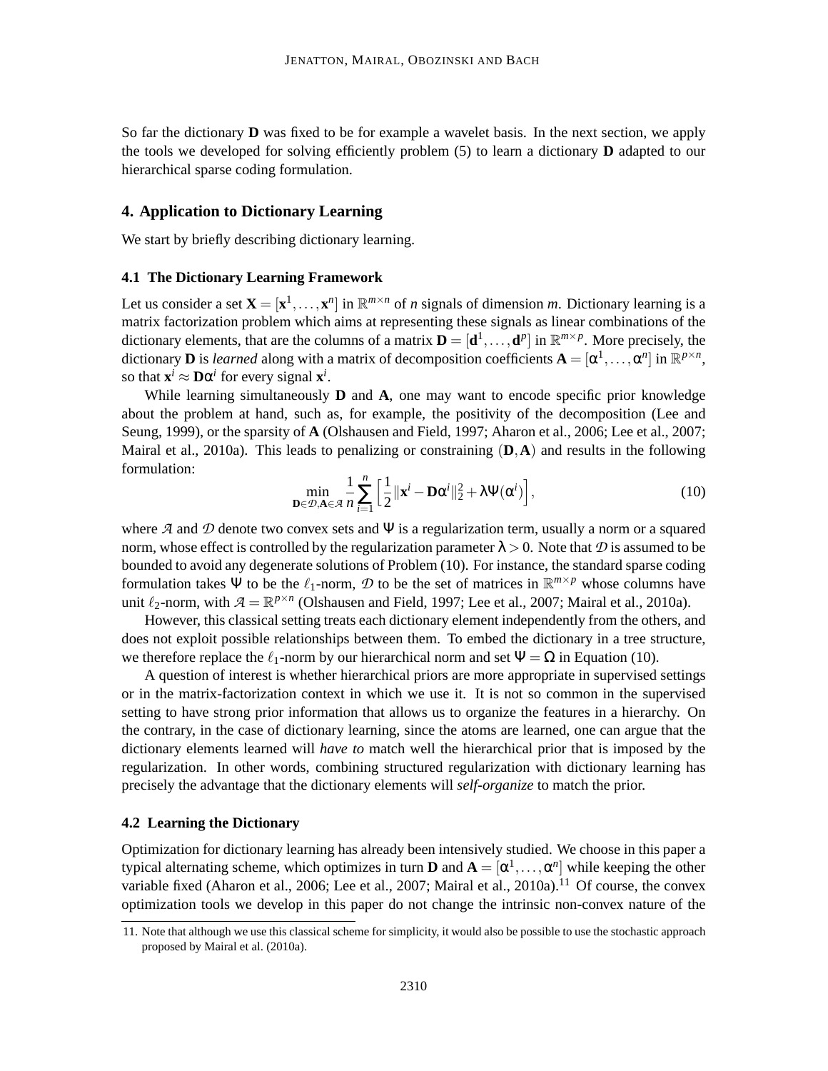So far the dictionary $\mathbf{D}$ was fixed to be for example a wavelet basis. In the next section, we apply the tools we developed for solving efficiently problem (5) to learn a dictionary $\mathbf{D}$ adapted to our hierarchical sparse coding formulation.

## 4. Application to Dictionary Learning

We start by briefly describing dictionary learning.

### 4.1 The Dictionary Learning Framework

Let us consider a set $\mathbf{X} = [\mathbf{x}^1, \ldots, \mathbf{x}^n]$ in $\mathbb{R}^{m \times n}$ of $n$ signals of dimension $m$. Dictionary learning is a matrix factorization problem which aims at representing these signals as linear combinations of the dictionary elements, that are the columns of a matrix $\mathbf{D} = [\mathbf{d}^1, \ldots, \mathbf{d}^p]$ in $\mathbb{R}^{m \times p}$. More precisely, the dictionary $\mathbf{D}$ is *learned* along with a matrix of decomposition coefficients $\mathbf{A} = [\alpha^1, \ldots, \alpha^n]$ in $\mathbb{R}^{p \times n}$, so that $\mathbf{x}^i \approx \mathbf{D}\alpha^i$ for every signal $\mathbf{x}^i$.

While learning simultaneously $\mathbf{D}$ and $\mathbf{A}$, one may want to encode specific prior knowledge about the problem at hand, such as, for example, the positivity of the decomposition (Lee and Seung, 1999), or the sparsity of $\mathbf{A}$ (Olshausen and Field, 1997; Aharon et al., 2006; Lee et al., 2007; Mairal et al., 2010a). This leads to penalizing or constraining $(\mathbf{D}, \mathbf{A})$ and results in the following formulation:

$$\min_{\mathbf{D} \in \mathcal{D}, \mathbf{A} \in \mathcal{A}} \frac{1}{n} \sum_{i=1}^{n} \Big[ \frac{1}{2} \|\mathbf{x}^i - \mathbf{D}\alpha^i\|_2^2 + \lambda \Psi(\alpha^i) \Big], \tag{10}$$

where $\mathcal{A}$ and $\mathcal{D}$ denote two convex sets and $\Psi$ is a regularization term, usually a norm or a squared norm, whose effect is controlled by the regularization parameter $\lambda > 0$. Note that $\mathcal{D}$ is assumed to be bounded to avoid any degenerate solutions of Problem (10). For instance, the standard sparse coding formulation takes $\Psi$ to be the $\ell_1$-norm, $\mathcal{D}$ to be the set of matrices in $\mathbb{R}^{m \times p}$ whose columns have unit $\ell_2$-norm, with $\mathcal{A} = \mathbb{R}^{p \times n}$ (Olshausen and Field, 1997; Lee et al., 2007; Mairal et al., 2010a).

However, this classical setting treats each dictionary element independently from the others, and does not exploit possible relationships between them. To embed the dictionary in a tree structure, we therefore replace the $\ell_1$-norm by our hierarchical norm and set $\Psi = \Omega$ in Equation (10).

A question of interest is whether hierarchical priors are more appropriate in supervised settings or in the matrix-factorization context in which we use it. It is not so common in the supervised setting to have strong prior information that allows us to organize the features in a hierarchy. On the contrary, in the case of dictionary learning, since the atoms are learned, one can argue that the dictionary elements learned will *have to* match well the hierarchical prior that is imposed by the regularization. In other words, combining structured regularization with dictionary learning has precisely the advantage that the dictionary elements will *self-organize* to match the prior.

### 4.2 Learning the Dictionary

Optimization for dictionary learning has already been intensively studied. We choose in this paper a typical alternating scheme, which optimizes in turn $\mathbf{D}$ and $\mathbf{A} = [\alpha^1, \ldots, \alpha^n]$ while keeping the other variable fixed (Aharon et al., 2006; Lee et al., 2007; Mairal et al., 2010a).[11] Of course, the convex optimization tools we develop in this paper do not change the intrinsic non-convex nature of the

11. Note that although we use this classical scheme for simplicity, it would also be possible to use the stochastic approach proposed by Mairal et al. (2010a).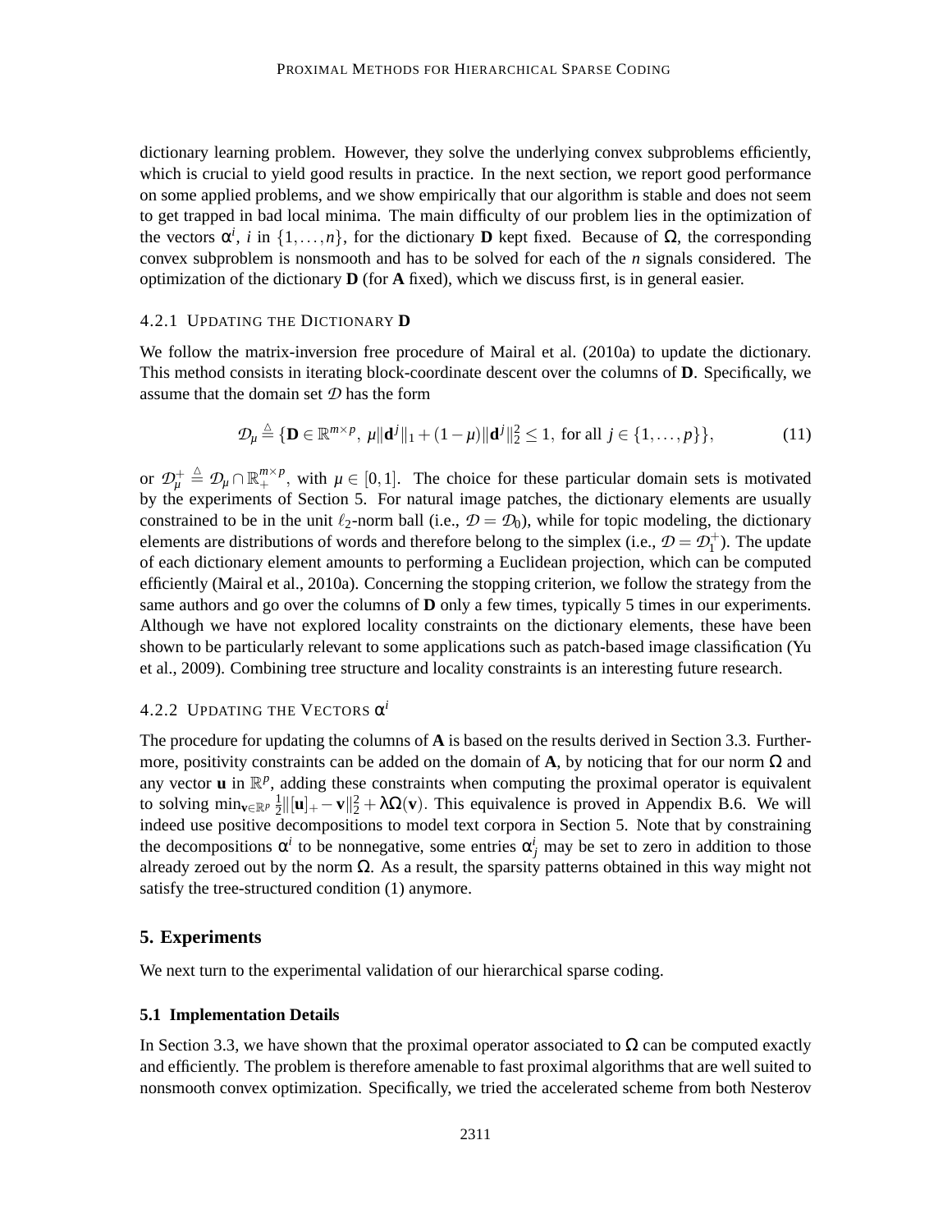dictionary learning problem. However, they solve the underlying convex subproblems efficiently, which is crucial to yield good results in practice. In the next section, we report good performance on some applied problems, and we show empirically that our algorithm is stable and does not seem to get trapped in bad local minima. The main difficulty of our problem lies in the optimization of the vectors $\alpha^i$, $i$ in $\{1,\ldots,n\}$, for the dictionary $\mathbf{D}$ kept fixed. Because of $\Omega$, the corresponding convex subproblem is nonsmooth and has to be solved for each of the $n$ signals considered. The optimization of the dictionary $\mathbf{D}$ (for $\mathbf{A}$ fixed), which we discuss first, is in general easier.

#### 4.2.1 Updating the Dictionary D

We follow the matrix-inversion free procedure of Mairal et al. (2010a) to update the dictionary. This method consists in iterating block-coordinate descent over the columns of $\mathbf{D}$. Specifically, we assume that the domain set $\mathcal{D}$ has the form

$$\mathcal{D}_\mu \triangleq \{\mathbf{D} \in \mathbb{R}^{m\times p},\ \mu\|\mathbf{d}^j\|_1 + (1-\mu)\|\mathbf{d}^j\|_2^2 \leq 1,\ \text{for all } j \in \{1,\ldots,p\}\}, \tag{11}$$

or $\mathcal{D}_\mu^+ \triangleq \mathcal{D}_\mu \cap \mathbb{R}_+^{m\times p}$, with $\mu \in [0,1]$. The choice for these particular domain sets is motivated by the experiments of Section 5. For natural image patches, the dictionary elements are usually constrained to be in the unit $\ell_2$-norm ball (i.e., $\mathcal{D} = \mathcal{D}_0$), while for topic modeling, the dictionary elements are distributions of words and therefore belong to the simplex (i.e., $\mathcal{D} = \mathcal{D}_1^+$). The update of each dictionary element amounts to performing a Euclidean projection, which can be computed efficiently (Mairal et al., 2010a). Concerning the stopping criterion, we follow the strategy from the same authors and go over the columns of $\mathbf{D}$ only a few times, typically 5 times in our experiments. Although we have not explored locality constraints on the dictionary elements, these have been shown to be particularly relevant to some applications such as patch-based image classification (Yu et al., 2009). Combining tree structure and locality constraints is an interesting future research.

#### 4.2.2 Updating the Vectors $\alpha^i$

The procedure for updating the columns of $\mathbf{A}$ is based on the results derived in Section 3.3. Furthermore, positivity constraints can be added on the domain of $\mathbf{A}$, by noticing that for our norm $\Omega$ and any vector $\mathbf{u}$ in $\mathbb{R}^p$, adding these constraints when computing the proximal operator is equivalent to solving $\min_{\mathbf{v}\in\mathbb{R}^p} \frac{1}{2}\|[\mathbf{u}]_+ - \mathbf{v}\|_2^2 + \lambda\Omega(\mathbf{v})$. This equivalence is proved in Appendix B.6. We will indeed use positive decompositions to model text corpora in Section 5. Note that by constraining the decompositions $\alpha^i$ to be nonnegative, some entries $\alpha^i_j$ may be set to zero in addition to those already zeroed out by the norm $\Omega$. As a result, the sparsity patterns obtained in this way might not satisfy the tree-structured condition (1) anymore.

## 5. Experiments

We next turn to the experimental validation of our hierarchical sparse coding.

### 5.1 Implementation Details

In Section 3.3, we have shown that the proximal operator associated to $\Omega$ can be computed exactly and efficiently. The problem is therefore amenable to fast proximal algorithms that are well suited to nonsmooth convex optimization. Specifically, we tried the accelerated scheme from both Nesterov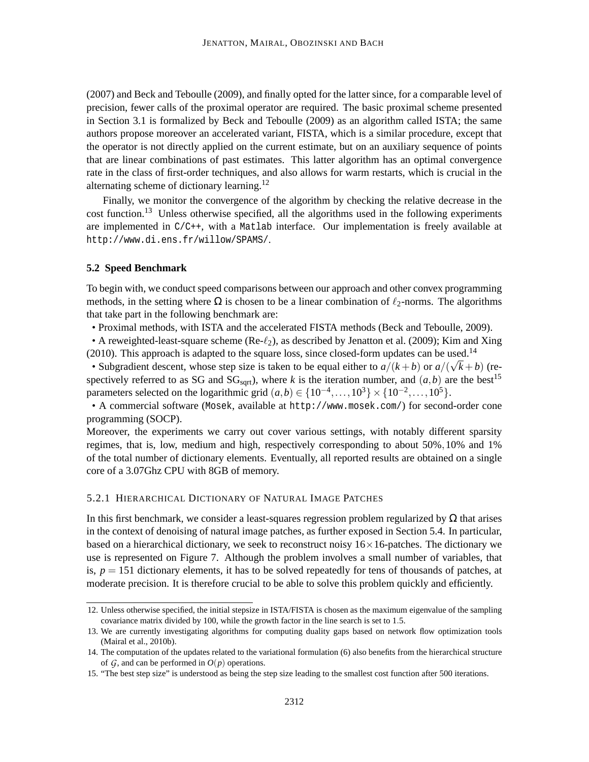(2007) and Beck and Teboulle (2009), and finally opted for the latter since, for a comparable level of precision, fewer calls of the proximal operator are required. The basic proximal scheme presented in Section 3.1 is formalized by Beck and Teboulle (2009) as an algorithm called ISTA; the same authors propose moreover an accelerated variant, FISTA, which is a similar procedure, except that the operator is not directly applied on the current estimate, but on an auxiliary sequence of points that are linear combinations of past estimates. This latter algorithm has an optimal convergence rate in the class of first-order techniques, and also allows for warm restarts, which is crucial in the alternating scheme of dictionary learning.[12]

Finally, we monitor the convergence of the algorithm by checking the relative decrease in the cost function.[13] Unless otherwise specified, all the algorithms used in the following experiments are implemented in `C/C++`, with a `Matlab` interface. Our implementation is freely available at `http://www.di.ens.fr/willow/SPAMS/`.

### 5.2 Speed Benchmark

To begin with, we conduct speed comparisons between our approach and other convex programming methods, in the setting where $\Omega$ is chosen to be a linear combination of $\ell_2$-norms. The algorithms that take part in the following benchmark are:

- Proximal methods, with ISTA and the accelerated FISTA methods (Beck and Teboulle, 2009).
- A reweighted-least-square scheme (Re-$\ell_2$), as described by Jenatton et al. (2009); Kim and Xing (2010). This approach is adapted to the square loss, since closed-form updates can be used.[14]
- Subgradient descent, whose step size is taken to be equal either to $a/(k+b)$ or $a/(\sqrt{k}+b)$ (respectively referred to as SG and $\text{SG}_{\text{sqrt}}$), where $k$ is the iteration number, and $(a,b)$ are the best[15] parameters selected on the logarithmic grid $(a,b) \in \{10^{-4},\dots,10^{3}\} \times \{10^{-2},\dots,10^{5}\}$.
- A commercial software (`Mosek`, available at `http://www.mosek.com/`) for second-order cone programming (SOCP).

Moreover, the experiments we carry out cover various settings, with notably different sparsity regimes, that is, low, medium and high, respectively corresponding to about $50\%, 10\%$ and $1\%$ of the total number of dictionary elements. Eventually, all reported results are obtained on a single core of a 3.07Ghz CPU with 8GB of memory.

#### 5.2.1 Hierarchical Dictionary of Natural Image Patches

In this first benchmark, we consider a least-squares regression problem regularized by $\Omega$ that arises in the context of denoising of natural image patches, as further exposed in Section 5.4. In particular, based on a hierarchical dictionary, we seek to reconstruct noisy $16\times16$-patches. The dictionary we use is represented on Figure 7. Although the problem involves a small number of variables, that is, $p = 151$ dictionary elements, it has to be solved repeatedly for tens of thousands of patches, at moderate precision. It is therefore crucial to be able to solve this problem quickly and efficiently.

---

12. Unless otherwise specified, the initial stepsize in ISTA/FISTA is chosen as the maximum eigenvalue of the sampling covariance matrix divided by 100, while the growth factor in the line search is set to 1.5.
13. We are currently investigating algorithms for computing duality gaps based on network flow optimization tools (Mairal et al., 2010b).
14. The computation of the updates related to the variational formulation (6) also benefits from the hierarchical structure of $\mathcal{G}$, and can be performed in $O(p)$ operations.
15. "The best step size" is understood as being the step size leading to the smallest cost function after 500 iterations.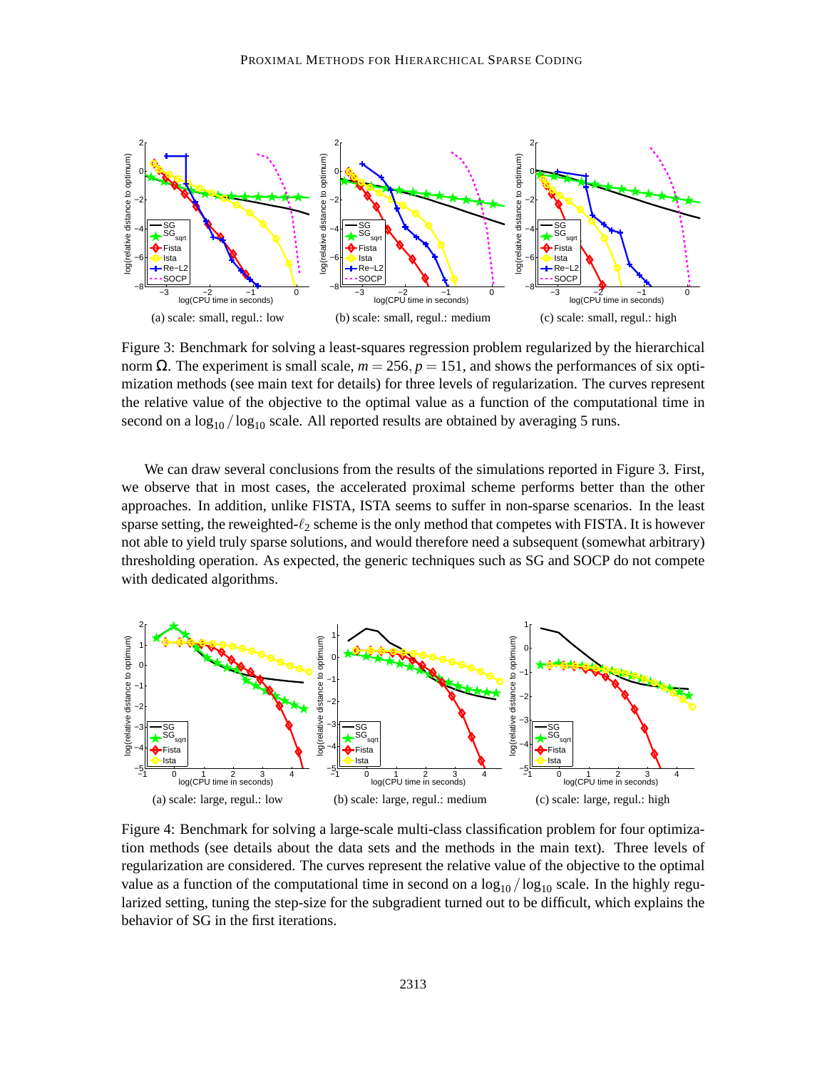(a) scale: small, regul.: low

(b) scale: small, regul.: medium

(c) scale: small, regul.: high

Figure 3: Benchmark for solving a least-squares regression problem regularized by the hierarchical norm $\Omega$. The experiment is small scale, $m = 256, p = 151$, and shows the performances of six optimization methods (see main text for details) for three levels of regularization. The curves represent the relative value of the objective to the optimal value as a function of the computational time in second on a $\log_{10}/\log_{10}$ scale. All reported results are obtained by averaging 5 runs.

We can draw several conclusions from the results of the simulations reported in Figure 3. First, we observe that in most cases, the accelerated proximal scheme performs better than the other approaches. In addition, unlike FISTA, ISTA seems to suffer in non-sparse scenarios. In the least sparse setting, the reweighted-$\ell_2$ scheme is the only method that competes with FISTA. It is however not able to yield truly sparse solutions, and would therefore need a subsequent (somewhat arbitrary) thresholding operation. As expected, the generic techniques such as SG and SOCP do not compete with dedicated algorithms.

(a) scale: large, regul.: low

(b) scale: large, regul.: medium

(c) scale: large, regul.: high

Figure 4: Benchmark for solving a large-scale multi-class classification problem for four optimization methods (see details about the data sets and the methods in the main text). Three levels of regularization are considered. The curves represent the relative value of the objective to the optimal value as a function of the computational time in second on a $\log_{10}/\log_{10}$ scale. In the highly regularized setting, tuning the step-size for the subgradient turned out to be difficult, which explains the behavior of SG in the first iterations.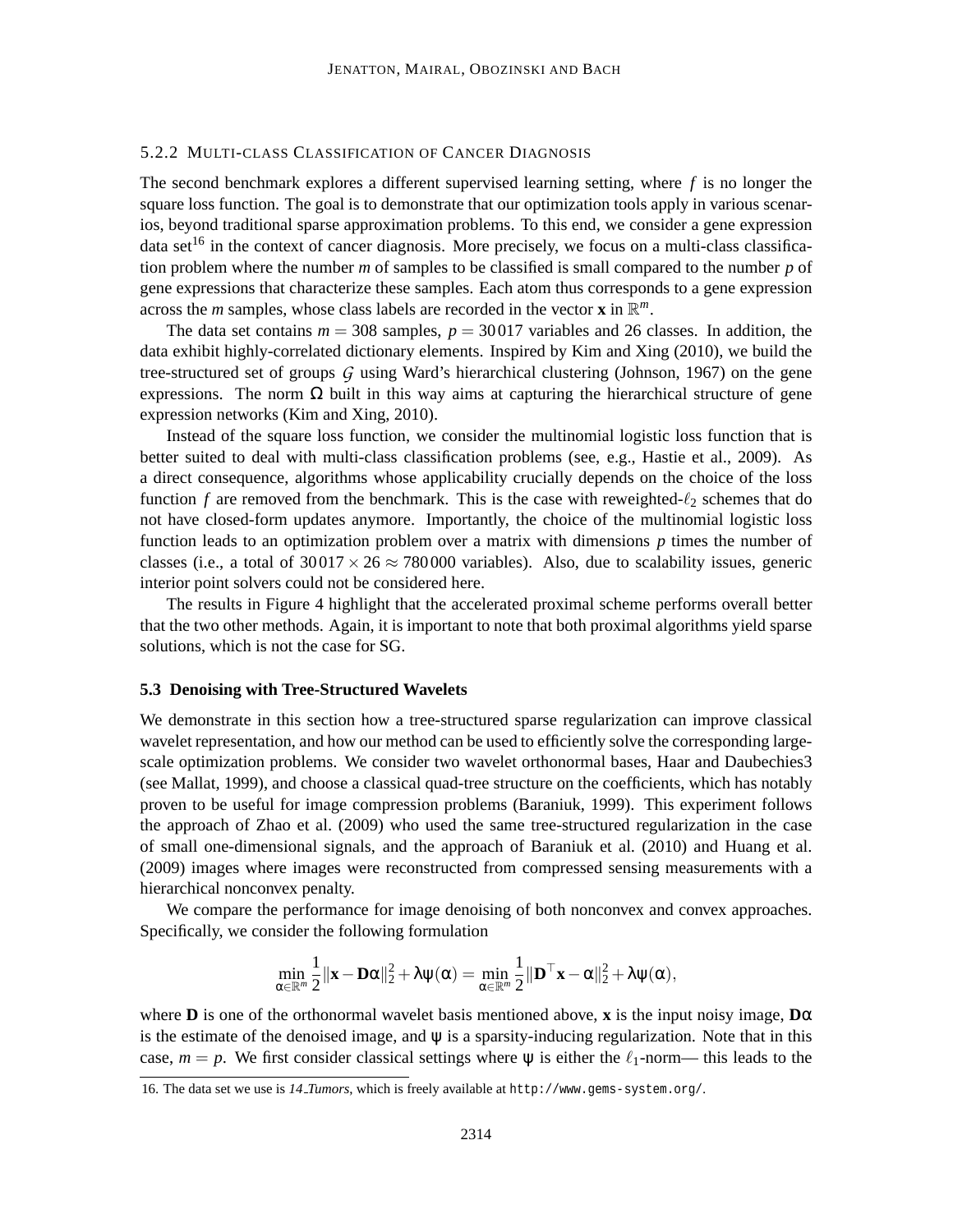#### 5.2.2 Multi-class Classification of Cancer Diagnosis

The second benchmark explores a different supervised learning setting, where $f$ is no longer the square loss function. The goal is to demonstrate that our optimization tools apply in various scenarios, beyond traditional sparse approximation problems. To this end, we consider a gene expression data set[16] in the context of cancer diagnosis. More precisely, we focus on a multi-class classification problem where the number $m$ of samples to be classified is small compared to the number $p$ of gene expressions that characterize these samples. Each atom thus corresponds to a gene expression across the $m$ samples, whose class labels are recorded in the vector $\mathbf{x}$ in $\mathbb{R}^m$.

The data set contains $m = 308$ samples, $p = 30\,017$ variables and 26 classes. In addition, the data exhibit highly-correlated dictionary elements. Inspired by Kim and Xing (2010), we build the tree-structured set of groups $\mathcal{G}$ using Ward's hierarchical clustering (Johnson, 1967) on the gene expressions. The norm $\Omega$ built in this way aims at capturing the hierarchical structure of gene expression networks (Kim and Xing, 2010).

Instead of the square loss function, we consider the multinomial logistic loss function that is better suited to deal with multi-class classification problems (see, e.g., Hastie et al., 2009). As a direct consequence, algorithms whose applicability crucially depends on the choice of the loss function $f$ are removed from the benchmark. This is the case with reweighted-$\ell_2$ schemes that do not have closed-form updates anymore. Importantly, the choice of the multinomial logistic loss function leads to an optimization problem over a matrix with dimensions $p$ times the number of classes (i.e., a total of $30\,017 \times 26 \approx 780\,000$ variables). Also, due to scalability issues, generic interior point solvers could not be considered here.

The results in Figure 4 highlight that the accelerated proximal scheme performs overall better that the two other methods. Again, it is important to note that both proximal algorithms yield sparse solutions, which is not the case for SG.

### 5.3 Denoising with Tree-Structured Wavelets

We demonstrate in this section how a tree-structured sparse regularization can improve classical wavelet representation, and how our method can be used to efficiently solve the corresponding large-scale optimization problems. We consider two wavelet orthonormal bases, Haar and Daubechies3 (see Mallat, 1999), and choose a classical quad-tree structure on the coefficients, which has notably proven to be useful for image compression problems (Baraniuk, 1999). This experiment follows the approach of Zhao et al. (2009) who used the same tree-structured regularization in the case of small one-dimensional signals, and the approach of Baraniuk et al. (2010) and Huang et al. (2009) images where images were reconstructed from compressed sensing measurements with a hierarchical nonconvex penalty.

We compare the performance for image denoising of both nonconvex and convex approaches. Specifically, we consider the following formulation

$$\min_{\alpha \in \mathbb{R}^m} \frac{1}{2}\|\mathbf{x} - \mathbf{D}\alpha\|_2^2 + \lambda\psi(\alpha) = \min_{\alpha \in \mathbb{R}^m} \frac{1}{2}\|\mathbf{D}^\top\mathbf{x} - \alpha\|_2^2 + \lambda\psi(\alpha),$$

where $\mathbf{D}$ is one of the orthonormal wavelet basis mentioned above, $\mathbf{x}$ is the input noisy image, $\mathbf{D}\alpha$ is the estimate of the denoised image, and $\psi$ is a sparsity-inducing regularization. Note that in this case, $m = p$. We first consider classical settings where $\psi$ is either the $\ell_1$-norm— this leads to the

16. The data set we use is *14_Tumors*, which is freely available at http://www.gems-system.org/.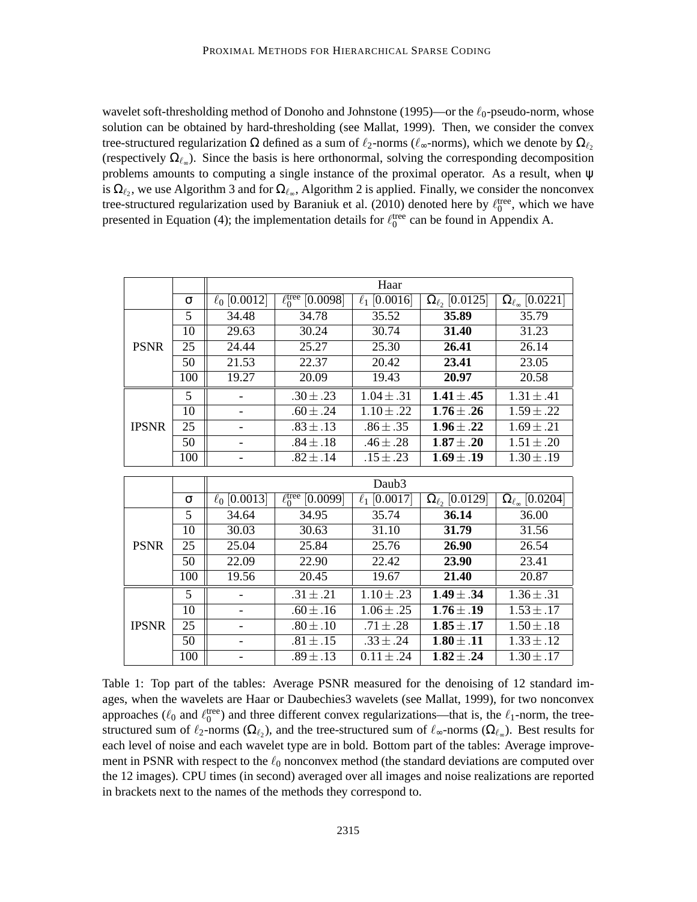wavelet soft-thresholding method of Donoho and Johnstone (1995)—or the $\ell_0$-pseudo-norm, whose solution can be obtained by hard-thresholding (see Mallat, 1999). Then, we consider the convex tree-structured regularization $\Omega$ defined as a sum of $\ell_2$-norms ($\ell_\infty$-norms), which we denote by $\Omega_{\ell_2}$ (respectively $\Omega_{\ell_\infty}$). Since the basis is here orthonormal, solving the corresponding decomposition problems amounts to computing a single instance of the proximal operator. As a result, when $\psi$ is $\Omega_{\ell_2}$, we use Algorithm 3 and for $\Omega_{\ell_\infty}$, Algorithm 2 is applied. Finally, we consider the nonconvex tree-structured regularization used by Baraniuk et al. (2010) denoted here by $\ell_0^{\text{tree}}$, which we have presented in Equation (4); the implementation details for $\ell_0^{\text{tree}}$ can be found in Appendix A.

| | | Haar | | | | |
|---|---|---|---|---|---|---|
| | $\sigma$ | $\ell_0$ [0.0012] | $\ell_0^{\text{tree}}$ [0.0098] | $\ell_1$ [0.0016] | $\Omega_{\ell_2}$ [0.0125] | $\Omega_{\ell_\infty}$ [0.0221] |
| PSNR | 5 | 34.48 | 34.78 | 35.52 | **35.89** | 35.79 |
| | 10 | 29.63 | 30.24 | 30.74 | **31.40** | 31.23 |
| | 25 | 24.44 | 25.27 | 25.30 | **26.41** | 26.14 |
| | 50 | 21.53 | 22.37 | 20.42 | **23.41** | 23.05 |
| | 100 | 19.27 | 20.09 | 19.43 | **20.97** | 20.58 |
| IPSNR | 5 | - | $.30 \pm .23$ | $1.04 \pm .31$ | $\mathbf{1.41 \pm .45}$ | $1.31 \pm .41$ |
| | 10 | - | $.60 \pm .24$ | $1.10 \pm .22$ | $\mathbf{1.76 \pm .26}$ | $1.59 \pm .22$ |
| | 25 | - | $.83 \pm .13$ | $.86 \pm .35$ | $\mathbf{1.96 \pm .22}$ | $1.69 \pm .21$ |
| | 50 | - | $.84 \pm .18$ | $.46 \pm .28$ | $\mathbf{1.87 \pm .20}$ | $1.51 \pm .20$ |
| | 100 | - | $.82 \pm .14$ | $.15 \pm .23$ | $\mathbf{1.69 \pm .19}$ | $1.30 \pm .19$ |

| | | Daub3 | | | | |
|---|---|---|---|---|---|---|
| | $\sigma$ | $\ell_0$ [0.0013] | $\ell_0^{\text{tree}}$ [0.0099] | $\ell_1$ [0.0017] | $\Omega_{\ell_2}$ [0.0129] | $\Omega_{\ell_\infty}$ [0.0204] |
| PSNR | 5 | 34.64 | 34.95 | 35.74 | **36.14** | 36.00 |
| | 10 | 30.03 | 30.63 | 31.10 | **31.79** | 31.56 |
| | 25 | 25.04 | 25.84 | 25.76 | **26.90** | 26.54 |
| | 50 | 22.09 | 22.90 | 22.42 | **23.90** | 23.41 |
| | 100 | 19.56 | 20.45 | 19.67 | **21.40** | 20.87 |
| IPSNR | 5 | - | $.31 \pm .21$ | $1.10 \pm .23$ | $\mathbf{1.49 \pm .34}$ | $1.36 \pm .31$ |
| | 10 | - | $.60 \pm .16$ | $1.06 \pm .25$ | $\mathbf{1.76 \pm .19}$ | $1.53 \pm .17$ |
| | 25 | - | $.80 \pm .10$ | $.71 \pm .28$ | $\mathbf{1.85 \pm .17}$ | $1.50 \pm .18$ |
| | 50 | - | $.81 \pm .15$ | $.33 \pm .24$ | $\mathbf{1.80 \pm .11}$ | $1.33 \pm .12$ |
| | 100 | - | $.89 \pm .13$ | $0.11 \pm .24$ | $\mathbf{1.82 \pm .24}$ | $1.30 \pm .17$ |

Table 1: Top part of the tables: Average PSNR measured for the denoising of 12 standard images, when the wavelets are Haar or Daubechies3 wavelets (see Mallat, 1999), for two nonconvex approaches ($\ell_0$ and $\ell_0^{\text{tree}}$) and three different convex regularizations—that is, the $\ell_1$-norm, the tree-structured sum of $\ell_2$-norms ($\Omega_{\ell_2}$), and the tree-structured sum of $\ell_\infty$-norms ($\Omega_{\ell_\infty}$). Best results for each level of noise and each wavelet type are in bold. Bottom part of the tables: Average improvement in PSNR with respect to the $\ell_0$ nonconvex method (the standard deviations are computed over the 12 images). CPU times (in second) averaged over all images and noise realizations are reported in brackets next to the names of the methods they correspond to.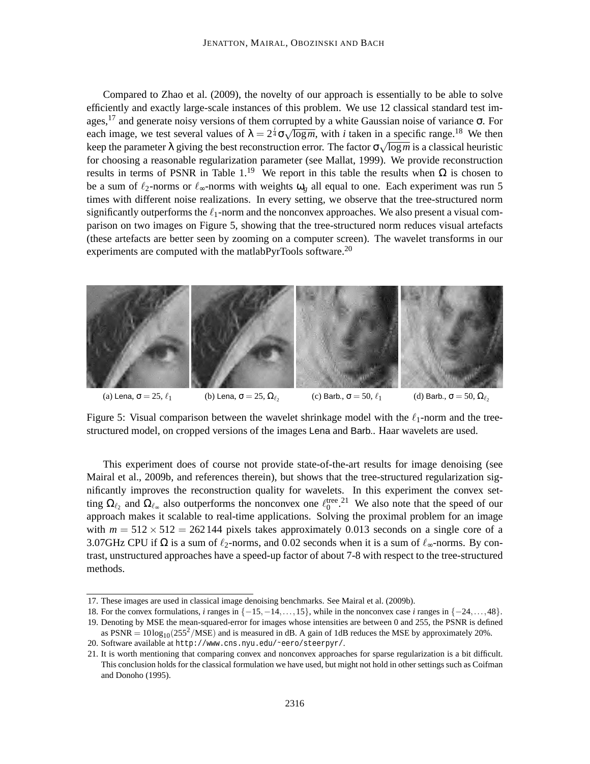Compared to Zhao et al. (2009), the novelty of our approach is essentially to be able to solve efficiently and exactly large-scale instances of this problem. We use 12 classical standard test images,[17] and generate noisy versions of them corrupted by a white Gaussian noise of variance $\sigma$. For each image, we test several values of $\lambda = 2^{\frac{i}{4}}\sigma\sqrt{\log m}$, with $i$ taken in a specific range.[18] We then keep the parameter $\lambda$ giving the best reconstruction error. The factor $\sigma\sqrt{\log m}$ is a classical heuristic for choosing a reasonable regularization parameter (see Mallat, 1999). We provide reconstruction results in terms of PSNR in Table 1.[19] We report in this table the results when $\Omega$ is chosen to be a sum of $\ell_2$-norms or $\ell_\infty$-norms with weights $\omega_g$ all equal to one. Each experiment was run 5 times with different noise realizations. In every setting, we observe that the tree-structured norm significantly outperforms the $\ell_1$-norm and the nonconvex approaches. We also present a visual comparison on two images on Figure 5, showing that the tree-structured norm reduces visual artefacts (these artefacts are better seen by zooming on a computer screen). The wavelet transforms in our experiments are computed with the matlabPyrTools software.[20]

(a) Lena, $\sigma = 25$, $\ell_1$ (b) Lena, $\sigma = 25$, $\Omega_{\ell_2}$ (c) Barb., $\sigma = 50$, $\ell_1$ (d) Barb., $\sigma = 50$, $\Omega_{\ell_2}$

Figure 5: Visual comparison between the wavelet shrinkage model with the $\ell_1$-norm and the tree-structured model, on cropped versions of the images Lena and Barb.. Haar wavelets are used.

This experiment does of course not provide state-of-the-art results for image denoising (see Mairal et al., 2009b, and references therein), but shows that the tree-structured regularization significantly improves the reconstruction quality for wavelets. In this experiment the convex setting $\Omega_{\ell_2}$ and $\Omega_{\ell_\infty}$ also outperforms the nonconvex one $\ell_0^{\text{tree}}$.[21] We also note that the speed of our approach makes it scalable to real-time applications. Solving the proximal problem for an image with $m = 512 \times 512 = 262\,144$ pixels takes approximately 0.013 seconds on a single core of a 3.07GHz CPU if $\Omega$ is a sum of $\ell_2$-norms, and 0.02 seconds when it is a sum of $\ell_\infty$-norms. By contrast, unstructured approaches have a speed-up factor of about 7-8 with respect to the tree-structured methods.

---

17. These images are used in classical image denoising benchmarks. See Mairal et al. (2009b).
18. For the convex formulations, $i$ ranges in $\{-15, -14, \ldots, 15\}$, while in the nonconvex case $i$ ranges in $\{-24, \ldots, 48\}$.
19. Denoting by MSE the mean-squared-error for images whose intensities are between 0 and 255, the PSNR is defined as $\text{PSNR} = 10\log_{10}(255^2/\text{MSE})$ and is measured in dB. A gain of 1dB reduces the MSE by approximately 20%.
20. Software available at `http://www.cns.nyu.edu/~eero/steerpyr/`.
21. It is worth mentioning that comparing convex and nonconvex approaches for sparse regularization is a bit difficult. This conclusion holds for the classical formulation we have used, but might not hold in other settings such as Coifman and Donoho (1995).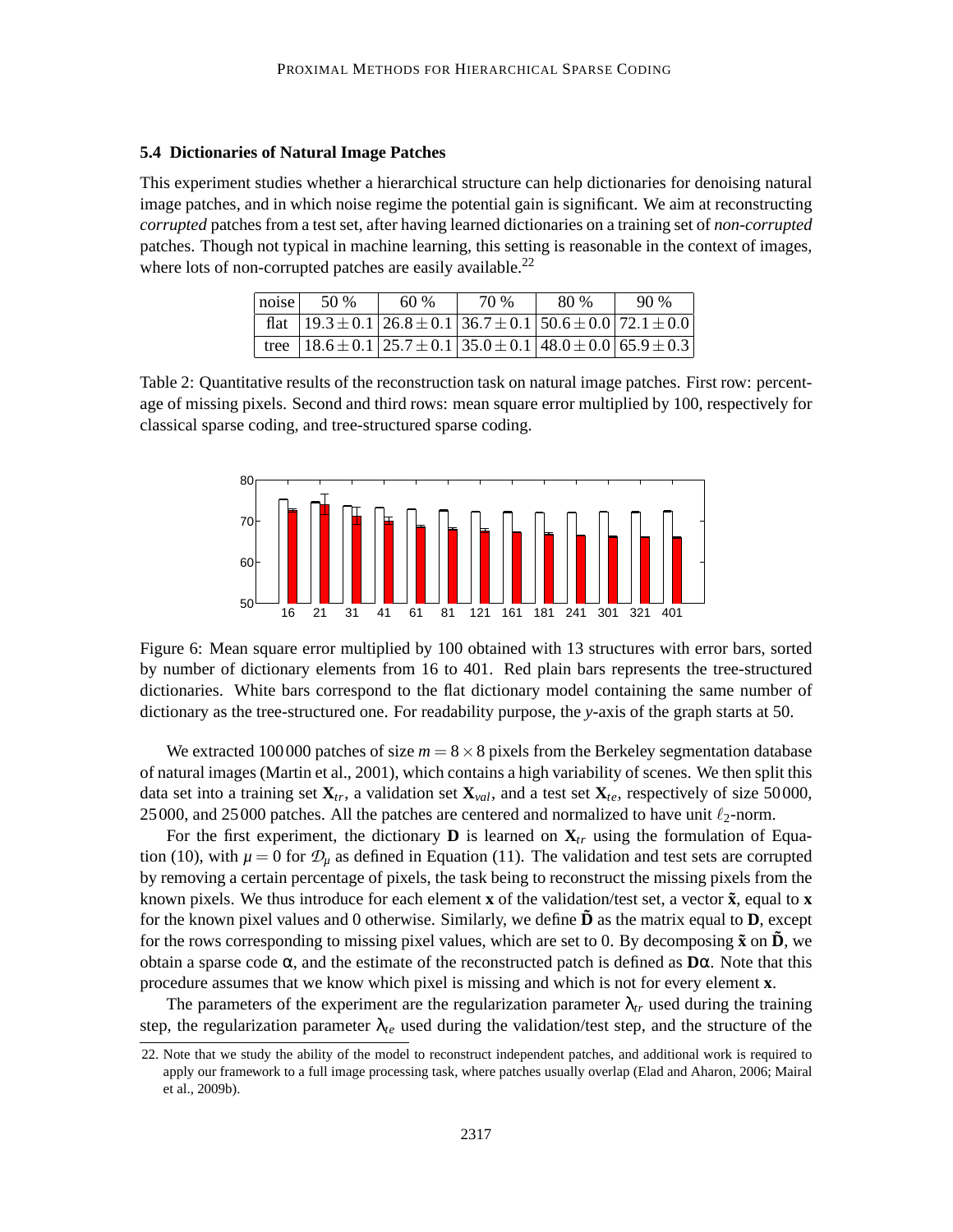### 5.4 Dictionaries of Natural Image Patches

This experiment studies whether a hierarchical structure can help dictionaries for denoising natural image patches, and in which noise regime the potential gain is significant. We aim at reconstructing *corrupted* patches from a test set, after having learned dictionaries on a training set of *non-corrupted* patches. Though not typical in machine learning, this setting is reasonable in the context of images, where lots of non-corrupted patches are easily available.[22]

| noise | 50 % | 60 % | 70 % | 80 % | 90 % |
|---|---|---|---|---|---|
| flat | $19.3 \pm 0.1$ | $26.8 \pm 0.1$ | $36.7 \pm 0.1$ | $50.6 \pm 0.0$ | $72.1 \pm 0.0$ |
| tree | $18.6 \pm 0.1$ | $25.7 \pm 0.1$ | $35.0 \pm 0.1$ | $48.0 \pm 0.0$ | $65.9 \pm 0.3$ |

Table 2: Quantitative results of the reconstruction task on natural image patches. First row: percentage of missing pixels. Second and third rows: mean square error multiplied by 100, respectively for classical sparse coding, and tree-structured sparse coding.

Figure 6: Mean square error multiplied by 100 obtained with 13 structures with error bars, sorted by number of dictionary elements from 16 to 401. Red plain bars represents the tree-structured dictionaries. White bars correspond to the flat dictionary model containing the same number of dictionary as the tree-structured one. For readability purpose, the $y$-axis of the graph starts at 50.

We extracted 100 000 patches of size $m = 8 \times 8$ pixels from the Berkeley segmentation database of natural images (Martin et al., 2001), which contains a high variability of scenes. We then split this data set into a training set $\mathbf{X}_{tr}$, a validation set $\mathbf{X}_{val}$, and a test set $\mathbf{X}_{te}$, respectively of size 50 000, 25 000, and 25 000 patches. All the patches are centered and normalized to have unit $\ell_2$-norm.

For the first experiment, the dictionary $\mathbf{D}$ is learned on $\mathbf{X}_{tr}$ using the formulation of Equation (10), with $\mu = 0$ for $\mathcal{D}_\mu$ as defined in Equation (11). The validation and test sets are corrupted by removing a certain percentage of pixels, the task being to reconstruct the missing pixels from the known pixels. We thus introduce for each element $\mathbf{x}$ of the validation/test set, a vector $\tilde{\mathbf{x}}$, equal to $\mathbf{x}$ for the known pixel values and 0 otherwise. Similarly, we define $\tilde{\mathbf{D}}$ as the matrix equal to $\mathbf{D}$, except for the rows corresponding to missing pixel values, which are set to 0. By decomposing $\tilde{\mathbf{x}}$ on $\tilde{\mathbf{D}}$, we obtain a sparse code $\alpha$, and the estimate of the reconstructed patch is defined as $\mathbf{D}\alpha$. Note that this procedure assumes that we know which pixel is missing and which is not for every element $\mathbf{x}$.

The parameters of the experiment are the regularization parameter $\lambda_{tr}$ used during the training step, the regularization parameter $\lambda_{te}$ used during the validation/test step, and the structure of the

22. Note that we study the ability of the model to reconstruct independent patches, and additional work is required to apply our framework to a full image processing task, where patches usually overlap (Elad and Aharon, 2006; Mairal et al., 2009b).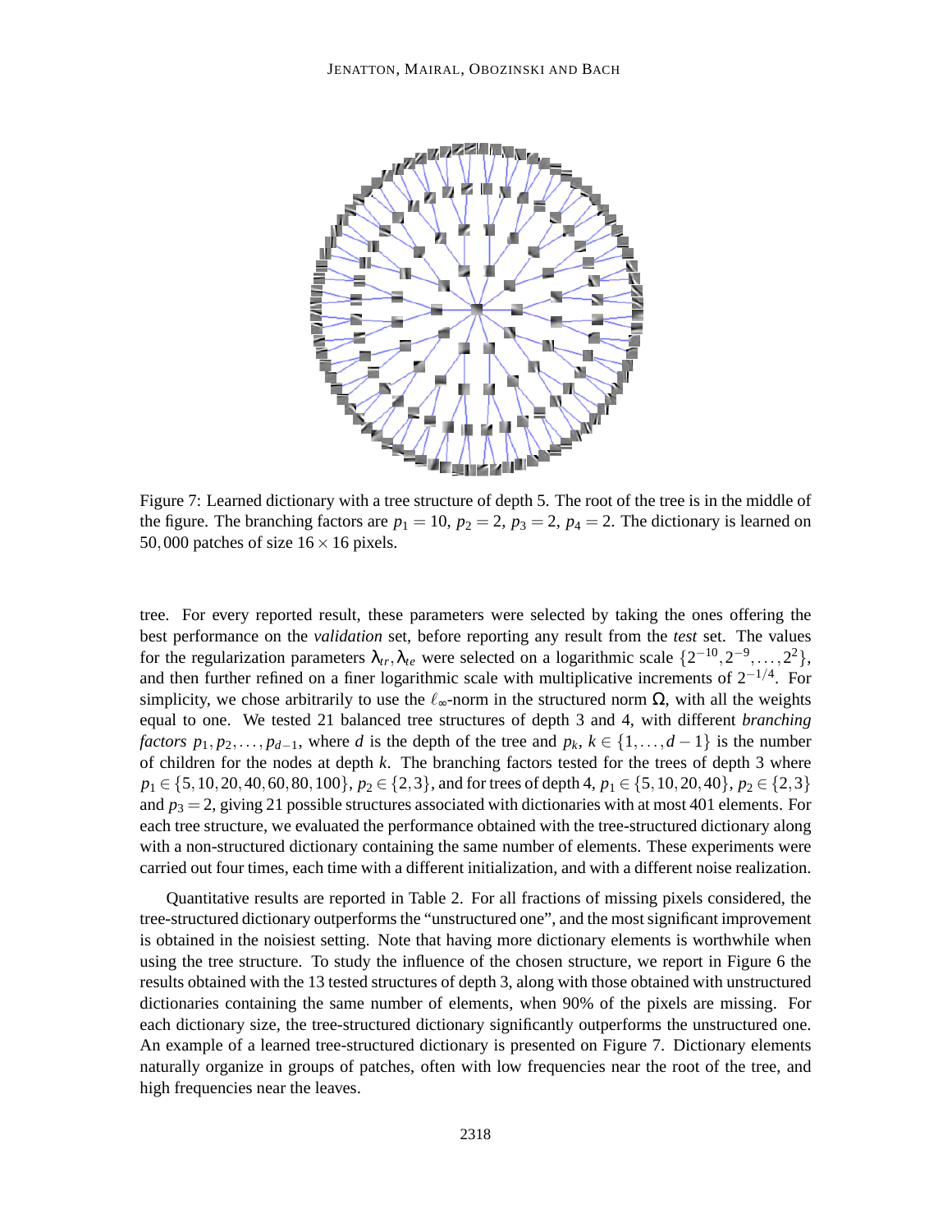Figure 7: Learned dictionary with a tree structure of depth 5. The root of the tree is in the middle of the figure. The branching factors are $p_1 = 10$, $p_2 = 2$, $p_3 = 2$, $p_4 = 2$. The dictionary is learned on 50,000 patches of size $16 \times 16$ pixels.

tree. For every reported result, these parameters were selected by taking the ones offering the best performance on the *validation* set, before reporting any result from the *test* set. The values for the regularization parameters $\lambda_{tr}, \lambda_{te}$ were selected on a logarithmic scale $\{2^{-10}, 2^{-9}, \dots, 2^2\}$, and then further refined on a finer logarithmic scale with multiplicative increments of $2^{-1/4}$. For simplicity, we chose arbitrarily to use the $\ell_\infty$-norm in the structured norm $\Omega$, with all the weights equal to one. We tested 21 balanced tree structures of depth 3 and 4, with different *branching factors* $p_1, p_2, \dots, p_{d-1}$, where $d$ is the depth of the tree and $p_k$, $k \in \{1, \dots, d-1\}$ is the number of children for the nodes at depth $k$. The branching factors tested for the trees of depth 3 where $p_1 \in \{5, 10, 20, 40, 60, 80, 100\}$, $p_2 \in \{2, 3\}$, and for trees of depth 4, $p_1 \in \{5, 10, 20, 40\}$, $p_2 \in \{2, 3\}$ and $p_3 = 2$, giving 21 possible structures associated with dictionaries with at most 401 elements. For each tree structure, we evaluated the performance obtained with the tree-structured dictionary along with a non-structured dictionary containing the same number of elements. These experiments were carried out four times, each time with a different initialization, and with a different noise realization.

Quantitative results are reported in Table 2. For all fractions of missing pixels considered, the tree-structured dictionary outperforms the "unstructured one", and the most significant improvement is obtained in the noisiest setting. Note that having more dictionary elements is worthwhile when using the tree structure. To study the influence of the chosen structure, we report in Figure 6 the results obtained with the 13 tested structures of depth 3, along with those obtained with unstructured dictionaries containing the same number of elements, when 90% of the pixels are missing. For each dictionary size, the tree-structured dictionary significantly outperforms the unstructured one. An example of a learned tree-structured dictionary is presented on Figure 7. Dictionary elements naturally organize in groups of patches, often with low frequencies near the root of the tree, and high frequencies near the leaves.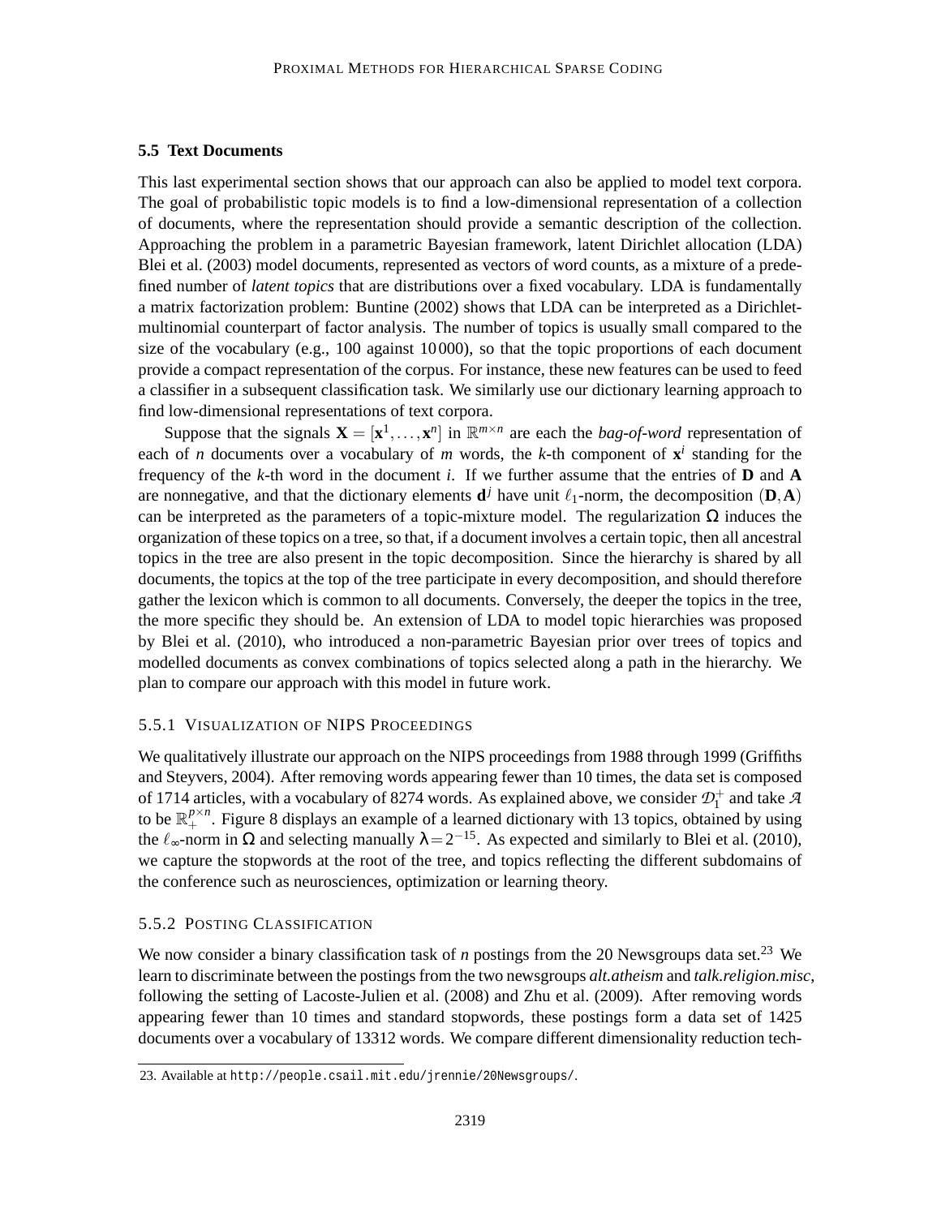### 5.5 Text Documents

This last experimental section shows that our approach can also be applied to model text corpora. The goal of probabilistic topic models is to find a low-dimensional representation of a collection of documents, where the representation should provide a semantic description of the collection. Approaching the problem in a parametric Bayesian framework, latent Dirichlet allocation (LDA) Blei et al. (2003) model documents, represented as vectors of word counts, as a mixture of a predefined number of *latent topics* that are distributions over a fixed vocabulary. LDA is fundamentally a matrix factorization problem: Buntine (2002) shows that LDA can be interpreted as a Dirichlet-multinomial counterpart of factor analysis. The number of topics is usually small compared to the size of the vocabulary (e.g., 100 against 10 000), so that the topic proportions of each document provide a compact representation of the corpus. For instance, these new features can be used to feed a classifier in a subsequent classification task. We similarly use our dictionary learning approach to find low-dimensional representations of text corpora.

Suppose that the signals $\mathbf{X} = [\mathbf{x}^1, \ldots, \mathbf{x}^n]$ in $\mathbb{R}^{m\times n}$ are each the *bag-of-word* representation of each of $n$ documents over a vocabulary of $m$ words, the $k$-th component of $\mathbf{x}^i$ standing for the frequency of the $k$-th word in the document $i$. If we further assume that the entries of $\mathbf{D}$ and $\mathbf{A}$ are nonnegative, and that the dictionary elements $\mathbf{d}^j$ have unit $\ell_1$-norm, the decomposition $(\mathbf{D}, \mathbf{A})$ can be interpreted as the parameters of a topic-mixture model. The regularization $\Omega$ induces the organization of these topics on a tree, so that, if a document involves a certain topic, then all ancestral topics in the tree are also present in the topic decomposition. Since the hierarchy is shared by all documents, the topics at the top of the tree participate in every decomposition, and should therefore gather the lexicon which is common to all documents. Conversely, the deeper the topics in the tree, the more specific they should be. An extension of LDA to model topic hierarchies was proposed by Blei et al. (2010), who introduced a non-parametric Bayesian prior over trees of topics and modelled documents as convex combinations of topics selected along a path in the hierarchy. We plan to compare our approach with this model in future work.

#### 5.5.1 Visualization of NIPS Proceedings

We qualitatively illustrate our approach on the NIPS proceedings from 1988 through 1999 (Griffiths and Steyvers, 2004). After removing words appearing fewer than 10 times, the data set is composed of 1714 articles, with a vocabulary of 8274 words. As explained above, we consider $\mathcal{D}_1^+$ and take $\mathcal{A}$ to be $\mathbb{R}_+^{p\times n}$. Figure 8 displays an example of a learned dictionary with 13 topics, obtained by using the $\ell_\infty$-norm in $\Omega$ and selecting manually $\lambda = 2^{-15}$. As expected and similarly to Blei et al. (2010), we capture the stopwords at the root of the tree, and topics reflecting the different subdomains of the conference such as neurosciences, optimization or learning theory.

#### 5.5.2 Posting Classification

We now consider a binary classification task of $n$ postings from the 20 Newsgroups data set.[23] We learn to discriminate between the postings from the two newsgroups *alt.atheism* and *talk.religion.misc*, following the setting of Lacoste-Julien et al. (2008) and Zhu et al. (2009). After removing words appearing fewer than 10 times and standard stopwords, these postings form a data set of 1425 documents over a vocabulary of 13312 words. We compare different dimensionality reduction tech-

23. Available at http://people.csail.mit.edu/jrennie/20Newsgroups/.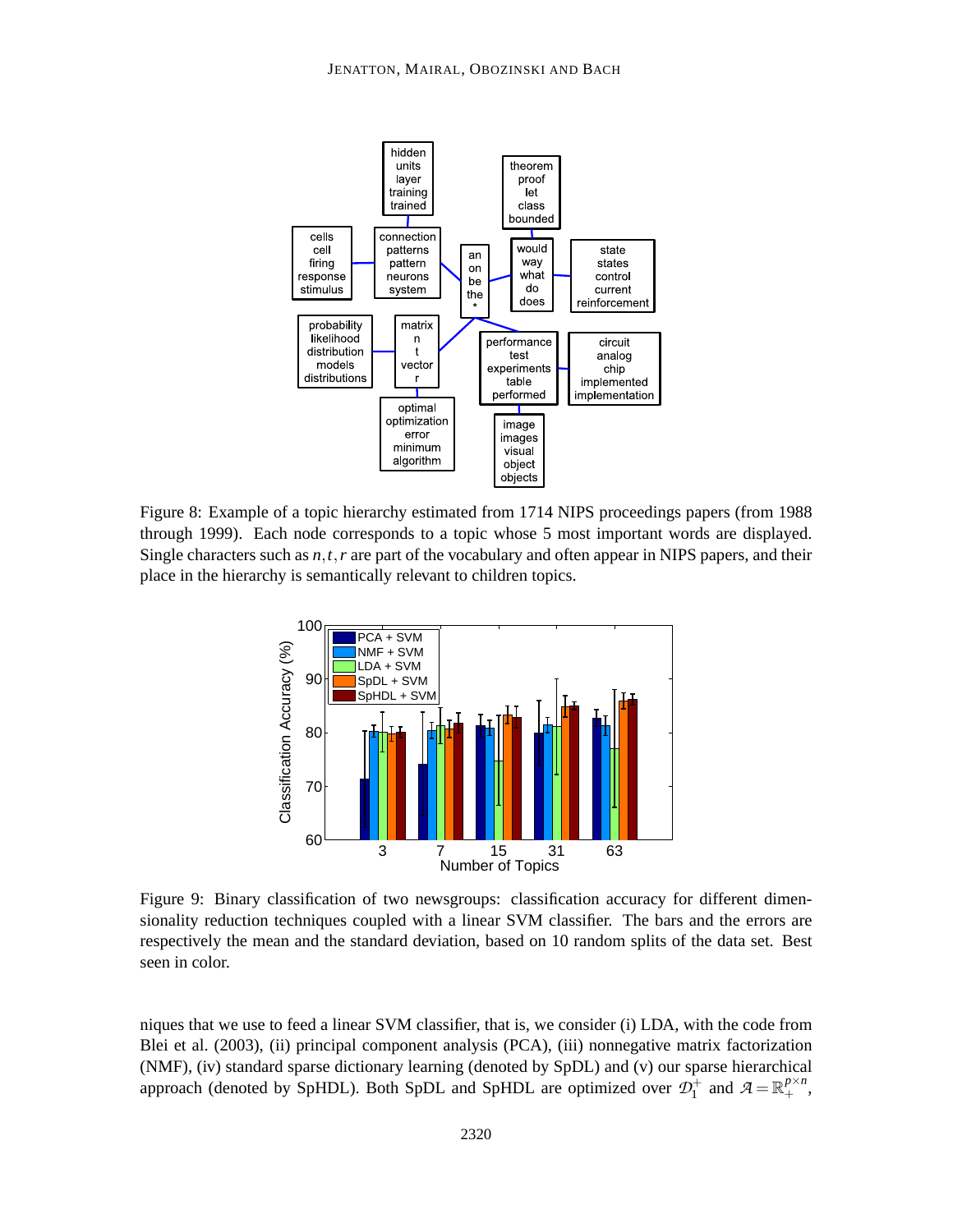Figure 8: Example of a topic hierarchy estimated from 1714 NIPS proceedings papers (from 1988 through 1999). Each node corresponds to a topic whose 5 most important words are displayed. Single characters such as $n, t, r$ are part of the vocabulary and often appear in NIPS papers, and their place in the hierarchy is semantically relevant to children topics.

Figure 9: Binary classification of two newsgroups: classification accuracy for different dimensionality reduction techniques coupled with a linear SVM classifier. The bars and the errors are respectively the mean and the standard deviation, based on 10 random splits of the data set. Best seen in color.

niques that we use to feed a linear SVM classifier, that is, we consider (i) LDA, with the code from Blei et al. (2003), (ii) principal component analysis (PCA), (iii) nonnegative matrix factorization (NMF), (iv) standard sparse dictionary learning (denoted by SpDL) and (v) our sparse hierarchical approach (denoted by SpHDL). Both SpDL and SpHDL are optimized over $\mathcal{D}_1^+$ and $\mathcal{A} = \mathbb{R}_+^{p \times n}$,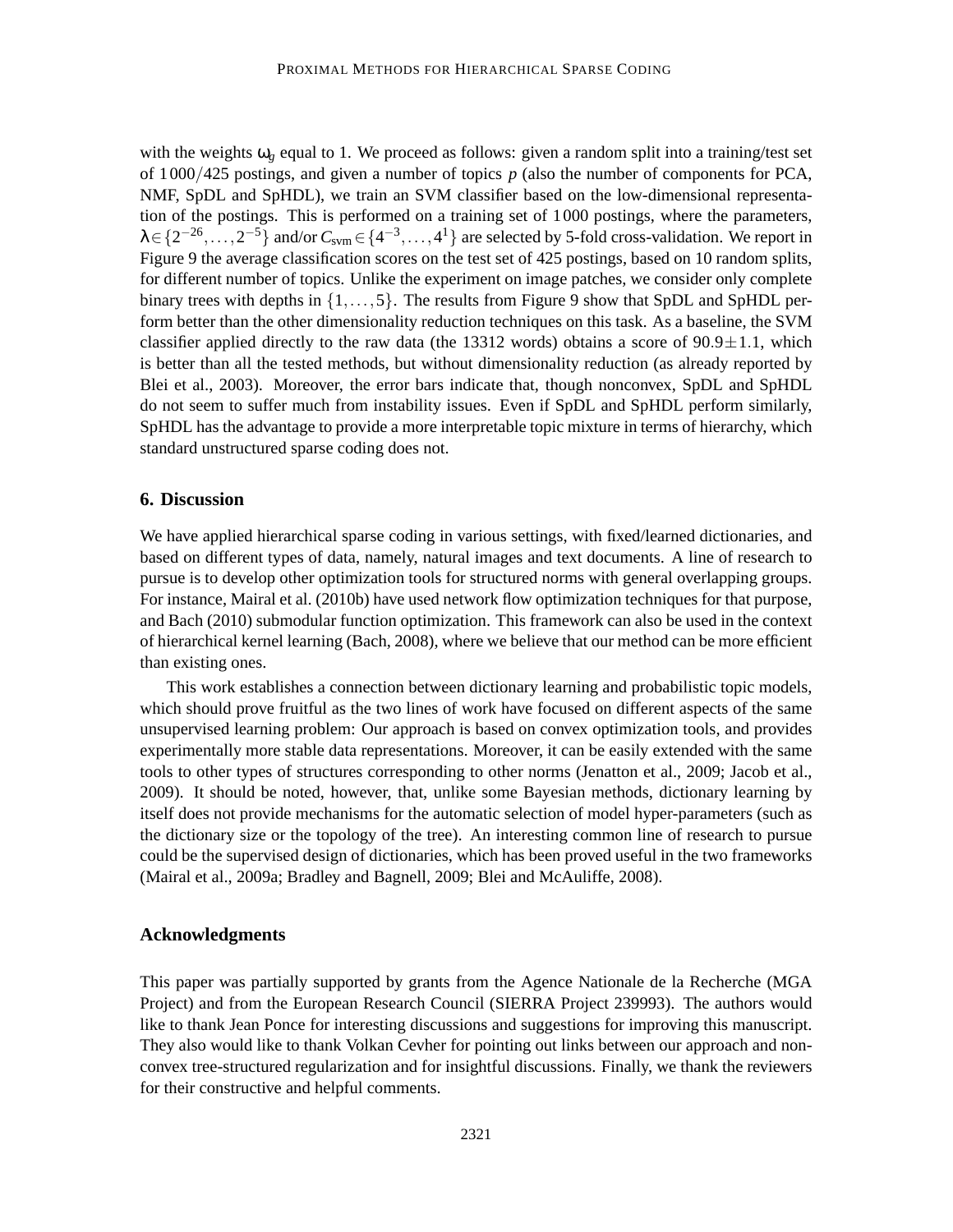with the weights $\omega_g$ equal to 1. We proceed as follows: given a random split into a training/test set of $1\,000/425$ postings, and given a number of topics $p$ (also the number of components for PCA, NMF, SpDL and SpHDL), we train an SVM classifier based on the low-dimensional representation of the postings. This is performed on a training set of 1 000 postings, where the parameters, $\lambda \in \{2^{-26}, \ldots, 2^{-5}\}$ and/or $C_{\text{svm}} \in \{4^{-3}, \ldots, 4^{1}\}$ are selected by 5-fold cross-validation. We report in Figure 9 the average classification scores on the test set of 425 postings, based on 10 random splits, for different number of topics. Unlike the experiment on image patches, we consider only complete binary trees with depths in $\{1, \ldots, 5\}$. The results from Figure 9 show that SpDL and SpHDL perform better than the other dimensionality reduction techniques on this task. As a baseline, the SVM classifier applied directly to the raw data (the 13312 words) obtains a score of $90.9 \pm 1.1$, which is better than all the tested methods, but without dimensionality reduction (as already reported by Blei et al., 2003). Moreover, the error bars indicate that, though nonconvex, SpDL and SpHDL do not seem to suffer much from instability issues. Even if SpDL and SpHDL perform similarly, SpHDL has the advantage to provide a more interpretable topic mixture in terms of hierarchy, which standard unstructured sparse coding does not.

## 6. Discussion

We have applied hierarchical sparse coding in various settings, with fixed/learned dictionaries, and based on different types of data, namely, natural images and text documents. A line of research to pursue is to develop other optimization tools for structured norms with general overlapping groups. For instance, Mairal et al. (2010b) have used network flow optimization techniques for that purpose, and Bach (2010) submodular function optimization. This framework can also be used in the context of hierarchical kernel learning (Bach, 2008), where we believe that our method can be more efficient than existing ones.

This work establishes a connection between dictionary learning and probabilistic topic models, which should prove fruitful as the two lines of work have focused on different aspects of the same unsupervised learning problem: Our approach is based on convex optimization tools, and provides experimentally more stable data representations. Moreover, it can be easily extended with the same tools to other types of structures corresponding to other norms (Jenatton et al., 2009; Jacob et al., 2009). It should be noted, however, that, unlike some Bayesian methods, dictionary learning by itself does not provide mechanisms for the automatic selection of model hyper-parameters (such as the dictionary size or the topology of the tree). An interesting common line of research to pursue could be the supervised design of dictionaries, which has been proved useful in the two frameworks (Mairal et al., 2009a; Bradley and Bagnell, 2009; Blei and McAuliffe, 2008).

## Acknowledgments

This paper was partially supported by grants from the Agence Nationale de la Recherche (MGA Project) and from the European Research Council (SIERRA Project 239993). The authors would like to thank Jean Ponce for interesting discussions and suggestions for improving this manuscript. They also would like to thank Volkan Cevher for pointing out links between our approach and non-convex tree-structured regularization and for insightful discussions. Finally, we thank the reviewers for their constructive and helpful comments.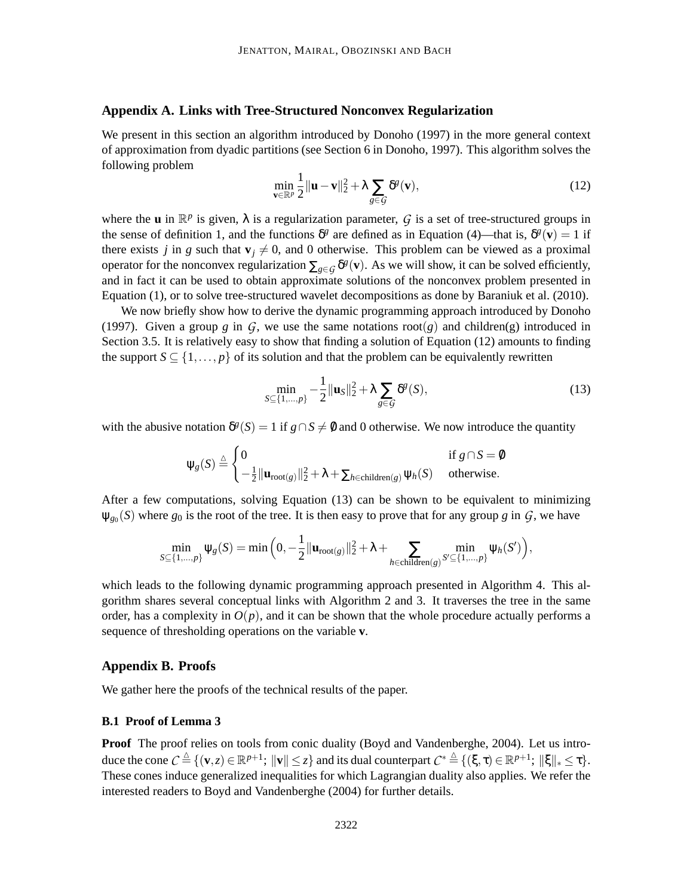## Appendix A. Links with Tree-Structured Nonconvex Regularization

We present in this section an algorithm introduced by Donoho (1997) in the more general context of approximation from dyadic partitions (see Section 6 in Donoho, 1997). This algorithm solves the following problem

$$\min_{\mathbf{v}\in\mathbb{R}^p} \frac{1}{2}\|\mathbf{u}-\mathbf{v}\|_2^2 + \lambda \sum_{g\in\mathcal{G}} \delta^g(\mathbf{v}), \tag{12}$$

where the $\mathbf{u}$ in $\mathbb{R}^p$ is given, $\lambda$ is a regularization parameter, $\mathcal{G}$ is a set of tree-structured groups in the sense of definition 1, and the functions $\delta^g$ are defined as in Equation (4)—that is, $\delta^g(\mathbf{v}) = 1$ if there exists $j$ in $g$ such that $\mathbf{v}_j \neq 0$, and 0 otherwise. This problem can be viewed as a proximal operator for the nonconvex regularization $\sum_{g\in\mathcal{G}} \delta^g(\mathbf{v})$. As we will show, it can be solved efficiently, and in fact it can be used to obtain approximate solutions of the nonconvex problem presented in Equation (1), or to solve tree-structured wavelet decompositions as done by Baraniuk et al. (2010).

We now briefly show how to derive the dynamic programming approach introduced by Donoho (1997). Given a group $g$ in $\mathcal{G}$, we use the same notations $\text{root}(g)$ and children(g) introduced in Section 3.5. It is relatively easy to show that finding a solution of Equation (12) amounts to finding the support $S \subseteq \{1,\ldots,p\}$ of its solution and that the problem can be equivalently rewritten

$$\min_{S\subseteq\{1,\ldots,p\}} -\frac{1}{2}\|\mathbf{u}_S\|_2^2 + \lambda \sum_{g\in\mathcal{G}} \delta^g(S), \tag{13}$$

with the abusive notation $\delta^g(S) = 1$ if $g \cap S \neq \emptyset$ and 0 otherwise. We now introduce the quantity

$$\psi_g(S) \triangleq \begin{cases} 0 & \text{if } g\cap S = \emptyset \\ -\frac{1}{2}\|\mathbf{u}_{\text{root}(g)}\|_2^2 + \lambda + \sum_{h\in\text{children}(g)} \psi_h(S) & \text{otherwise.} \end{cases}$$

After a few computations, solving Equation (13) can be shown to be equivalent to minimizing $\psi_{g_0}(S)$ where $g_0$ is the root of the tree. It is then easy to prove that for any group $g$ in $\mathcal{G}$, we have

$$\min_{S\subseteq\{1,\ldots,p\}} \psi_g(S) = \min\Big(0, -\frac{1}{2}\|\mathbf{u}_{\text{root}(g)}\|_2^2 + \lambda + \sum_{h\in\text{children}(g)} \min_{S'\subseteq\{1,\ldots,p\}} \psi_h(S')\Big),$$

which leads to the following dynamic programming approach presented in Algorithm 4. This algorithm shares several conceptual links with Algorithm 2 and 3. It traverses the tree in the same order, has a complexity in $O(p)$, and it can be shown that the whole procedure actually performs a sequence of thresholding operations on the variable $\mathbf{v}$.

## Appendix B. Proofs

We gather here the proofs of the technical results of the paper.

### B.1 Proof of Lemma 3

**Proof** The proof relies on tools from conic duality (Boyd and Vandenberghe, 2004). Let us introduce the cone $\mathcal{C} \triangleq \{(\mathbf{v},z)\in\mathbb{R}^{p+1};\ \|\mathbf{v}\| \leq z\}$ and its dual counterpart $\mathcal{C}^* \triangleq \{(\xi,\tau)\in\mathbb{R}^{p+1};\ \|\xi\|_* \leq \tau\}$. These cones induce generalized inequalities for which Lagrangian duality also applies. We refer the interested readers to Boyd and Vandenberghe (2004) for further details.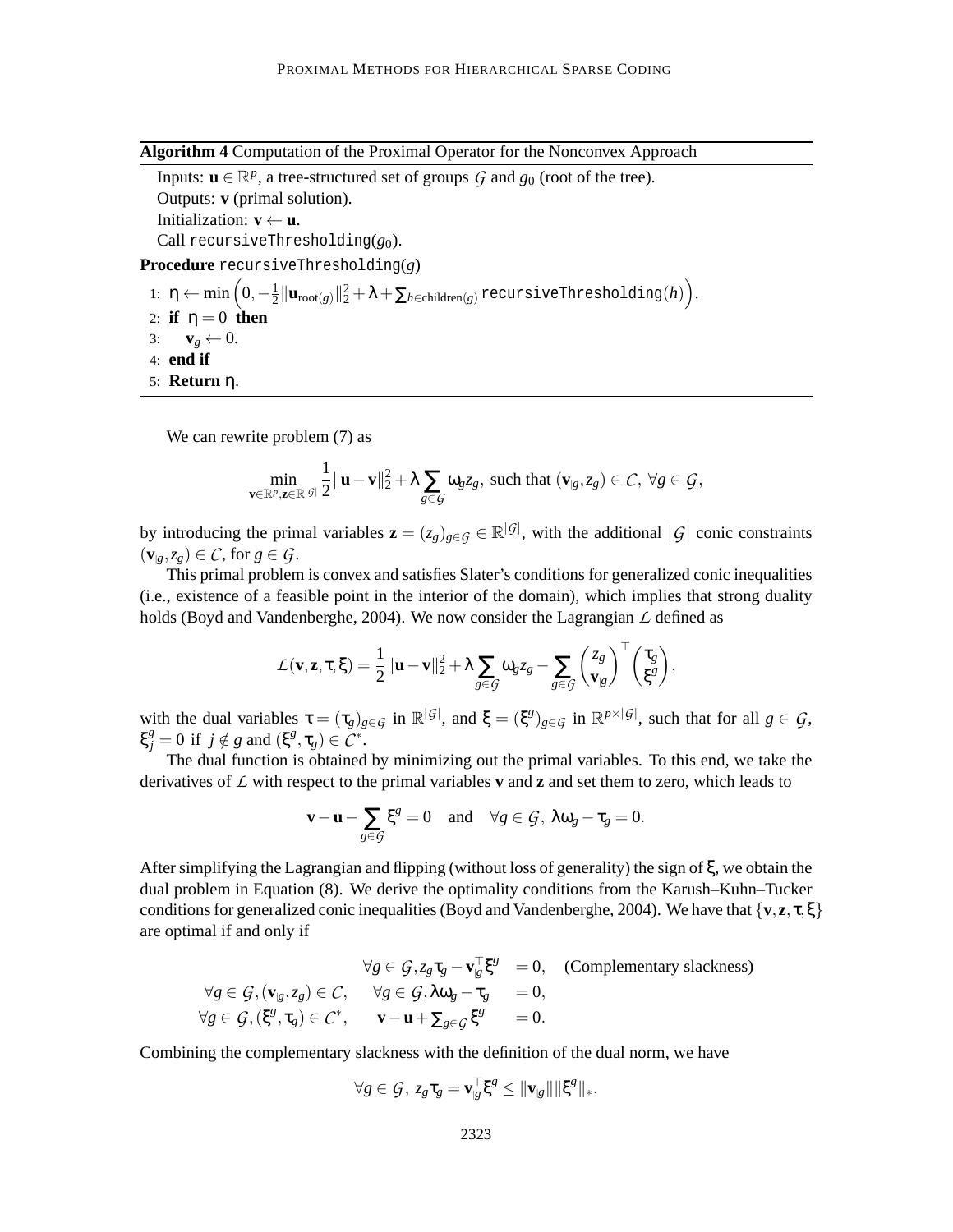**Algorithm 4** Computation of the Proximal Operator for the Nonconvex Approach

Inputs: $\mathbf{u} \in \mathbb{R}^p$, a tree-structured set of groups $\mathcal{G}$ and $g_0$ (root of the tree).
Outputs: $\mathbf{v}$ (primal solution).
Initialization: $\mathbf{v} \leftarrow \mathbf{u}$.
Call `recursiveThresholding`($g_0$).

**Procedure** `recursiveThresholding`($g$)

1: $\eta \leftarrow \min\Big(0, -\frac{1}{2}\|\mathbf{u}_{\text{root}(g)}\|_2^2 + \lambda + \sum_{h \in \text{children}(g)} \texttt{recursiveThresholding}(h)\Big)$.
2: **if** $\eta = 0$ **then**
3: $\quad \mathbf{v}_g \leftarrow 0$.
4: **end if**
5: **Return** $\eta$.

We can rewrite problem (7) as

$$\min_{\mathbf{v} \in \mathbb{R}^p, \mathbf{z} \in \mathbb{R}^{|\mathcal{G}|}} \frac{1}{2}\|\mathbf{u} - \mathbf{v}\|_2^2 + \lambda \sum_{g \in \mathcal{G}} \omega_g z_g, \text{ such that } (\mathbf{v}_{|g}, z_g) \in \mathcal{C}, \ \forall g \in \mathcal{G},$$

by introducing the primal variables $\mathbf{z} = (z_g)_{g \in \mathcal{G}} \in \mathbb{R}^{|\mathcal{G}|}$, with the additional $|\mathcal{G}|$ conic constraints $(\mathbf{v}_{|g}, z_g) \in \mathcal{C}$, for $g \in \mathcal{G}$.

This primal problem is convex and satisfies Slater's conditions for generalized conic inequalities (i.e., existence of a feasible point in the interior of the domain), which implies that strong duality holds (Boyd and Vandenberghe, 2004). We now consider the Lagrangian $\mathcal{L}$ defined as

$$\mathcal{L}(\mathbf{v}, \mathbf{z}, \tau, \xi) = \frac{1}{2}\|\mathbf{u} - \mathbf{v}\|_2^2 + \lambda \sum_{g \in \mathcal{G}} \omega_g z_g - \sum_{g \in \mathcal{G}} \begin{pmatrix} z_g \\ \mathbf{v}_{|g} \end{pmatrix}^\top \begin{pmatrix} \tau_g \\ \xi^g \end{pmatrix},$$

with the dual variables $\tau = (\tau_g)_{g \in \mathcal{G}}$ in $\mathbb{R}^{|\mathcal{G}|}$, and $\xi = (\xi^g)_{g \in \mathcal{G}}$ in $\mathbb{R}^{p \times |\mathcal{G}|}$, such that for all $g \in \mathcal{G}$, $\xi^g_j = 0$ if $j \notin g$ and $(\xi^g, \tau_g) \in \mathcal{C}^*$.

The dual function is obtained by minimizing out the primal variables. To this end, we take the derivatives of $\mathcal{L}$ with respect to the primal variables $\mathbf{v}$ and $\mathbf{z}$ and set them to zero, which leads to

$$\mathbf{v} - \mathbf{u} - \sum_{g \in \mathcal{G}} \xi^g = 0 \quad \text{and} \quad \forall g \in \mathcal{G}, \ \lambda\omega_g - \tau_g = 0.$$

After simplifying the Lagrangian and flipping (without loss of generality) the sign of $\xi$, we obtain the dual problem in Equation (8). We derive the optimality conditions from the Karush–Kuhn–Tucker conditions for generalized conic inequalities (Boyd and Vandenberghe, 2004). We have that $\{\mathbf{v}, \mathbf{z}, \tau, \xi\}$ are optimal if and only if

$$\begin{aligned}
& & \forall g \in \mathcal{G}, z_g\tau_g - \mathbf{v}_{|g}^\top \xi^g &= 0, \quad \text{(Complementary slackness)} \\
\forall g \in \mathcal{G}, (\mathbf{v}_{|g}, z_g) \in \mathcal{C}, & & \forall g \in \mathcal{G}, \lambda\omega_g - \tau_g &= 0, \\
\forall g \in \mathcal{G}, (\xi^g, \tau_g) \in \mathcal{C}^*, & & \mathbf{v} - \mathbf{u} + \textstyle\sum_{g \in \mathcal{G}} \xi^g &= 0.
\end{aligned}$$

Combining the complementary slackness with the definition of the dual norm, we have

$$\forall g \in \mathcal{G}, \ z_g\tau_g = \mathbf{v}_{|g}^\top \xi^g \leq \|\mathbf{v}_{|g}\| \|\xi^g\|_*.$$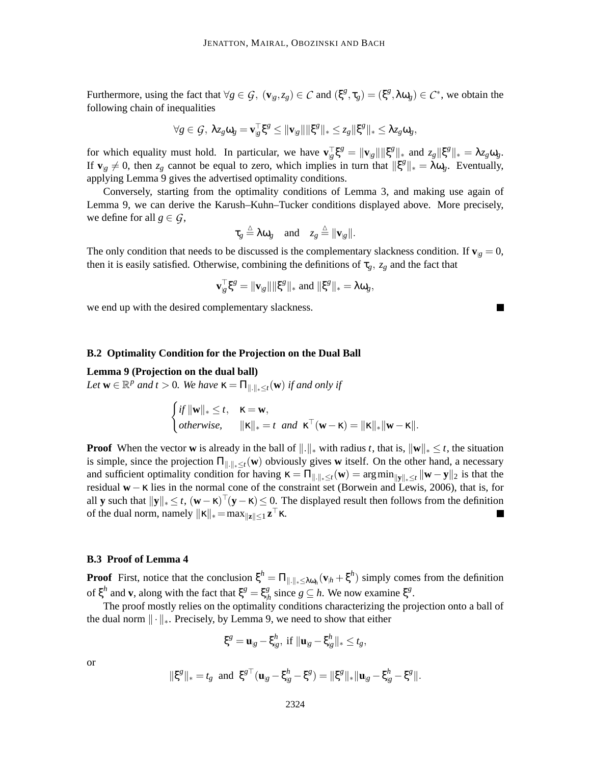Furthermore, using the fact that $\forall g \in \mathcal{G},\ (\mathbf{v}_{|g}, z_g) \in \mathcal{C}$ and $(\xi^g, \tau_g) = (\xi^g, \lambda\omega_g) \in \mathcal{C}^*$, we obtain the following chain of inequalities

$$\forall g \in \mathcal{G},\ \lambda z_g \omega_g = \mathbf{v}_{|g}^\top \xi^g \leq \|\mathbf{v}_{|g}\| \|\xi^g\|_* \leq z_g \|\xi^g\|_* \leq \lambda z_g \omega_g,$$

for which equality must hold. In particular, we have $\mathbf{v}_{|g}^\top \xi^g = \|\mathbf{v}_{|g}\| \|\xi^g\|_*$ and $z_g \|\xi^g\|_* = \lambda z_g \omega_g$. If $\mathbf{v}_{|g} \neq 0$, then $z_g$ cannot be equal to zero, which implies in turn that $\|\xi^g\|_* = \lambda\omega_g$. Eventually, applying Lemma 9 gives the advertised optimality conditions.

Conversely, starting from the optimality conditions of Lemma 3, and making use again of Lemma 9, we can derive the Karush–Kuhn–Tucker conditions displayed above. More precisely, we define for all $g \in \mathcal{G}$,

$$\tau_g \triangleq \lambda\omega_g \quad \text{and} \quad z_g \triangleq \|\mathbf{v}_{|g}\|.$$

The only condition that needs to be discussed is the complementary slackness condition. If $\mathbf{v}_{|g} = 0$, then it is easily satisfied. Otherwise, combining the definitions of $\tau_g$, $z_g$ and the fact that

$$\mathbf{v}_{|g}^\top \xi^g = \|\mathbf{v}_{|g}\| \|\xi^g\|_* \text{ and } \|\xi^g\|_* = \lambda\omega_g,$$

we end up with the desired complementary slackness. ■

### B.2 Optimality Condition for the Projection on the Dual Ball

**Lemma 9 (Projection on the dual ball)**
*Let $\mathbf{w} \in \mathbb{R}^p$ and $t > 0$. We have $\kappa = \Pi_{\|.\|_* \leq t}(\mathbf{w})$ if and only if*

$$\begin{cases} \textit{if } \|\mathbf{w}\|_* \leq t, & \kappa = \mathbf{w}, \\ \textit{otherwise}, & \|\kappa\|_* = t \ \textit{ and } \ \kappa^\top(\mathbf{w} - \kappa) = \|\kappa\|_* \|\mathbf{w} - \kappa\|. \end{cases}$$

**Proof** When the vector $\mathbf{w}$ is already in the ball of $\|.\|_*$ with radius $t$, that is, $\|\mathbf{w}\|_* \leq t$, the situation is simple, since the projection $\Pi_{\|.\|_* \leq t}(\mathbf{w})$ obviously gives $\mathbf{w}$ itself. On the other hand, a necessary and sufficient optimality condition for having $\kappa = \Pi_{\|.\|_* \leq t}(\mathbf{w}) = \arg\min_{\|\mathbf{y}\|_* \leq t} \|\mathbf{w} - \mathbf{y}\|_2$ is that the residual $\mathbf{w} - \kappa$ lies in the normal cone of the constraint set (Borwein and Lewis, 2006), that is, for all $\mathbf{y}$ such that $\|\mathbf{y}\|_* \leq t$, $(\mathbf{w} - \kappa)^\top(\mathbf{y} - \kappa) \leq 0$. The displayed result then follows from the definition of the dual norm, namely $\|\kappa\|_* = \max_{\|\mathbf{z}\| \leq 1} \mathbf{z}^\top \kappa$. ■

### B.3 Proof of Lemma 4

**Proof** First, notice that the conclusion $\xi^h = \Pi_{\|.\|_* \leq \lambda\omega_h}(\mathbf{v}_{|h} + \xi^h)$ simply comes from the definition of $\xi^h$ and $\mathbf{v}$, along with the fact that $\xi^g = \xi^g_{|h}$ since $g \subseteq h$. We now examine $\xi^g$.

The proof mostly relies on the optimality conditions characterizing the projection onto a ball of the dual norm $\|\cdot\|_*$. Precisely, by Lemma 9, we need to show that either

$$\xi^g = \mathbf{u}_{|g} - \xi^h_{|g}, \text{ if } \|\mathbf{u}_{|g} - \xi^h_{|g}\|_* \leq t_g,$$

or

$$\|\xi^g\|_* = t_g \ \text{ and } \ \xi^{g\top}(\mathbf{u}_{|g} - \xi^h_{|g} - \xi^g) = \|\xi^g\|_* \|\mathbf{u}_{|g} - \xi^h_{|g} - \xi^g\|.$$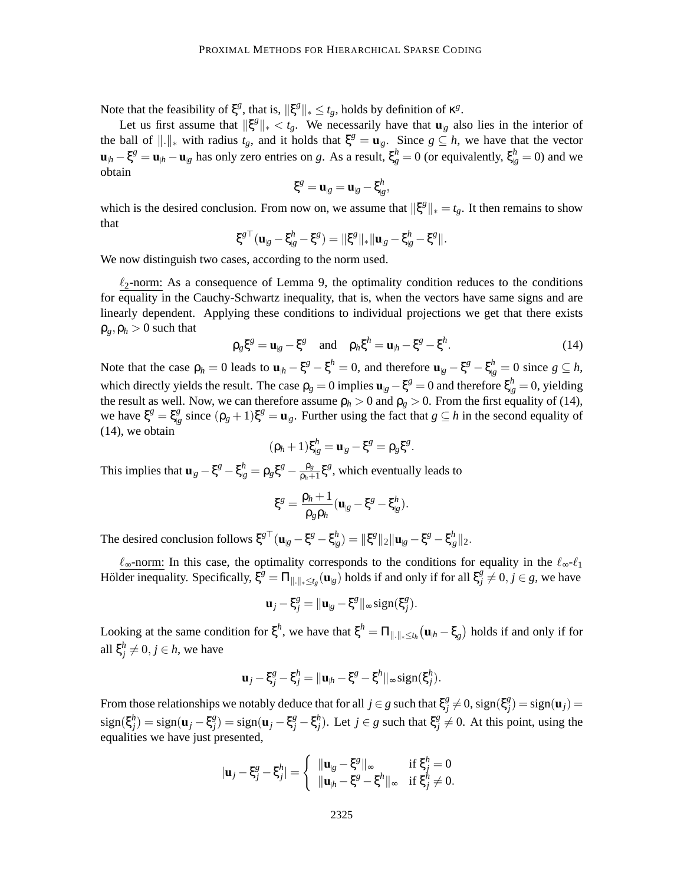Note that the feasibility of $\xi^g$, that is, $\|\xi^g\|_* \leq t_g$, holds by definition of $\kappa^g$.

Let us first assume that $\|\xi^g\|_* < t_g$. We necessarily have that $\mathbf{u}_{|g}$ also lies in the interior of the ball of $\|.\|_*$ with radius $t_g$, and it holds that $\xi^g = \mathbf{u}_{|g}$. Since $g \subseteq h$, we have that the vector $\mathbf{u}_{|h} - \xi^g = \mathbf{u}_{|h} - \mathbf{u}_{|g}$ has only zero entries on $g$. As a result, $\xi^h_g = 0$ (or equivalently, $\xi^h_{|g} = 0$) and we obtain

$$\xi^g = \mathbf{u}_{|g} = \mathbf{u}_{|g} - \xi^h_{|g},$$

which is the desired conclusion. From now on, we assume that $\|\xi^g\|_* = t_g$. It then remains to show that

$$\xi^{g\top}(\mathbf{u}_{|g} - \xi^h_{|g} - \xi^g) = \|\xi^g\|_* \|\mathbf{u}_{|g} - \xi^h_{|g} - \xi^g\|.$$

We now distinguish two cases, according to the norm used.

$\ell_2$-norm: As a consequence of Lemma 9, the optimality condition reduces to the conditions for equality in the Cauchy-Schwartz inequality, that is, when the vectors have same signs and are linearly dependent. Applying these conditions to individual projections we get that there exists $\rho_g, \rho_h > 0$ such that

$$\rho_g \xi^g = \mathbf{u}_{|g} - \xi^g \quad \text{and} \quad \rho_h \xi^h = \mathbf{u}_{|h} - \xi^g - \xi^h. \tag{14}$$

Note that the case $\rho_h = 0$ leads to $\mathbf{u}_{|h} - \xi^g - \xi^h = 0$, and therefore $\mathbf{u}_{|g} - \xi^g - \xi^h_{|g} = 0$ since $g \subseteq h$, which directly yields the result. The case $\rho_g = 0$ implies $\mathbf{u}_{|g} - \xi^g = 0$ and therefore $\xi^h_{|g} = 0$, yielding the result as well. Now, we can therefore assume $\rho_h > 0$ and $\rho_g > 0$. From the first equality of (14), we have $\xi^g = \xi^g_{|g}$ since $(\rho_g + 1)\xi^g = \mathbf{u}_{|g}$. Further using the fact that $g \subseteq h$ in the second equality of (14), we obtain

$$(\rho_h + 1)\xi^h_{|g} = \mathbf{u}_{|g} - \xi^g = \rho_g \xi^g.$$

This implies that $\mathbf{u}_{|g} - \xi^g - \xi^h_{|g} = \rho_g \xi^g - \frac{\rho_g}{\rho_h + 1}\xi^g$, which eventually leads to

$$\xi^g = \frac{\rho_h + 1}{\rho_g \rho_h}(\mathbf{u}_{|g} - \xi^g - \xi^h_{|g}).$$

The desired conclusion follows $\xi^{g\top}(\mathbf{u}_{|g} - \xi^g - \xi^h_{|g}) = \|\xi^g\|_2 \|\mathbf{u}_{|g} - \xi^g - \xi^h_{|g}\|_2$.

$\ell_\infty$-norm: In this case, the optimality corresponds to the conditions for equality in the $\ell_\infty$-$\ell_1$ Hölder inequality. Specifically, $\xi^g = \Pi_{\|.\|_* \leq t_g}(\mathbf{u}_{|g})$ holds if and only if for all $\xi^g_j \neq 0, j \in g$, we have

$$\mathbf{u}_j - \xi^g_j = \|\mathbf{u}_{|g} - \xi^g\|_\infty \operatorname{sign}(\xi^g_j).$$

Looking at the same condition for $\xi^h$, we have that $\xi^h = \Pi_{\|.\|_* \leq t_h}(\mathbf{u}_{|h} - \xi_g)$ holds if and only if for all $\xi^h_j \neq 0, j \in h$, we have

$$\mathbf{u}_j - \xi^g_j - \xi^h_j = \|\mathbf{u}_{|h} - \xi^g - \xi^h\|_\infty \operatorname{sign}(\xi^h_j).$$

From those relationships we notably deduce that for all $j \in g$ such that $\xi^g_j \neq 0$, $\operatorname{sign}(\xi^g_j) = \operatorname{sign}(\mathbf{u}_j) = \operatorname{sign}(\xi^h_j) = \operatorname{sign}(\mathbf{u}_j - \xi^g_j) = \operatorname{sign}(\mathbf{u}_j - \xi^g_j - \xi^h_j)$. Let $j \in g$ such that $\xi^g_j \neq 0$. At this point, using the equalities we have just presented,

$$|\mathbf{u}_j - \xi^g_j - \xi^h_j| = \begin{cases} \|\mathbf{u}_{|g} - \xi^g\|_\infty & \text{if } \xi^h_j = 0 \\ \|\mathbf{u}_{|h} - \xi^g - \xi^h\|_\infty & \text{if } \xi^h_j \neq 0. \end{cases}$$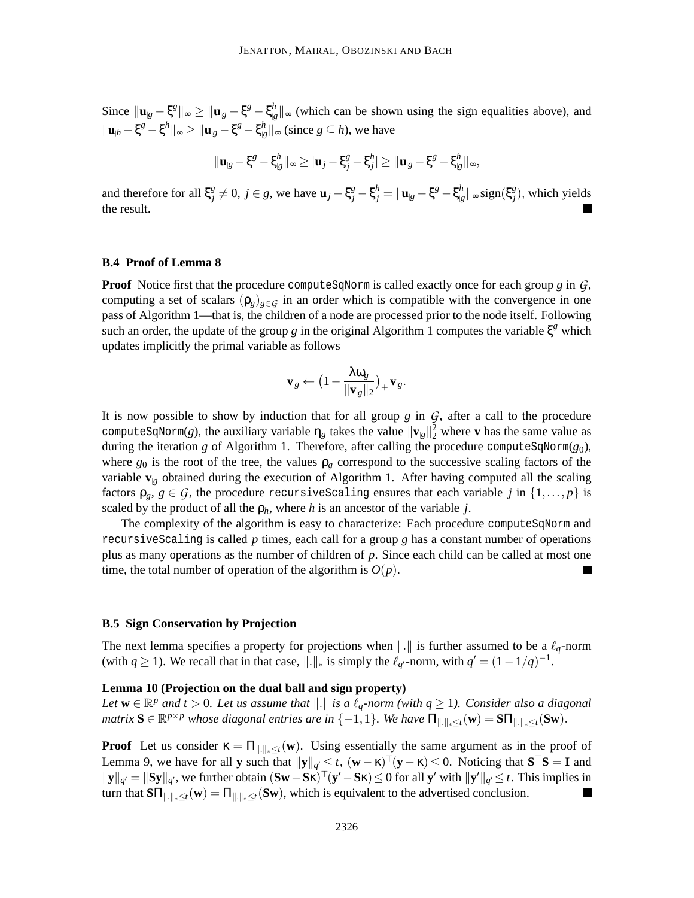Since $\|\mathbf{u}_{|g} - \xi^g\|_\infty \geq \|\mathbf{u}_{|g} - \xi^g - \xi^h_{|g}\|_\infty$ (which can be shown using the sign equalities above), and $\|\mathbf{u}_{|h} - \xi^g - \xi^h\|_\infty \geq \|\mathbf{u}_{|g} - \xi^g - \xi^h_{|g}\|_\infty$ (since $g \subseteq h$), we have

$$\|\mathbf{u}_{|g} - \xi^g - \xi^h_{|g}\|_\infty \geq |\mathbf{u}_j - \xi^g_j - \xi^h_j| \geq \|\mathbf{u}_{|g} - \xi^g - \xi^h_{|g}\|_\infty,$$

and therefore for all $\xi^g_j \neq 0$, $j \in g$, we have $\mathbf{u}_j - \xi^g_j - \xi^h_j = \|\mathbf{u}_{|g} - \xi^g - \xi^h_{|g}\|_\infty \text{sign}(\xi^g_j)$, which yields the result. ■

### B.4 Proof of Lemma 8

**Proof** Notice first that the procedure `computeSqNorm` is called exactly once for each group $g$ in $\mathcal{G}$, computing a set of scalars $(\rho_g)_{g \in \mathcal{G}}$ in an order which is compatible with the convergence in one pass of Algorithm 1—that is, the children of a node are processed prior to the node itself. Following such an order, the update of the group $g$ in the original Algorithm 1 computes the variable $\xi^g$ which updates implicitly the primal variable as follows

$$\mathbf{v}_{|g} \leftarrow \Big(1 - \frac{\lambda \omega_g}{\|\mathbf{v}_{|g}\|_2}\Big)_+ \mathbf{v}_{|g}.$$

It is now possible to show by induction that for all group $g$ in $\mathcal{G}$, after a call to the procedure `computeSqNorm`($g$), the auxiliary variable $\eta_g$ takes the value $\|\mathbf{v}_{|g}\|_2^2$ where $\mathbf{v}$ has the same value as during the iteration $g$ of Algorithm 1. Therefore, after calling the procedure `computeSqNorm`($g_0$), where $g_0$ is the root of the tree, the values $\rho_g$ correspond to the successive scaling factors of the variable $\mathbf{v}_{|g}$ obtained during the execution of Algorithm 1. After having computed all the scaling factors $\rho_g$, $g \in \mathcal{G}$, the procedure `recursiveScaling` ensures that each variable $j$ in $\{1, \ldots, p\}$ is scaled by the product of all the $\rho_h$, where $h$ is an ancestor of the variable $j$.

The complexity of the algorithm is easy to characterize: Each procedure `computeSqNorm` and `recursiveScaling` is called $p$ times, each call for a group $g$ has a constant number of operations plus as many operations as the number of children of $p$. Since each child can be called at most one time, the total number of operation of the algorithm is $O(p)$. ■

### B.5 Sign Conservation by Projection

The next lemma specifies a property for projections when $\|.\|$ is further assumed to be a $\ell_q$-norm (with $q \geq 1$). We recall that in that case, $\|.\|_*$ is simply the $\ell_{q'}$-norm, with $q' = (1 - 1/q)^{-1}$.

**Lemma 10 (Projection on the dual ball and sign property)**
*Let $\mathbf{w} \in \mathbb{R}^p$ and $t > 0$. Let us assume that $\|.\|$ is a $\ell_q$-norm (with $q \geq 1$). Consider also a diagonal matrix $\mathbf{S} \in \mathbb{R}^{p \times p}$ whose diagonal entries are in $\{-1, 1\}$. We have $\Pi_{\|.\|_* \leq t}(\mathbf{w}) = \mathbf{S}\Pi_{\|.\|_* \leq t}(\mathbf{S}\mathbf{w})$.*

**Proof** Let us consider $\kappa = \Pi_{\|.\|_* \leq t}(\mathbf{w})$. Using essentially the same argument as in the proof of Lemma 9, we have for all $\mathbf{y}$ such that $\|\mathbf{y}\|_{q'} \leq t$, $(\mathbf{w} - \kappa)^\top(\mathbf{y} - \kappa) \leq 0$. Noticing that $\mathbf{S}^\top\mathbf{S} = \mathbf{I}$ and $\|\mathbf{y}\|_{q'} = \|\mathbf{S}\mathbf{y}\|_{q'}$, we further obtain $(\mathbf{S}\mathbf{w} - \mathbf{S}\kappa)^\top(\mathbf{y}' - \mathbf{S}\kappa) \leq 0$ for all $\mathbf{y}'$ with $\|\mathbf{y}'\|_{q'} \leq t$. This implies in turn that $\mathbf{S}\Pi_{\|.\|_* \leq t}(\mathbf{w}) = \Pi_{\|.\|_* \leq t}(\mathbf{S}\mathbf{w})$, which is equivalent to the advertised conclusion. ■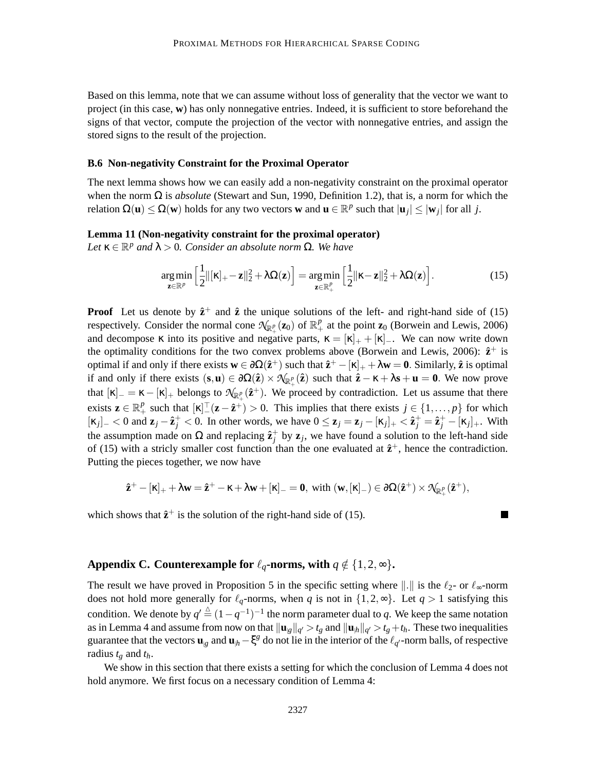Based on this lemma, note that we can assume without loss of generality that the vector we want to project (in this case, $\mathbf{w}$) has only nonnegative entries. Indeed, it is sufficient to store beforehand the signs of that vector, compute the projection of the vector with nonnegative entries, and assign the stored signs to the result of the projection.

### B.6 Non-negativity Constraint for the Proximal Operator

The next lemma shows how we can easily add a non-negativity constraint on the proximal operator when the norm $\Omega$ is *absolute* (Stewart and Sun, 1990, Definition 1.2), that is, a norm for which the relation $\Omega(\mathbf{u}) \leq \Omega(\mathbf{w})$ holds for any two vectors $\mathbf{w}$ and $\mathbf{u} \in \mathbb{R}^p$ such that $|\mathbf{u}_j| \leq |\mathbf{w}_j|$ for all $j$.

**Lemma 11 (Non-negativity constraint for the proximal operator)**
*Let $\kappa \in \mathbb{R}^p$ and $\lambda > 0$. Consider an absolute norm $\Omega$. We have*

$$\underset{\mathbf{z}\in\mathbb{R}^p}{\arg\min}\Big[\frac{1}{2}\|[\kappa]_+ - \mathbf{z}\|_2^2 + \lambda\Omega(\mathbf{z})\Big] = \underset{\mathbf{z}\in\mathbb{R}^p_+}{\arg\min}\Big[\frac{1}{2}\|\kappa - \mathbf{z}\|_2^2 + \lambda\Omega(\mathbf{z})\Big]. \tag{15}$$

**Proof** Let us denote by $\hat{\mathbf{z}}^+$ and $\hat{\mathbf{z}}$ the unique solutions of the left- and right-hand side of (15) respectively. Consider the normal cone $\mathcal{N}_{\mathbb{R}^p_+}(\mathbf{z}_0)$ of $\mathbb{R}^p_+$ at the point $\mathbf{z}_0$ (Borwein and Lewis, 2006) and decompose $\kappa$ into its positive and negative parts, $\kappa = [\kappa]_+ + [\kappa]_-$. We can now write down the optimality conditions for the two convex problems above (Borwein and Lewis, 2006): $\hat{\mathbf{z}}^+$ is optimal if and only if there exists $\mathbf{w} \in \partial\Omega(\hat{\mathbf{z}}^+)$ such that $\hat{\mathbf{z}}^+ - [\kappa]_+ + \lambda\mathbf{w} = \mathbf{0}$. Similarly, $\hat{\mathbf{z}}$ is optimal if and only if there exists $(\mathbf{s},\mathbf{u}) \in \partial\Omega(\hat{\mathbf{z}}) \times \mathcal{N}_{\mathbb{R}^p_+}(\hat{\mathbf{z}})$ such that $\hat{\mathbf{z}} - \kappa + \lambda\mathbf{s} + \mathbf{u} = \mathbf{0}$. We now prove that $[\kappa]_- = \kappa - [\kappa]_+$ belongs to $\mathcal{N}_{\mathbb{R}^p_+}(\hat{\mathbf{z}}^+)$. We proceed by contradiction. Let us assume that there exists $\mathbf{z} \in \mathbb{R}^p_+$ such that $[\kappa]_-^\top(\mathbf{z} - \hat{\mathbf{z}}^+) > 0$. This implies that there exists $j \in \{1,\dots,p\}$ for which $[\kappa_j]_- < 0$ and $\mathbf{z}_j - \hat{\mathbf{z}}^+_j < 0$. In other words, we have $0 \leq \mathbf{z}_j = \mathbf{z}_j - [\kappa_j]_+ < \hat{\mathbf{z}}^+_j = \hat{\mathbf{z}}^+_j - [\kappa_j]_+$. With the assumption made on $\Omega$ and replacing $\hat{\mathbf{z}}^+_j$ by $\mathbf{z}_j$, we have found a solution to the left-hand side of (15) with a stricly smaller cost function than the one evaluated at $\hat{\mathbf{z}}^+$, hence the contradiction. Putting the pieces together, we now have

$$\hat{\mathbf{z}}^+ - [\kappa]_+ + \lambda\mathbf{w} = \hat{\mathbf{z}}^+ - \kappa + \lambda\mathbf{w} + [\kappa]_- = \mathbf{0}, \text{ with } (\mathbf{w},[\kappa]_-) \in \partial\Omega(\hat{\mathbf{z}}^+) \times \mathcal{N}_{\mathbb{R}^p_+}(\hat{\mathbf{z}}^+),$$

which shows that $\hat{\mathbf{z}}^+$ is the solution of the right-hand side of (15). ∎

## Appendix C. Counterexample for $\ell_q$-norms, with $q \notin \{1,2,\infty\}$.

The result we have proved in Proposition 5 in the specific setting where $\|.\|$ is the $\ell_2$- or $\ell_\infty$-norm does not hold more generally for $\ell_q$-norms, when $q$ is not in $\{1,2,\infty\}$. Let $q > 1$ satisfying this condition. We denote by $q' \overset{\triangle}{=} (1-q^{-1})^{-1}$ the norm parameter dual to $q$. We keep the same notation as in Lemma 4 and assume from now on that $\|\mathbf{u}_{|g}\|_{q'} > t_g$ and $\|\mathbf{u}_{|h}\|_{q'} > t_g + t_h$. These two inequalities guarantee that the vectors $\mathbf{u}_{|g}$ and $\mathbf{u}_{|h} - \xi^g$ do not lie in the interior of the $\ell_{q'}$-norm balls, of respective radius $t_g$ and $t_h$.

We show in this section that there exists a setting for which the conclusion of Lemma 4 does not hold anymore. We first focus on a necessary condition of Lemma 4: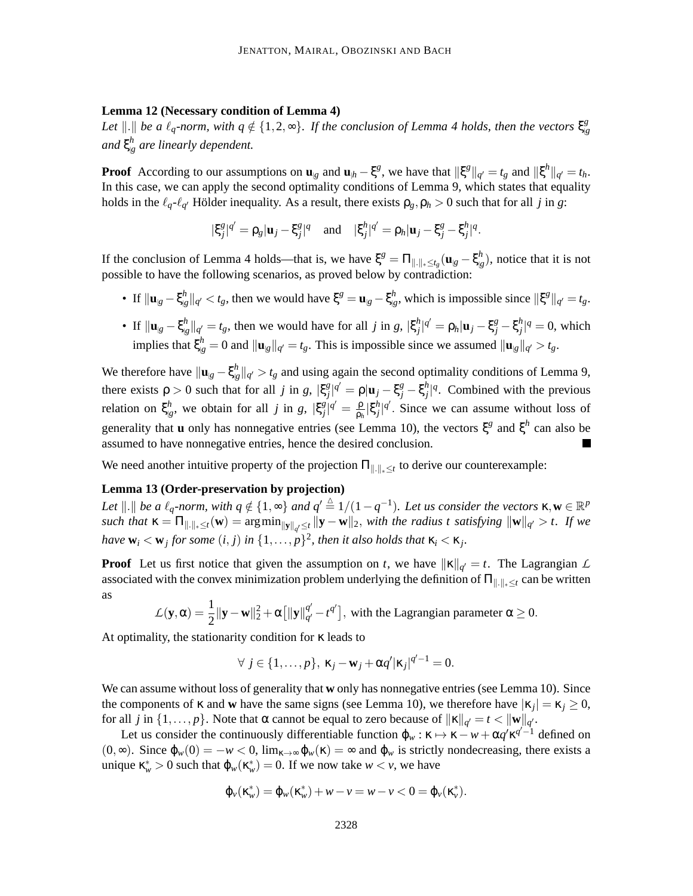**Lemma 12 (Necessary condition of Lemma 4)**
*Let $\|.\|$ be a $\ell_q$-norm, with $q \notin \{1,2,\infty\}$. If the conclusion of Lemma 4 holds, then the vectors $\xi^g_{|g}$ and $\xi^h_{|g}$ are linearly dependent.*

**Proof** According to our assumptions on $\mathbf{u}_{|g}$ and $\mathbf{u}_{|h} - \xi^g$, we have that $\|\xi^g\|_{q'} = t_g$ and $\|\xi^h\|_{q'} = t_h$. In this case, we can apply the second optimality conditions of Lemma 9, which states that equality holds in the $\ell_q$-$\ell_{q'}$ Hölder inequality. As a result, there exists $\rho_g, \rho_h > 0$ such that for all $j$ in $g$:

$$|\xi^g_j|^{q'} = \rho_g|\mathbf{u}_j - \xi^g_j|^q \quad \text{and} \quad |\xi^h_j|^{q'} = \rho_h|\mathbf{u}_j - \xi^g_j - \xi^h_j|^q.$$

If the conclusion of Lemma 4 holds—that is, we have $\xi^g = \Pi_{\|.\|_* \le t_g}(\mathbf{u}_{|g} - \xi^h_{|g})$, notice that it is not possible to have the following scenarios, as proved below by contradiction:

- If $\|\mathbf{u}_{|g} - \xi^h_{|g}\|_{q'} < t_g$, then we would have $\xi^g = \mathbf{u}_{|g} - \xi^h_{|g}$, which is impossible since $\|\xi^g\|_{q'} = t_g$.
- If $\|\mathbf{u}_{|g} - \xi^h_{|g}\|_{q'} = t_g$, then we would have for all $j$ in $g$, $|\xi^h_j|^{q'} = \rho_h|\mathbf{u}_j - \xi^g_j - \xi^h_j|^q = 0$, which implies that $\xi^h_{|g} = 0$ and $\|\mathbf{u}_{|g}\|_{q'} = t_g$. This is impossible since we assumed $\|\mathbf{u}_{|g}\|_{q'} > t_g$.

We therefore have $\|\mathbf{u}_{|g} - \xi^h_{|g}\|_{q'} > t_g$ and using again the second optimality conditions of Lemma 9, there exists $\rho > 0$ such that for all $j$ in $g$, $|\xi^g_j|^{q'} = \rho|\mathbf{u}_j - \xi^g_j - \xi^h_j|^q$. Combined with the previous relation on $\xi^h_{|g}$, we obtain for all $j$ in $g$, $|\xi^g_j|^{q'} = \frac{\rho}{\rho_h}|\xi^h_j|^{q'}$. Since we can assume without loss of generality that $\mathbf{u}$ only has nonnegative entries (see Lemma 10), the vectors $\xi^g$ and $\xi^h$ can also be assumed to have nonnegative entries, hence the desired conclusion. ■

We need another intuitive property of the projection $\Pi_{\|.\|_* \le t}$ to derive our counterexample:

**Lemma 13 (Order-preservation by projection)**
*Let $\|.\|$ be a $\ell_q$-norm, with $q \notin \{1,\infty\}$ and $q' \triangleq 1/(1-q^{-1})$. Let us consider the vectors $\kappa, \mathbf{w} \in \mathbb{R}^p$ such that $\kappa = \Pi_{\|.\|_* \le t}(\mathbf{w}) = \arg\min_{\|\mathbf{y}\|_{q'} \le t} \|\mathbf{y} - \mathbf{w}\|_2$, with the radius $t$ satisfying $\|\mathbf{w}\|_{q'} > t$. If we have $\mathbf{w}_i < \mathbf{w}_j$ for some $(i,j)$ in $\{1,\dots,p\}^2$, then it also holds that $\kappa_i < \kappa_j$.*

**Proof** Let us first notice that given the assumption on $t$, we have $\|\kappa\|_{q'} = t$. The Lagrangian $\mathcal{L}$ associated with the convex minimization problem underlying the definition of $\Pi_{\|.\|_* \le t}$ can be written as

$$\mathcal{L}(\mathbf{y}, \alpha) = \frac{1}{2}\|\mathbf{y} - \mathbf{w}\|_2^2 + \alpha\big[\|\mathbf{y}\|_{q'}^{q'} - t^{q'}\big], \text{ with the Lagrangian parameter } \alpha \ge 0.$$

At optimality, the stationarity condition for $\kappa$ leads to

$$\forall\ j \in \{1,\dots,p\},\ \kappa_j - \mathbf{w}_j + \alpha q' |\kappa_j|^{q'-1} = 0.$$

We can assume without loss of generality that $\mathbf{w}$ only has nonnegative entries (see Lemma 10). Since the components of $\kappa$ and $\mathbf{w}$ have the same signs (see Lemma 10), we therefore have $|\kappa_j| = \kappa_j \ge 0$, for all $j$ in $\{1,\dots,p\}$. Note that $\alpha$ cannot be equal to zero because of $\|\kappa\|_{q'} = t < \|\mathbf{w}\|_{q'}$.

Let us consider the continuously differentiable function $\varphi_w : \kappa \mapsto \kappa - w + \alpha q' \kappa^{q'-1}$ defined on $(0,\infty)$. Since $\varphi_w(0) = -w < 0$, $\lim_{\kappa\to\infty} \varphi_w(\kappa) = \infty$ and $\varphi_w$ is strictly nondecreasing, there exists a unique $\kappa^*_w > 0$ such that $\varphi_w(\kappa^*_w) = 0$. If we now take $w < v$, we have

$$\varphi_v(\kappa^*_w) = \varphi_w(\kappa^*_w) + w - v = w - v < 0 = \varphi_v(\kappa^*_v).$$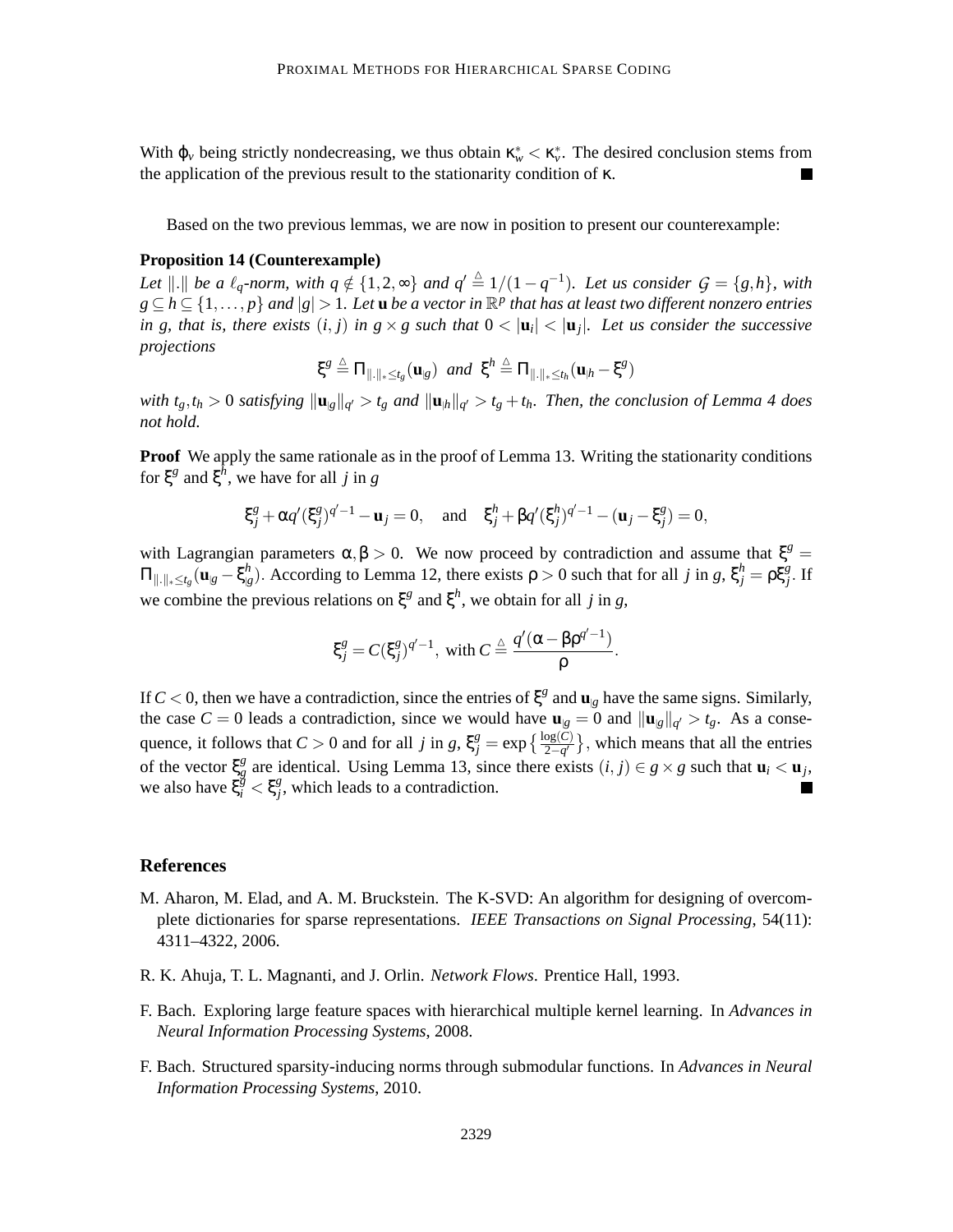With $\varphi_v$ being strictly nondecreasing, we thus obtain $\kappa_w^* < \kappa_v^*$. The desired conclusion stems from the application of the previous result to the stationarity condition of $\kappa$. ■

Based on the two previous lemmas, we are now in position to present our counterexample:

**Proposition 14 (Counterexample)**
*Let $\|.\|$ be a $\ell_q$-norm, with $q \notin \{1, 2, \infty\}$ and $q' \triangleq 1/(1 - q^{-1})$. Let us consider $\mathcal{G} = \{g, h\}$, with $g \subseteq h \subseteq \{1, \ldots, p\}$ and $|g| > 1$. Let $\mathbf{u}$ be a vector in $\mathbb{R}^p$ that has at least two different nonzero entries in $g$, that is, there exists $(i, j)$ in $g \times g$ such that $0 < |\mathbf{u}_i| < |\mathbf{u}_j|$. Let us consider the successive projections*

$$\xi^g \triangleq \Pi_{\|.\|_* \leq t_g}(\mathbf{u}_{|g}) \;\; \text{and} \;\; \xi^h \triangleq \Pi_{\|.\|_* \leq t_h}(\mathbf{u}_{|h} - \xi^g)$$

*with $t_g, t_h > 0$ satisfying $\|\mathbf{u}_{|g}\|_{q'} > t_g$ and $\|\mathbf{u}_{|h}\|_{q'} > t_g + t_h$. Then, the conclusion of Lemma 4 does not hold.*

**Proof** We apply the same rationale as in the proof of Lemma 13. Writing the stationarity conditions for $\xi^g$ and $\xi^h$, we have for all $j$ in $g$

$$\xi_j^g + \alpha q' (\xi_j^g)^{q'-1} - \mathbf{u}_j = 0, \quad \text{and} \quad \xi_j^h + \beta q' (\xi_j^h)^{q'-1} - (\mathbf{u}_j - \xi_j^g) = 0,$$

with Lagrangian parameters $\alpha, \beta > 0$. We now proceed by contradiction and assume that $\xi^g = \Pi_{\|.\|_* \leq t_g}(\mathbf{u}_{|g} - \xi_{|g}^h)$. According to Lemma 12, there exists $\rho > 0$ such that for all $j$ in $g$, $\xi_j^h = \rho \xi_j^g$. If we combine the previous relations on $\xi^g$ and $\xi^h$, we obtain for all $j$ in $g$,

$$\xi_j^g = C(\xi_j^g)^{q'-1}, \text{ with } C \triangleq \frac{q'(\alpha - \beta \rho^{q'-1})}{\rho}.$$

If $C < 0$, then we have a contradiction, since the entries of $\xi^g$ and $\mathbf{u}_{|g}$ have the same signs. Similarly, the case $C = 0$ leads a contradiction, since we would have $\mathbf{u}_{|g} = 0$ and $\|\mathbf{u}_{|g}\|_{q'} > t_g$. As a consequence, it follows that $C > 0$ and for all $j$ in $g$, $\xi_j^g = \exp\left\{\frac{\log(C)}{2-q'}\right\}$, which means that all the entries of the vector $\xi_g^g$ are identical. Using Lemma 13, since there exists $(i, j) \in g \times g$ such that $\mathbf{u}_i < \mathbf{u}_j$, we also have $\xi_i^g < \xi_j^g$, which leads to a contradiction. ■

## References

M. Aharon, M. Elad, and A. M. Bruckstein. The K-SVD: An algorithm for designing of overcomplete dictionaries for sparse representations. *IEEE Transactions on Signal Processing*, 54(11): 4311–4322, 2006.

R. K. Ahuja, T. L. Magnanti, and J. Orlin. *Network Flows*. Prentice Hall, 1993.

F. Bach. Exploring large feature spaces with hierarchical multiple kernel learning. In *Advances in Neural Information Processing Systems*, 2008.

F. Bach. Structured sparsity-inducing norms through submodular functions. In *Advances in Neural Information Processing Systems*, 2010.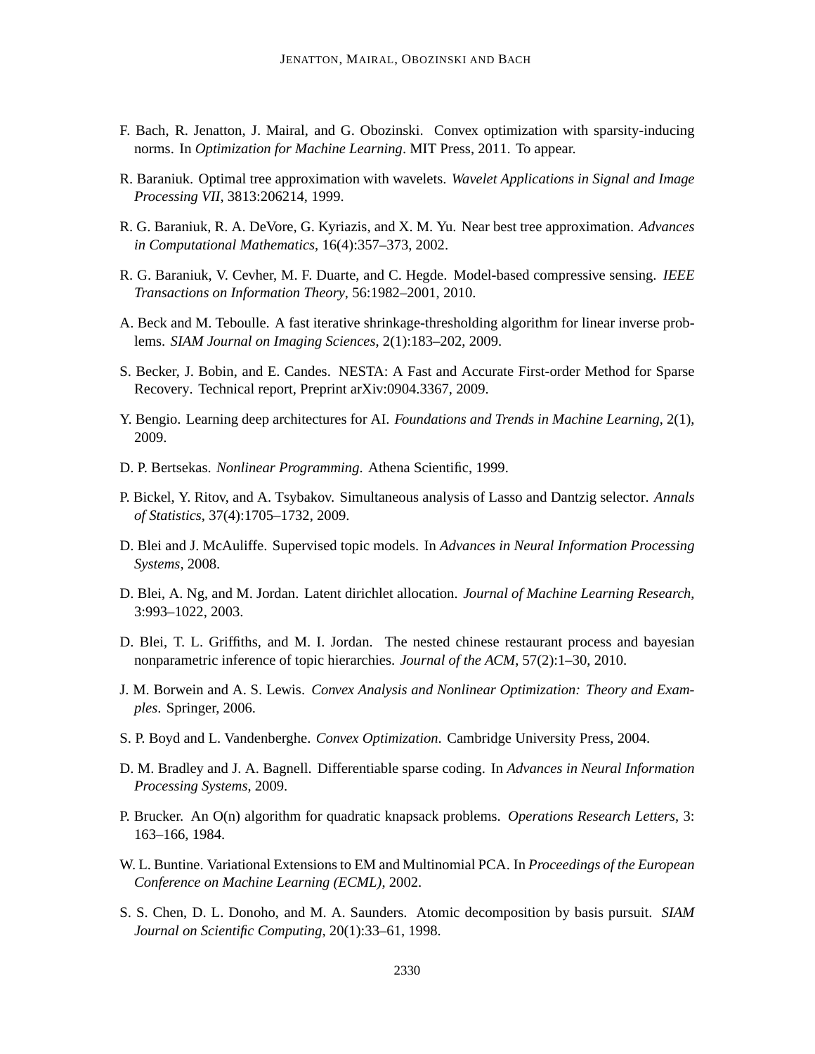F. Bach, R. Jenatton, J. Mairal, and G. Obozinski. Convex optimization with sparsity-inducing norms. In *Optimization for Machine Learning*. MIT Press, 2011. To appear.

R. Baraniuk. Optimal tree approximation with wavelets. *Wavelet Applications in Signal and Image Processing VII*, 3813:206214, 1999.

R. G. Baraniuk, R. A. DeVore, G. Kyriazis, and X. M. Yu. Near best tree approximation. *Advances in Computational Mathematics*, 16(4):357–373, 2002.

R. G. Baraniuk, V. Cevher, M. F. Duarte, and C. Hegde. Model-based compressive sensing. *IEEE Transactions on Information Theory*, 56:1982–2001, 2010.

A. Beck and M. Teboulle. A fast iterative shrinkage-thresholding algorithm for linear inverse problems. *SIAM Journal on Imaging Sciences*, 2(1):183–202, 2009.

S. Becker, J. Bobin, and E. Candes. NESTA: A Fast and Accurate First-order Method for Sparse Recovery. Technical report, Preprint arXiv:0904.3367, 2009.

Y. Bengio. Learning deep architectures for AI. *Foundations and Trends in Machine Learning*, 2(1), 2009.

D. P. Bertsekas. *Nonlinear Programming*. Athena Scientific, 1999.

P. Bickel, Y. Ritov, and A. Tsybakov. Simultaneous analysis of Lasso and Dantzig selector. *Annals of Statistics*, 37(4):1705–1732, 2009.

D. Blei and J. McAuliffe. Supervised topic models. In *Advances in Neural Information Processing Systems*, 2008.

D. Blei, A. Ng, and M. Jordan. Latent dirichlet allocation. *Journal of Machine Learning Research*, 3:993–1022, 2003.

D. Blei, T. L. Griffiths, and M. I. Jordan. The nested chinese restaurant process and bayesian nonparametric inference of topic hierarchies. *Journal of the ACM*, 57(2):1–30, 2010.

J. M. Borwein and A. S. Lewis. *Convex Analysis and Nonlinear Optimization: Theory and Examples*. Springer, 2006.

S. P. Boyd and L. Vandenberghe. *Convex Optimization*. Cambridge University Press, 2004.

D. M. Bradley and J. A. Bagnell. Differentiable sparse coding. In *Advances in Neural Information Processing Systems*, 2009.

P. Brucker. An O(n) algorithm for quadratic knapsack problems. *Operations Research Letters*, 3: 163–166, 1984.

W. L. Buntine. Variational Extensions to EM and Multinomial PCA. In *Proceedings of the European Conference on Machine Learning (ECML)*, 2002.

S. S. Chen, D. L. Donoho, and M. A. Saunders. Atomic decomposition by basis pursuit. *SIAM Journal on Scientific Computing*, 20(1):33–61, 1998.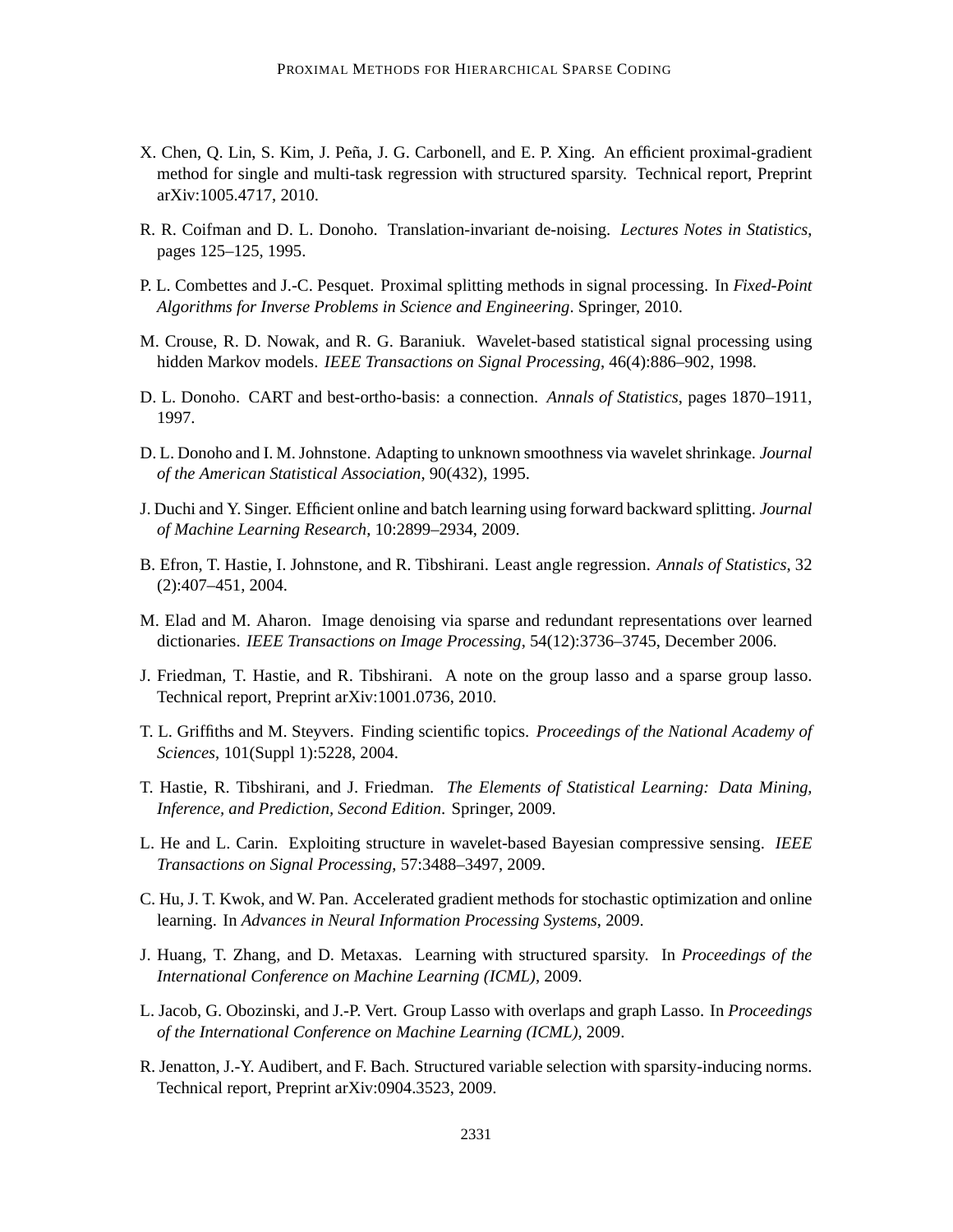X. Chen, Q. Lin, S. Kim, J. Peña, J. G. Carbonell, and E. P. Xing. An efficient proximal-gradient method for single and multi-task regression with structured sparsity. Technical report, Preprint arXiv:1005.4717, 2010.

R. R. Coifman and D. L. Donoho. Translation-invariant de-noising. *Lectures Notes in Statistics*, pages 125–125, 1995.

P. L. Combettes and J.-C. Pesquet. Proximal splitting methods in signal processing. In *Fixed-Point Algorithms for Inverse Problems in Science and Engineering*. Springer, 2010.

M. Crouse, R. D. Nowak, and R. G. Baraniuk. Wavelet-based statistical signal processing using hidden Markov models. *IEEE Transactions on Signal Processing*, 46(4):886–902, 1998.

D. L. Donoho. CART and best-ortho-basis: a connection. *Annals of Statistics*, pages 1870–1911, 1997.

D. L. Donoho and I. M. Johnstone. Adapting to unknown smoothness via wavelet shrinkage. *Journal of the American Statistical Association*, 90(432), 1995.

J. Duchi and Y. Singer. Efficient online and batch learning using forward backward splitting. *Journal of Machine Learning Research*, 10:2899–2934, 2009.

B. Efron, T. Hastie, I. Johnstone, and R. Tibshirani. Least angle regression. *Annals of Statistics*, 32 (2):407–451, 2004.

M. Elad and M. Aharon. Image denoising via sparse and redundant representations over learned dictionaries. *IEEE Transactions on Image Processing*, 54(12):3736–3745, December 2006.

J. Friedman, T. Hastie, and R. Tibshirani. A note on the group lasso and a sparse group lasso. Technical report, Preprint arXiv:1001.0736, 2010.

T. L. Griffiths and M. Steyvers. Finding scientific topics. *Proceedings of the National Academy of Sciences*, 101(Suppl 1):5228, 2004.

T. Hastie, R. Tibshirani, and J. Friedman. *The Elements of Statistical Learning: Data Mining, Inference, and Prediction, Second Edition*. Springer, 2009.

L. He and L. Carin. Exploiting structure in wavelet-based Bayesian compressive sensing. *IEEE Transactions on Signal Processing*, 57:3488–3497, 2009.

C. Hu, J. T. Kwok, and W. Pan. Accelerated gradient methods for stochastic optimization and online learning. In *Advances in Neural Information Processing Systems*, 2009.

J. Huang, T. Zhang, and D. Metaxas. Learning with structured sparsity. In *Proceedings of the International Conference on Machine Learning (ICML)*, 2009.

L. Jacob, G. Obozinski, and J.-P. Vert. Group Lasso with overlaps and graph Lasso. In *Proceedings of the International Conference on Machine Learning (ICML)*, 2009.

R. Jenatton, J.-Y. Audibert, and F. Bach. Structured variable selection with sparsity-inducing norms. Technical report, Preprint arXiv:0904.3523, 2009.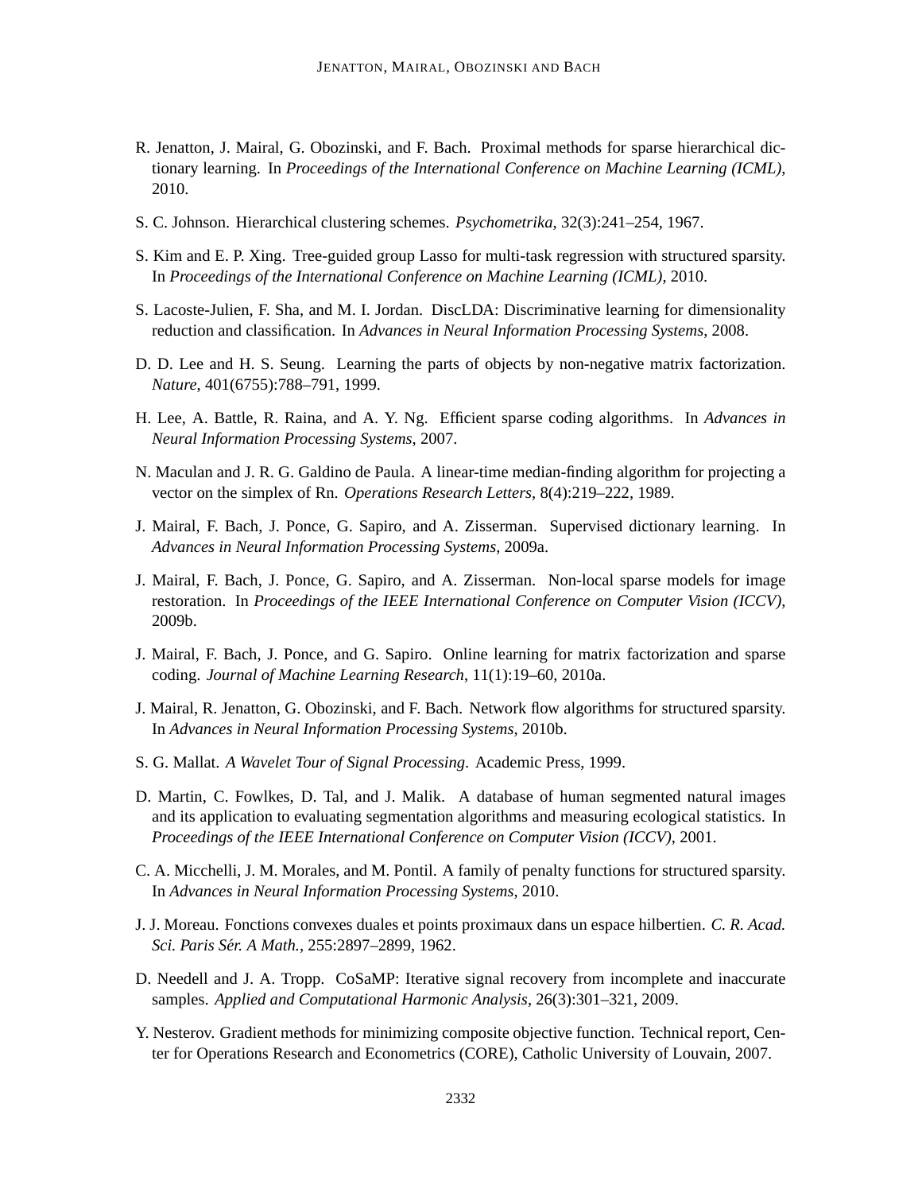R. Jenatton, J. Mairal, G. Obozinski, and F. Bach. Proximal methods for sparse hierarchical dictionary learning. In *Proceedings of the International Conference on Machine Learning (ICML)*, 2010.

S. C. Johnson. Hierarchical clustering schemes. *Psychometrika*, 32(3):241–254, 1967.

S. Kim and E. P. Xing. Tree-guided group Lasso for multi-task regression with structured sparsity. In *Proceedings of the International Conference on Machine Learning (ICML)*, 2010.

S. Lacoste-Julien, F. Sha, and M. I. Jordan. DiscLDA: Discriminative learning for dimensionality reduction and classification. In *Advances in Neural Information Processing Systems*, 2008.

D. D. Lee and H. S. Seung. Learning the parts of objects by non-negative matrix factorization. *Nature*, 401(6755):788–791, 1999.

H. Lee, A. Battle, R. Raina, and A. Y. Ng. Efficient sparse coding algorithms. In *Advances in Neural Information Processing Systems*, 2007.

N. Maculan and J. R. G. Galdino de Paula. A linear-time median-finding algorithm for projecting a vector on the simplex of Rn. *Operations Research Letters*, 8(4):219–222, 1989.

J. Mairal, F. Bach, J. Ponce, G. Sapiro, and A. Zisserman. Supervised dictionary learning. In *Advances in Neural Information Processing Systems*, 2009a.

J. Mairal, F. Bach, J. Ponce, G. Sapiro, and A. Zisserman. Non-local sparse models for image restoration. In *Proceedings of the IEEE International Conference on Computer Vision (ICCV)*, 2009b.

J. Mairal, F. Bach, J. Ponce, and G. Sapiro. Online learning for matrix factorization and sparse coding. *Journal of Machine Learning Research*, 11(1):19–60, 2010a.

J. Mairal, R. Jenatton, G. Obozinski, and F. Bach. Network flow algorithms for structured sparsity. In *Advances in Neural Information Processing Systems*, 2010b.

S. G. Mallat. *A Wavelet Tour of Signal Processing*. Academic Press, 1999.

D. Martin, C. Fowlkes, D. Tal, and J. Malik. A database of human segmented natural images and its application to evaluating segmentation algorithms and measuring ecological statistics. In *Proceedings of the IEEE International Conference on Computer Vision (ICCV)*, 2001.

C. A. Micchelli, J. M. Morales, and M. Pontil. A family of penalty functions for structured sparsity. In *Advances in Neural Information Processing Systems*, 2010.

J. J. Moreau. Fonctions convexes duales et points proximaux dans un espace hilbertien. *C. R. Acad. Sci. Paris Sér. A Math.*, 255:2897–2899, 1962.

D. Needell and J. A. Tropp. CoSaMP: Iterative signal recovery from incomplete and inaccurate samples. *Applied and Computational Harmonic Analysis*, 26(3):301–321, 2009.

Y. Nesterov. Gradient methods for minimizing composite objective function. Technical report, Center for Operations Research and Econometrics (CORE), Catholic University of Louvain, 2007.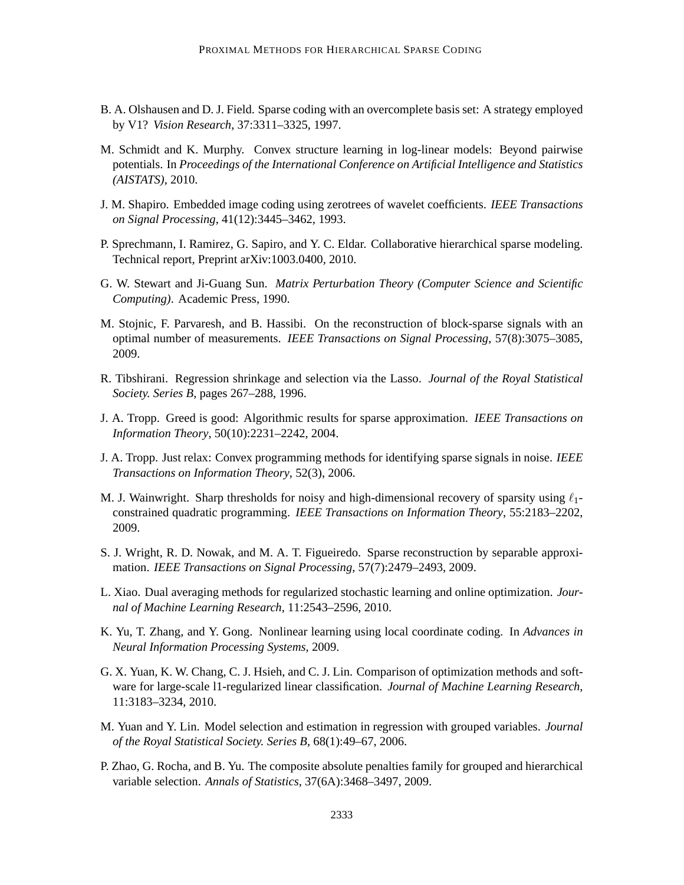B. A. Olshausen and D. J. Field. Sparse coding with an overcomplete basis set: A strategy employed by V1? *Vision Research*, 37:3311–3325, 1997.

M. Schmidt and K. Murphy. Convex structure learning in log-linear models: Beyond pairwise potentials. In *Proceedings of the International Conference on Artificial Intelligence and Statistics (AISTATS)*, 2010.

J. M. Shapiro. Embedded image coding using zerotrees of wavelet coefficients. *IEEE Transactions on Signal Processing*, 41(12):3445–3462, 1993.

P. Sprechmann, I. Ramirez, G. Sapiro, and Y. C. Eldar. Collaborative hierarchical sparse modeling. Technical report, Preprint arXiv:1003.0400, 2010.

G. W. Stewart and Ji-Guang Sun. *Matrix Perturbation Theory (Computer Science and Scientific Computing)*. Academic Press, 1990.

M. Stojnic, F. Parvaresh, and B. Hassibi. On the reconstruction of block-sparse signals with an optimal number of measurements. *IEEE Transactions on Signal Processing*, 57(8):3075–3085, 2009.

R. Tibshirani. Regression shrinkage and selection via the Lasso. *Journal of the Royal Statistical Society. Series B*, pages 267–288, 1996.

J. A. Tropp. Greed is good: Algorithmic results for sparse approximation. *IEEE Transactions on Information Theory*, 50(10):2231–2242, 2004.

J. A. Tropp. Just relax: Convex programming methods for identifying sparse signals in noise. *IEEE Transactions on Information Theory*, 52(3), 2006.

M. J. Wainwright. Sharp thresholds for noisy and high-dimensional recovery of sparsity using $\ell_1$-constrained quadratic programming. *IEEE Transactions on Information Theory*, 55:2183–2202, 2009.

S. J. Wright, R. D. Nowak, and M. A. T. Figueiredo. Sparse reconstruction by separable approximation. *IEEE Transactions on Signal Processing*, 57(7):2479–2493, 2009.

L. Xiao. Dual averaging methods for regularized stochastic learning and online optimization. *Journal of Machine Learning Research*, 11:2543–2596, 2010.

K. Yu, T. Zhang, and Y. Gong. Nonlinear learning using local coordinate coding. In *Advances in Neural Information Processing Systems*, 2009.

G. X. Yuan, K. W. Chang, C. J. Hsieh, and C. J. Lin. Comparison of optimization methods and software for large-scale l1-regularized linear classification. *Journal of Machine Learning Research*, 11:3183–3234, 2010.

M. Yuan and Y. Lin. Model selection and estimation in regression with grouped variables. *Journal of the Royal Statistical Society. Series B*, 68(1):49–67, 2006.

P. Zhao, G. Rocha, and B. Yu. The composite absolute penalties family for grouped and hierarchical variable selection. *Annals of Statistics*, 37(6A):3468–3497, 2009.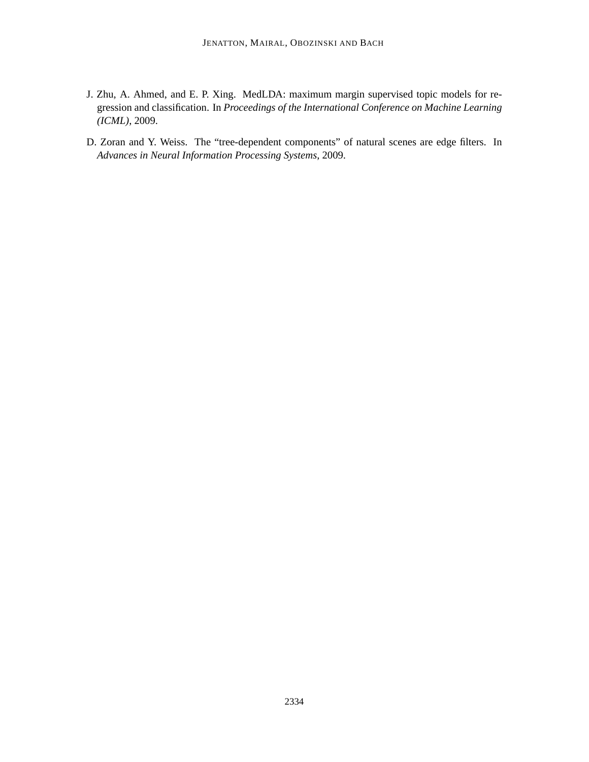J. Zhu, A. Ahmed, and E. P. Xing. MedLDA: maximum margin supervised topic models for regression and classification. In *Proceedings of the International Conference on Machine Learning (ICML)*, 2009.

D. Zoran and Y. Weiss. The "tree-dependent components" of natural scenes are edge filters. In *Advances in Neural Information Processing Systems*, 2009.